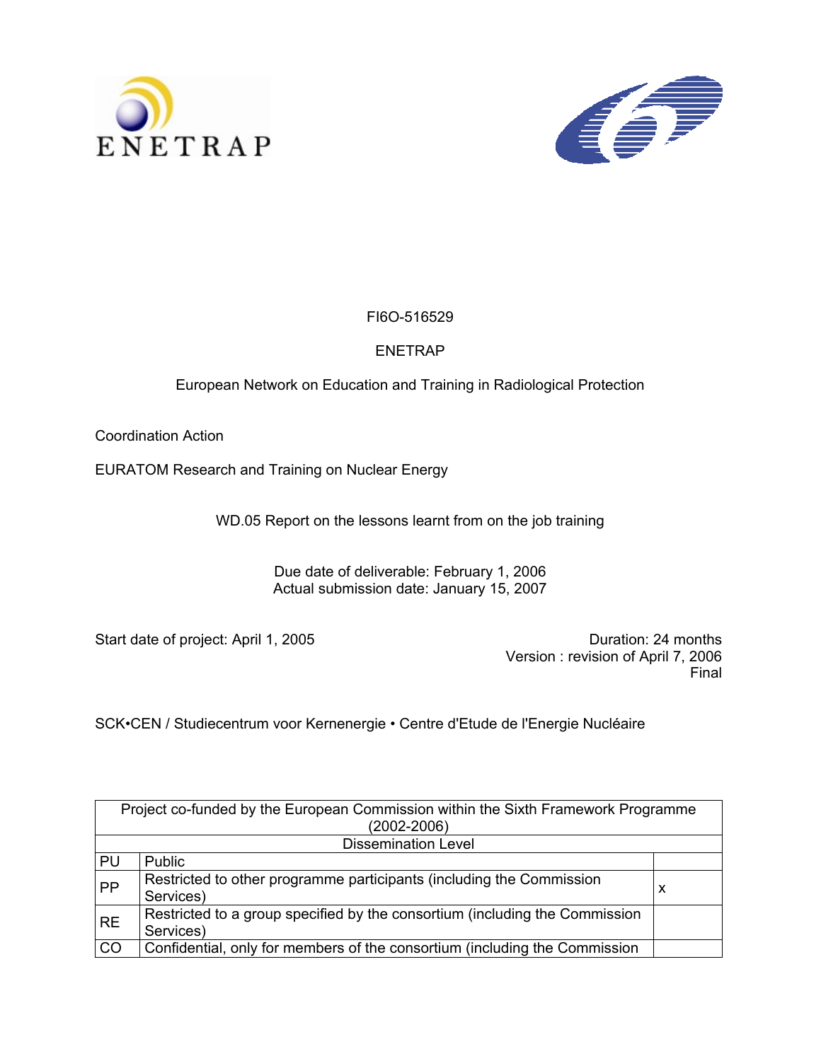ENETRAP

FI6O-516529

ENETRAP

European Network on Education and Training in Radiological Protection

Coordination Action

EURATOM Research and Training on Nuclear Energy

WD.05 Report on the lessons learnt from on the job training

Due date of deliverable: February 1, 2006
Actual submission date: January 15, 2007

Start date of project: April 1, 2005

Duration: 24 months
Version : revision of April 7, 2006
Final

SCK•CEN / Studiecentrum voor Kernenergie • Centre d'Etude de l'Energie Nucléaire

| Project co-funded by the European Commission within the Sixth Framework Programme (2002-2006) | | |
|---|---|---|
| Dissemination Level | | |
| PU | Public | |
| PP | Restricted to other programme participants (including the Commission Services) | x |
| RE | Restricted to a group specified by the consortium (including the Commission Services) | |
| CO | Confidential, only for members of the consortium (including the Commission | |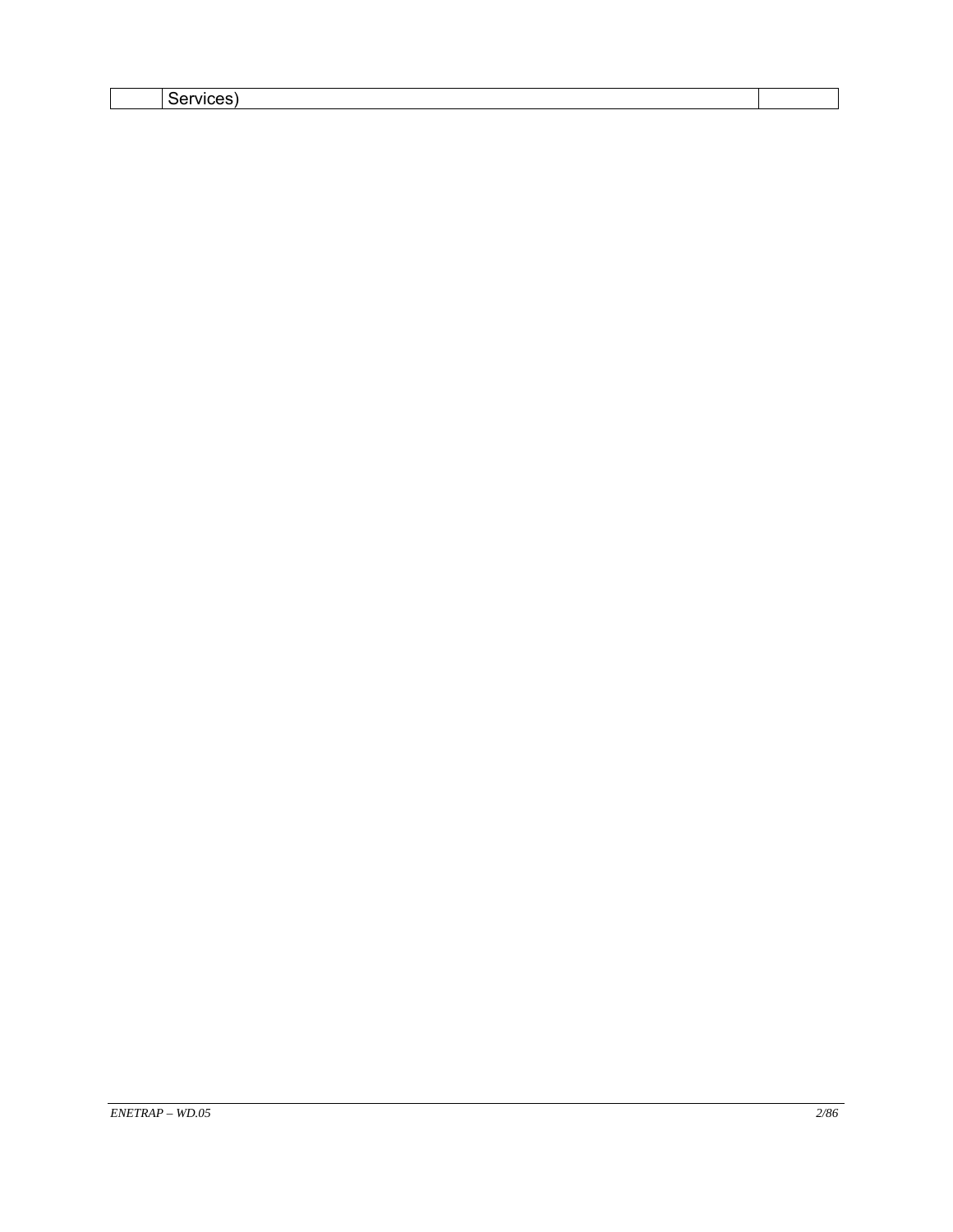| | | |
|---|---|---|
| | Services) | |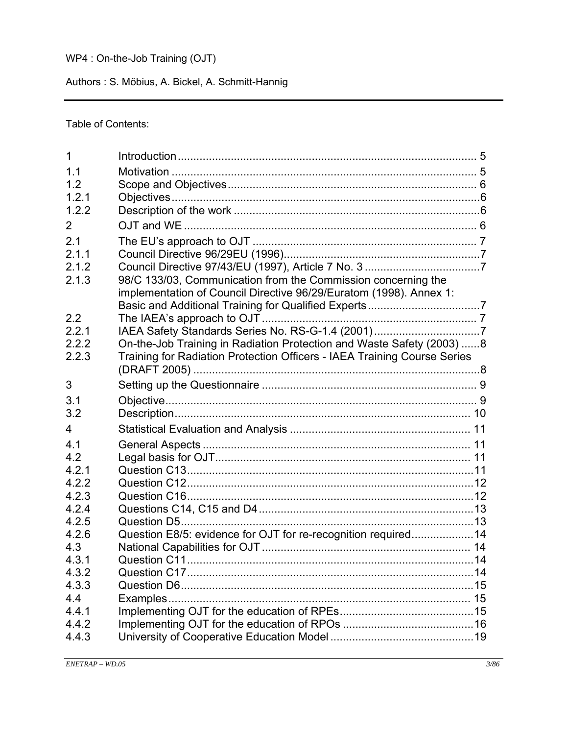WP4 : On-the-Job Training (OJT)

Authors : S. Möbius, A. Bickel, A. Schmitt-Hannig

---

Table of Contents:

| | | |
|---|---|---|
| 1 | Introduction | 5 |
| 1.1 | Motivation | 5 |
| 1.2 | Scope and Objectives | 6 |
| 1.2.1 | Objectives | 6 |
| 1.2.2 | Description of the work | 6 |
| 2 | OJT and WE | 6 |
| 2.1 | The EU's approach to OJT | 7 |
| 2.1.1 | Council Directive 96/29EU (1996) | 7 |
| 2.1.2 | Council Directive 97/43/EU (1997), Article 7 No. 3 | 7 |
| 2.1.3 | 98/C 133/03, Communication from the Commission concerning the implementation of Council Directive 96/29/Euratom (1998). Annex 1: Basic and Additional Training for Qualified Experts | 7 |
| 2.2 | The IAEA's approach to OJT | 7 |
| 2.2.1 | IAEA Safety Standards Series No. RS-G-1.4 (2001) | 7 |
| 2.2.2 | On-the-Job Training in Radiation Protection and Waste Safety (2003) | 8 |
| 2.2.3 | Training for Radiation Protection Officers - IAEA Training Course Series (DRAFT 2005) | 8 |
| 3 | Setting up the Questionnaire | 9 |
| 3.1 | Objective | 9 |
| 3.2 | Description | 10 |
| 4 | Statistical Evaluation and Analysis | 11 |
| 4.1 | General Aspects | 11 |
| 4.2 | Legal basis for OJT | 11 |
| 4.2.1 | Question C13 | 11 |
| 4.2.2 | Question C12 | 12 |
| 4.2.3 | Question C16 | 12 |
| 4.2.4 | Questions C14, C15 and D4 | 13 |
| 4.2.5 | Question D5 | 13 |
| 4.2.6 | Question E8/5: evidence for OJT for re-recognition required | 14 |
| 4.3 | National Capabilities for OJT | 14 |
| 4.3.1 | Question C11 | 14 |
| 4.3.2 | Question C17 | 14 |
| 4.3.3 | Question D6 | 15 |
| 4.4 | Examples | 15 |
| 4.4.1 | Implementing OJT for the education of RPEs | 15 |
| 4.4.2 | Implementing OJT for the education of RPOs | 16 |
| 4.4.3 | University of Cooperative Education Model | 19 |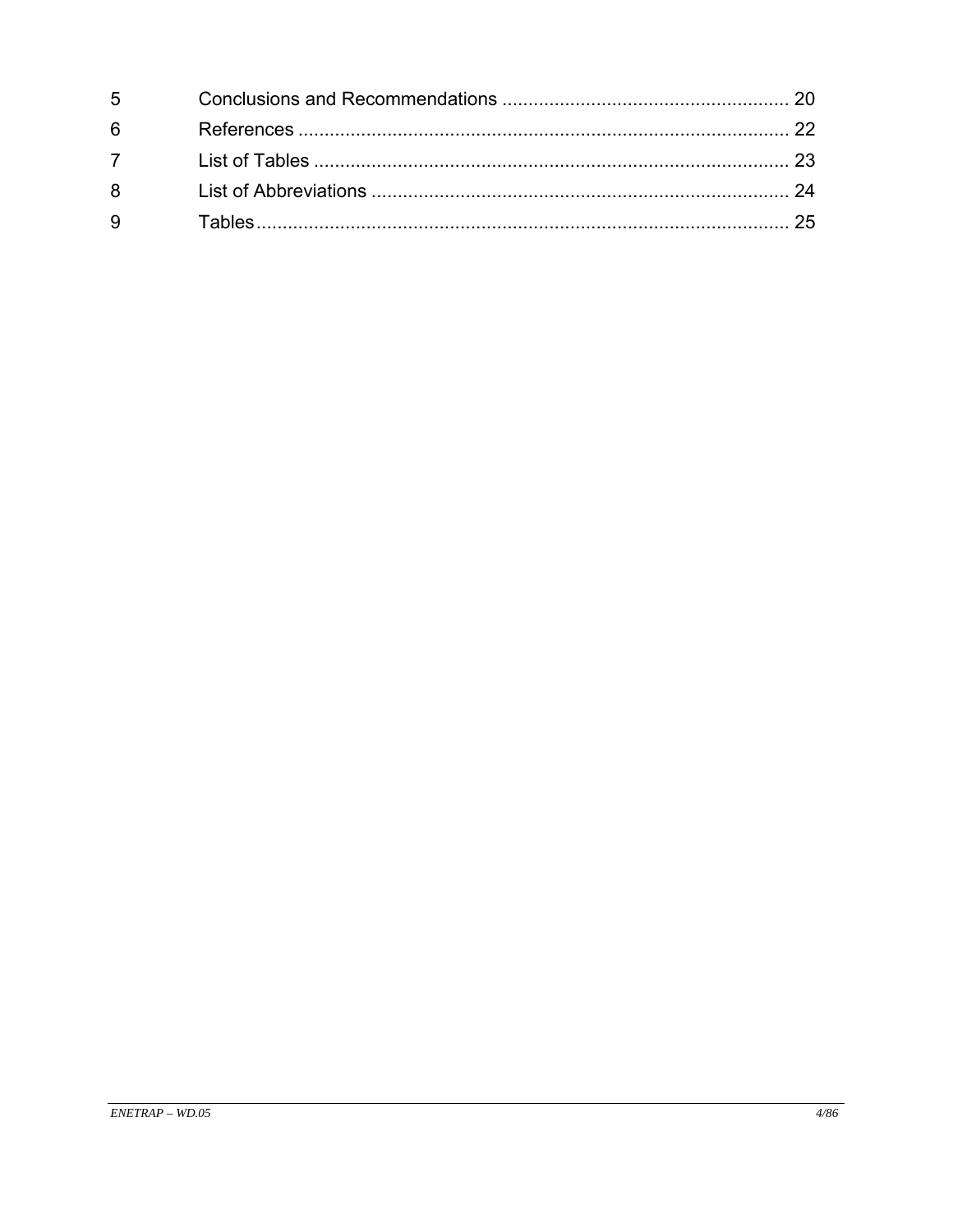5 Conclusions and Recommendations ....................................................... 20

6 References ............................................................................................ 22

7 List of Tables .......................................................................................... 23

8 List of Abbreviations ................................................................................ 24

9 Tables..................................................................................................... 25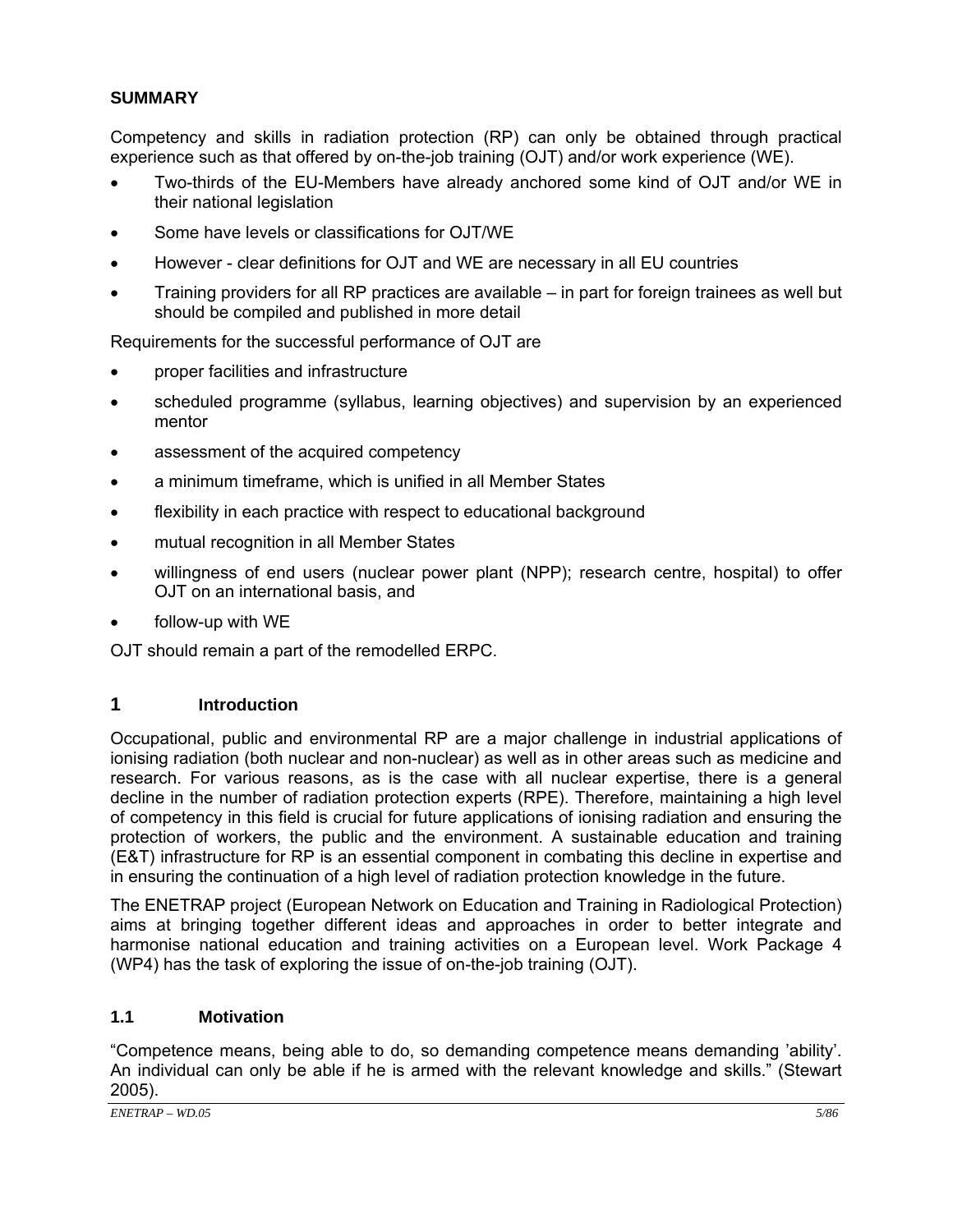## SUMMARY

Competency and skills in radiation protection (RP) can only be obtained through practical experience such as that offered by on-the-job training (OJT) and/or work experience (WE).

- Two-thirds of the EU-Members have already anchored some kind of OJT and/or WE in their national legislation
- Some have levels or classifications for OJT/WE
- However - clear definitions for OJT and WE are necessary in all EU countries
- Training providers for all RP practices are available – in part for foreign trainees as well but should be compiled and published in more detail

Requirements for the successful performance of OJT are

- proper facilities and infrastructure
- scheduled programme (syllabus, learning objectives) and supervision by an experienced mentor
- assessment of the acquired competency
- a minimum timeframe, which is unified in all Member States
- flexibility in each practice with respect to educational background
- mutual recognition in all Member States
- willingness of end users (nuclear power plant (NPP); research centre, hospital) to offer OJT on an international basis, and
- follow-up with WE

OJT should remain a part of the remodelled ERPC.

## 1 Introduction

Occupational, public and environmental RP are a major challenge in industrial applications of ionising radiation (both nuclear and non-nuclear) as well as in other areas such as medicine and research. For various reasons, as is the case with all nuclear expertise, there is a general decline in the number of radiation protection experts (RPE). Therefore, maintaining a high level of competency in this field is crucial for future applications of ionising radiation and ensuring the protection of workers, the public and the environment. A sustainable education and training (E&T) infrastructure for RP is an essential component in combating this decline in expertise and in ensuring the continuation of a high level of radiation protection knowledge in the future.

The ENETRAP project (European Network on Education and Training in Radiological Protection) aims at bringing together different ideas and approaches in order to better integrate and harmonise national education and training activities on a European level. Work Package 4 (WP4) has the task of exploring the issue of on-the-job training (OJT).

### 1.1 Motivation

"Competence means, being able to do, so demanding competence means demanding 'ability'. An individual can only be able if he is armed with the relevant knowledge and skills." (Stewart 2005).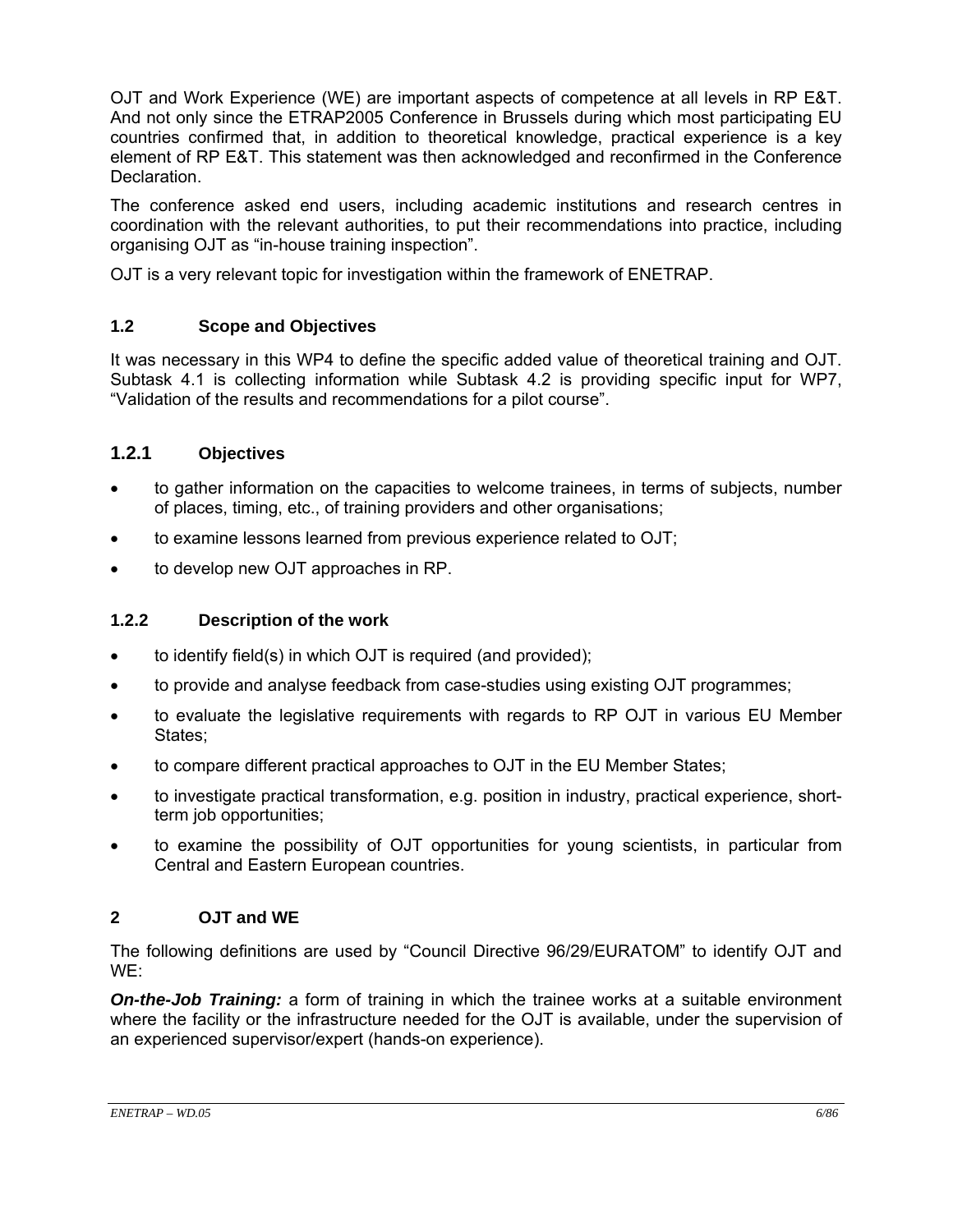OJT and Work Experience (WE) are important aspects of competence at all levels in RP E&T. And not only since the ETRAP2005 Conference in Brussels during which most participating EU countries confirmed that, in addition to theoretical knowledge, practical experience is a key element of RP E&T. This statement was then acknowledged and reconfirmed in the Conference Declaration.

The conference asked end users, including academic institutions and research centres in coordination with the relevant authorities, to put their recommendations into practice, including organising OJT as "in-house training inspection".

OJT is a very relevant topic for investigation within the framework of ENETRAP.

### 1.2 Scope and Objectives

It was necessary in this WP4 to define the specific added value of theoretical training and OJT. Subtask 4.1 is collecting information while Subtask 4.2 is providing specific input for WP7, "Validation of the results and recommendations for a pilot course".

#### 1.2.1 Objectives

- to gather information on the capacities to welcome trainees, in terms of subjects, number of places, timing, etc., of training providers and other organisations;
- to examine lessons learned from previous experience related to OJT;
- to develop new OJT approaches in RP.

#### 1.2.2 Description of the work

- to identify field(s) in which OJT is required (and provided);
- to provide and analyse feedback from case-studies using existing OJT programmes;
- to evaluate the legislative requirements with regards to RP OJT in various EU Member States;
- to compare different practical approaches to OJT in the EU Member States;
- to investigate practical transformation, e.g. position in industry, practical experience, short-term job opportunities;
- to examine the possibility of OJT opportunities for young scientists, in particular from Central and Eastern European countries.

## 2 OJT and WE

The following definitions are used by "Council Directive 96/29/EURATOM" to identify OJT and WE:

***On-the-Job Training:*** a form of training in which the trainee works at a suitable environment where the facility or the infrastructure needed for the OJT is available, under the supervision of an experienced supervisor/expert (hands-on experience).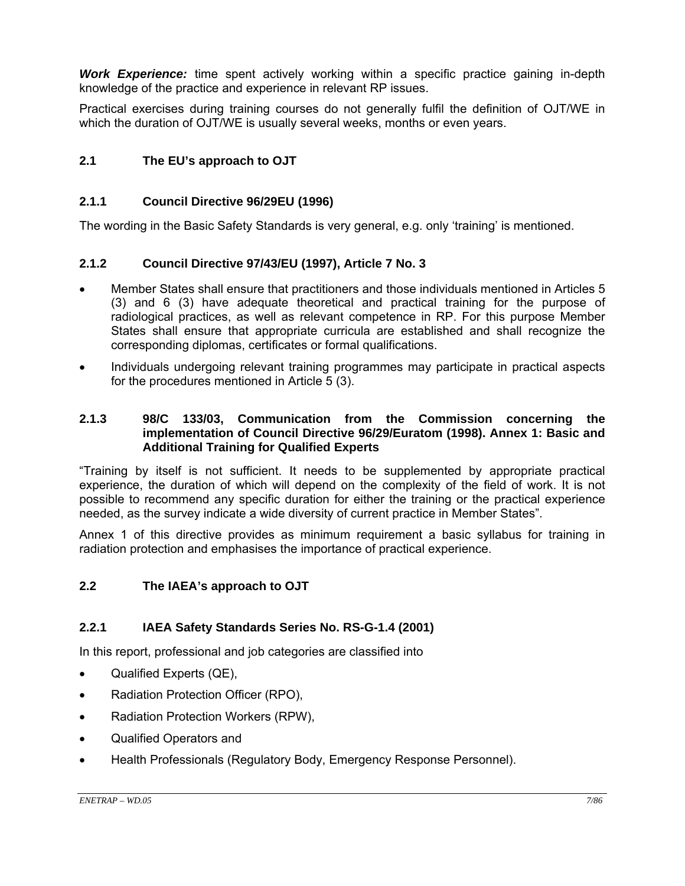***Work Experience:*** time spent actively working within a specific practice gaining in-depth knowledge of the practice and experience in relevant RP issues.

Practical exercises during training courses do not generally fulfil the definition of OJT/WE in which the duration of OJT/WE is usually several weeks, months or even years.

## 2.1 The EU's approach to OJT

### 2.1.1 Council Directive 96/29EU (1996)

The wording in the Basic Safety Standards is very general, e.g. only 'training' is mentioned.

### 2.1.2 Council Directive 97/43/EU (1997), Article 7 No. 3

- Member States shall ensure that practitioners and those individuals mentioned in Articles 5 (3) and 6 (3) have adequate theoretical and practical training for the purpose of radiological practices, as well as relevant competence in RP. For this purpose Member States shall ensure that appropriate curricula are established and shall recognize the corresponding diplomas, certificates or formal qualifications.
- Individuals undergoing relevant training programmes may participate in practical aspects for the procedures mentioned in Article 5 (3).

### 2.1.3 98/C 133/03, Communication from the Commission concerning the implementation of Council Directive 96/29/Euratom (1998). Annex 1: Basic and Additional Training for Qualified Experts

"Training by itself is not sufficient. It needs to be supplemented by appropriate practical experience, the duration of which will depend on the complexity of the field of work. It is not possible to recommend any specific duration for either the training or the practical experience needed, as the survey indicate a wide diversity of current practice in Member States".

Annex 1 of this directive provides as minimum requirement a basic syllabus for training in radiation protection and emphasises the importance of practical experience.

## 2.2 The IAEA's approach to OJT

### 2.2.1 IAEA Safety Standards Series No. RS-G-1.4 (2001)

In this report, professional and job categories are classified into

- Qualified Experts (QE),
- Radiation Protection Officer (RPO),
- Radiation Protection Workers (RPW),
- Qualified Operators and
- Health Professionals (Regulatory Body, Emergency Response Personnel).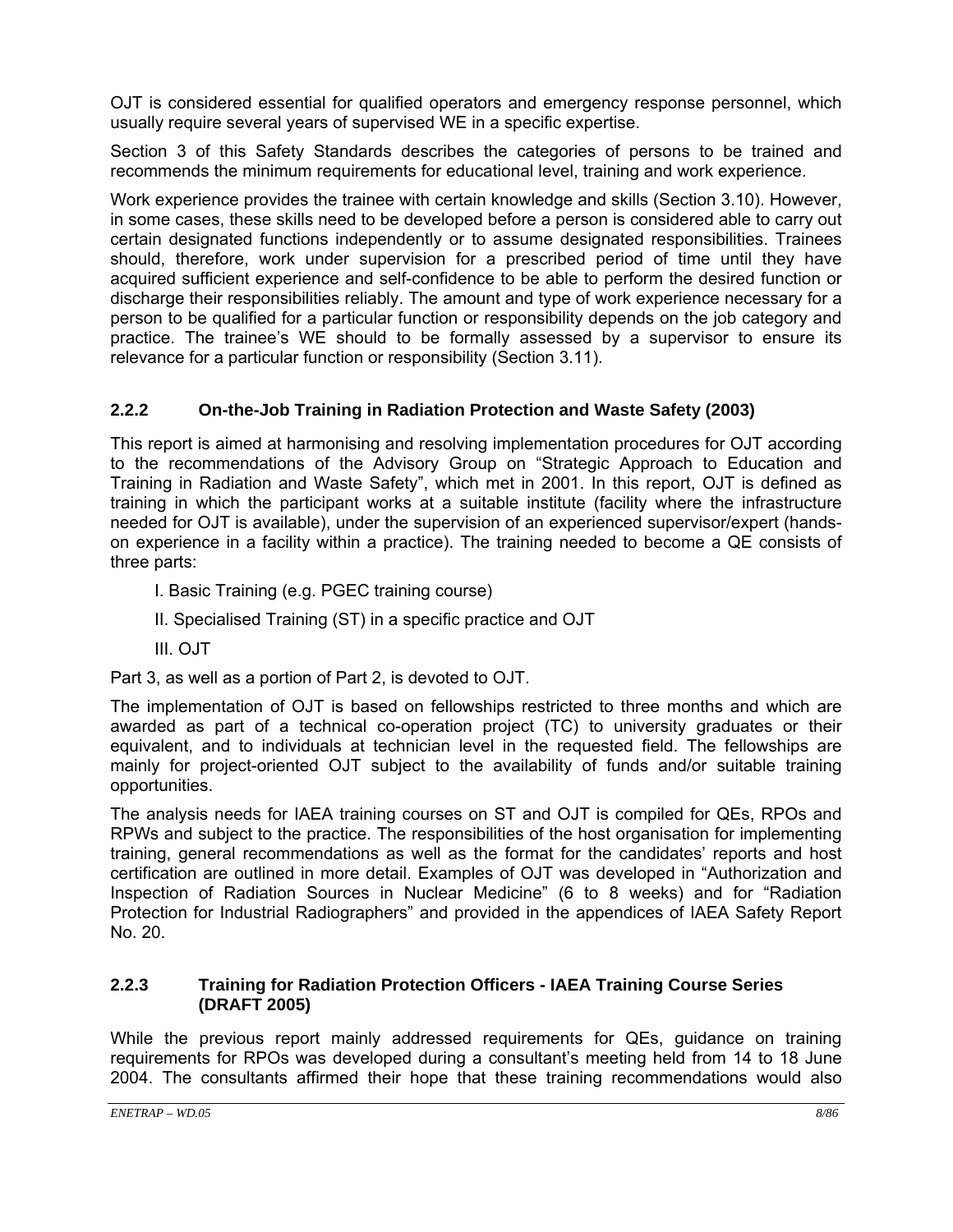OJT is considered essential for qualified operators and emergency response personnel, which usually require several years of supervised WE in a specific expertise.

Section 3 of this Safety Standards describes the categories of persons to be trained and recommends the minimum requirements for educational level, training and work experience.

Work experience provides the trainee with certain knowledge and skills (Section 3.10). However, in some cases, these skills need to be developed before a person is considered able to carry out certain designated functions independently or to assume designated responsibilities. Trainees should, therefore, work under supervision for a prescribed period of time until they have acquired sufficient experience and self-confidence to be able to perform the desired function or discharge their responsibilities reliably. The amount and type of work experience necessary for a person to be qualified for a particular function or responsibility depends on the job category and practice. The trainee's WE should to be formally assessed by a supervisor to ensure its relevance for a particular function or responsibility (Section 3.11).

### 2.2.2 On-the-Job Training in Radiation Protection and Waste Safety (2003)

This report is aimed at harmonising and resolving implementation procedures for OJT according to the recommendations of the Advisory Group on "Strategic Approach to Education and Training in Radiation and Waste Safety", which met in 2001. In this report, OJT is defined as training in which the participant works at a suitable institute (facility where the infrastructure needed for OJT is available), under the supervision of an experienced supervisor/expert (hands-on experience in a facility within a practice). The training needed to become a QE consists of three parts:

I. Basic Training (e.g. PGEC training course)

II. Specialised Training (ST) in a specific practice and OJT

III. OJT

Part 3, as well as a portion of Part 2, is devoted to OJT.

The implementation of OJT is based on fellowships restricted to three months and which are awarded as part of a technical co-operation project (TC) to university graduates or their equivalent, and to individuals at technician level in the requested field. The fellowships are mainly for project-oriented OJT subject to the availability of funds and/or suitable training opportunities.

The analysis needs for IAEA training courses on ST and OJT is compiled for QEs, RPOs and RPWs and subject to the practice. The responsibilities of the host organisation for implementing training, general recommendations as well as the format for the candidates' reports and host certification are outlined in more detail. Examples of OJT was developed in "Authorization and Inspection of Radiation Sources in Nuclear Medicine" (6 to 8 weeks) and for "Radiation Protection for Industrial Radiographers" and provided in the appendices of IAEA Safety Report No. 20.

### 2.2.3 Training for Radiation Protection Officers - IAEA Training Course Series (DRAFT 2005)

While the previous report mainly addressed requirements for QEs, guidance on training requirements for RPOs was developed during a consultant's meeting held from 14 to 18 June 2004. The consultants affirmed their hope that these training recommendations would also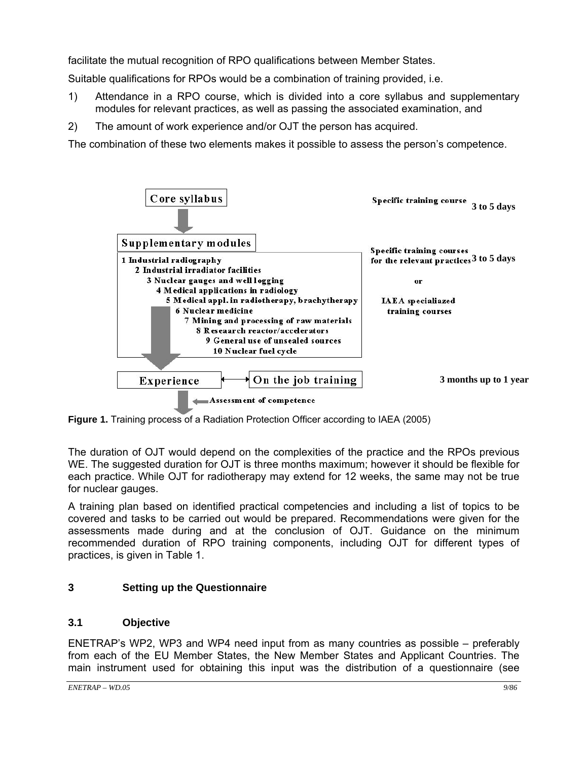facilitate the mutual recognition of RPO qualifications between Member States.

Suitable qualifications for RPOs would be a combination of training provided, i.e.

1) Attendance in a RPO course, which is divided into a core syllabus and supplementary modules for relevant practices, as well as passing the associated examination, and
2) The amount of work experience and/or OJT the person has acquired.

The combination of these two elements makes it possible to assess the person's competence.

Core syllabus — Specific training course 3 to 5 days

Supplementary modules — Specific training courses for the relevant practices 3 to 5 days or IAEA specialiazed training courses

1 Industrial radiography
2 Industrial irradiator facilities
3 Nuclear gauges and well logging
4 Medical applications in radiology
5 Medical appl. in radiotherapy, brachytherapy
6 Nuclear medicine
7 Mining and processing of raw materials
8 Reseaarch reactor/accelerators
9 General use of unsealed sources
10 Nuclear fuel cycle

Experience ↔ On the job training — 3 months up to 1 year

Assessment of competence

**Figure 1.** Training process of a Radiation Protection Officer according to IAEA (2005)

The duration of OJT would depend on the complexities of the practice and the RPOs previous WE. The suggested duration for OJT is three months maximum; however it should be flexible for each practice. While OJT for radiotherapy may extend for 12 weeks, the same may not be true for nuclear gauges.

A training plan based on identified practical competencies and including a list of topics to be covered and tasks to be carried out would be prepared. Recommendations were given for the assessments made during and at the conclusion of OJT. Guidance on the minimum recommended duration of RPO training components, including OJT for different types of practices, is given in Table 1.

## 3 Setting up the Questionnaire

### 3.1 Objective

ENETRAP's WP2, WP3 and WP4 need input from as many countries as possible – preferably from each of the EU Member States, the New Member States and Applicant Countries. The main instrument used for obtaining this input was the distribution of a questionnaire (see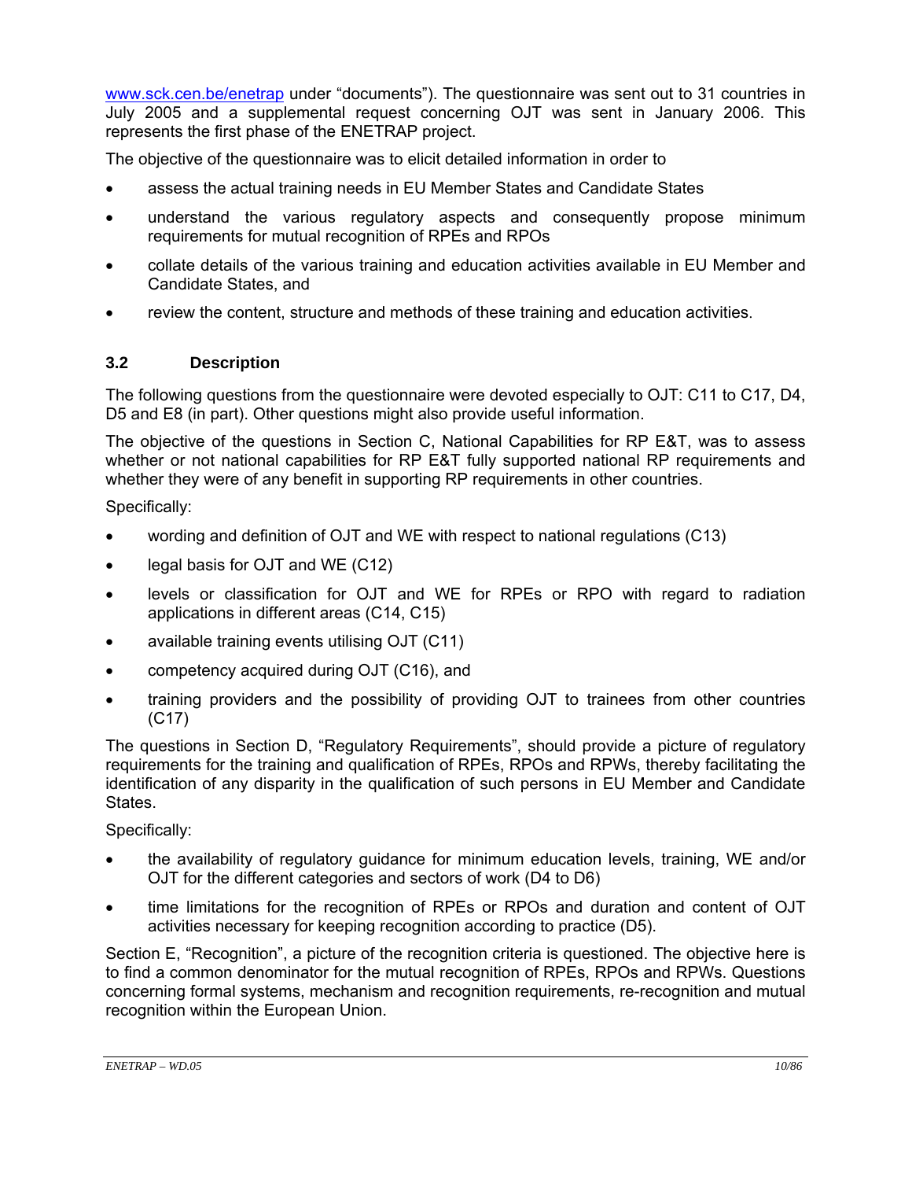www.sck.cen.be/enetrap under “documents”). The questionnaire was sent out to 31 countries in July 2005 and a supplemental request concerning OJT was sent in January 2006. This represents the first phase of the ENETRAP project.

The objective of the questionnaire was to elicit detailed information in order to

- assess the actual training needs in EU Member States and Candidate States
- understand the various regulatory aspects and consequently propose minimum requirements for mutual recognition of RPEs and RPOs
- collate details of the various training and education activities available in EU Member and Candidate States, and
- review the content, structure and methods of these training and education activities.

### 3.2 Description

The following questions from the questionnaire were devoted especially to OJT: C11 to C17, D4, D5 and E8 (in part). Other questions might also provide useful information.

The objective of the questions in Section C, National Capabilities for RP E&T, was to assess whether or not national capabilities for RP E&T fully supported national RP requirements and whether they were of any benefit in supporting RP requirements in other countries.

Specifically:

- wording and definition of OJT and WE with respect to national regulations (C13)
- legal basis for OJT and WE (C12)
- levels or classification for OJT and WE for RPEs or RPO with regard to radiation applications in different areas (C14, C15)
- available training events utilising OJT (C11)
- competency acquired during OJT (C16), and
- training providers and the possibility of providing OJT to trainees from other countries (C17)

The questions in Section D, “Regulatory Requirements”, should provide a picture of regulatory requirements for the training and qualification of RPEs, RPOs and RPWs, thereby facilitating the identification of any disparity in the qualification of such persons in EU Member and Candidate States.

Specifically:

- the availability of regulatory guidance for minimum education levels, training, WE and/or OJT for the different categories and sectors of work (D4 to D6)
- time limitations for the recognition of RPEs or RPOs and duration and content of OJT activities necessary for keeping recognition according to practice (D5).

Section E, “Recognition”, a picture of the recognition criteria is questioned. The objective here is to find a common denominator for the mutual recognition of RPEs, RPOs and RPWs. Questions concerning formal systems, mechanism and recognition requirements, re-recognition and mutual recognition within the European Union.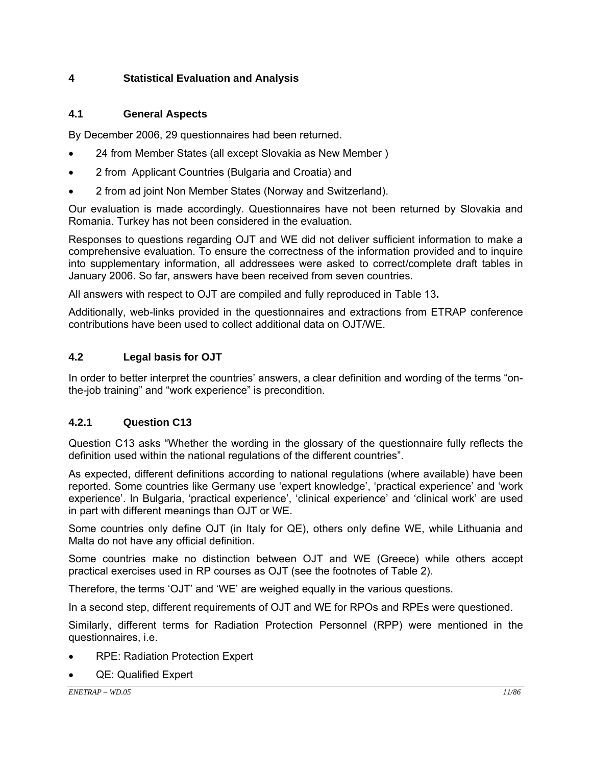# 4 Statistical Evaluation and Analysis

## 4.1 General Aspects

By December 2006, 29 questionnaires had been returned.

- 24 from Member States (all except Slovakia as New Member )
- 2 from Applicant Countries (Bulgaria and Croatia) and
- 2 from ad joint Non Member States (Norway and Switzerland).

Our evaluation is made accordingly. Questionnaires have not been returned by Slovakia and Romania. Turkey has not been considered in the evaluation.

Responses to questions regarding OJT and WE did not deliver sufficient information to make a comprehensive evaluation. To ensure the correctness of the information provided and to inquire into supplementary information, all addressees were asked to correct/complete draft tables in January 2006. So far, answers have been received from seven countries.

All answers with respect to OJT are compiled and fully reproduced in Table 13**.**

Additionally, web-links provided in the questionnaires and extractions from ETRAP conference contributions have been used to collect additional data on OJT/WE.

## 4.2 Legal basis for OJT

In order to better interpret the countries' answers, a clear definition and wording of the terms "on-the-job training" and "work experience" is precondition.

### 4.2.1 Question C13

Question C13 asks "Whether the wording in the glossary of the questionnaire fully reflects the definition used within the national regulations of the different countries".

As expected, different definitions according to national regulations (where available) have been reported. Some countries like Germany use 'expert knowledge', 'practical experience' and 'work experience'. In Bulgaria, 'practical experience', 'clinical experience' and 'clinical work' are used in part with different meanings than OJT or WE.

Some countries only define OJT (in Italy for QE), others only define WE, while Lithuania and Malta do not have any official definition.

Some countries make no distinction between OJT and WE (Greece) while others accept practical exercises used in RP courses as OJT (see the footnotes of Table 2).

Therefore, the terms 'OJT' and 'WE' are weighed equally in the various questions.

In a second step, different requirements of OJT and WE for RPOs and RPEs were questioned.

Similarly, different terms for Radiation Protection Personnel (RPP) were mentioned in the questionnaires, i.e.

- RPE: Radiation Protection Expert
- QE: Qualified Expert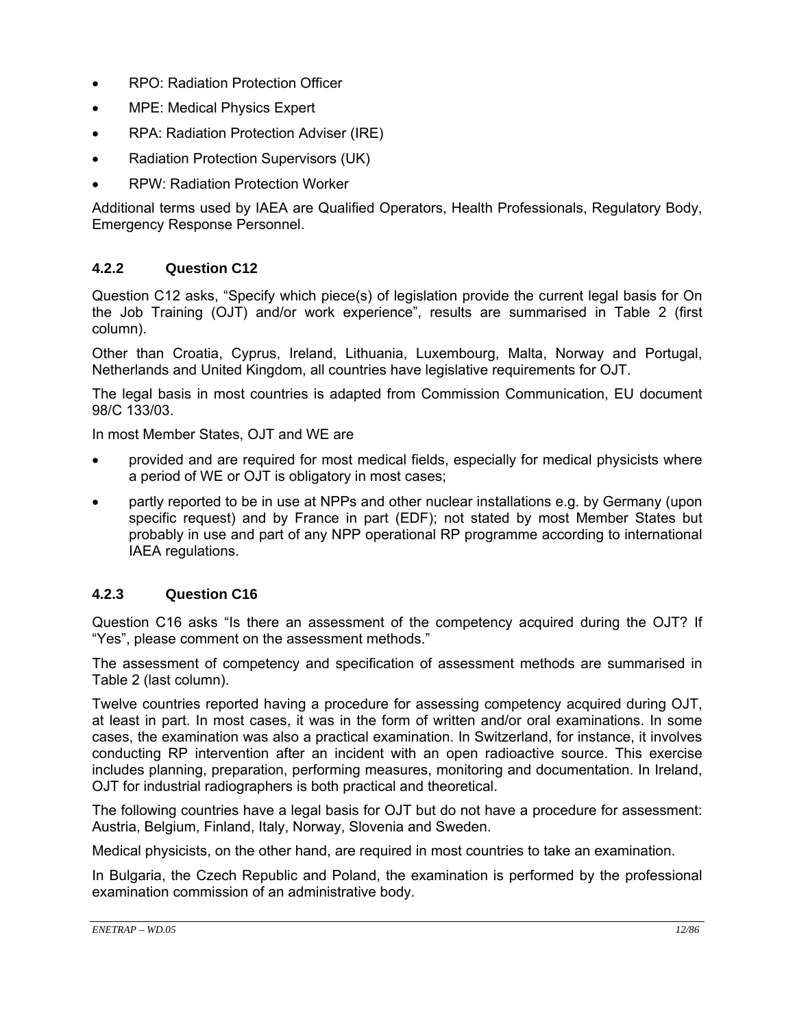- RPO: Radiation Protection Officer
- MPE: Medical Physics Expert
- RPA: Radiation Protection Adviser (IRE)
- Radiation Protection Supervisors (UK)
- RPW: Radiation Protection Worker

Additional terms used by IAEA are Qualified Operators, Health Professionals, Regulatory Body, Emergency Response Personnel.

### 4.2.2 Question C12

Question C12 asks, "Specify which piece(s) of legislation provide the current legal basis for On the Job Training (OJT) and/or work experience", results are summarised in Table 2 (first column).

Other than Croatia, Cyprus, Ireland, Lithuania, Luxembourg, Malta, Norway and Portugal, Netherlands and United Kingdom, all countries have legislative requirements for OJT.

The legal basis in most countries is adapted from Commission Communication, EU document 98/C 133/03.

In most Member States, OJT and WE are

- provided and are required for most medical fields, especially for medical physicists where a period of WE or OJT is obligatory in most cases;
- partly reported to be in use at NPPs and other nuclear installations e.g. by Germany (upon specific request) and by France in part (EDF); not stated by most Member States but probably in use and part of any NPP operational RP programme according to international IAEA regulations.

### 4.2.3 Question C16

Question C16 asks "Is there an assessment of the competency acquired during the OJT? If "Yes", please comment on the assessment methods."

The assessment of competency and specification of assessment methods are summarised in Table 2 (last column).

Twelve countries reported having a procedure for assessing competency acquired during OJT, at least in part. In most cases, it was in the form of written and/or oral examinations. In some cases, the examination was also a practical examination. In Switzerland, for instance, it involves conducting RP intervention after an incident with an open radioactive source. This exercise includes planning, preparation, performing measures, monitoring and documentation. In Ireland, OJT for industrial radiographers is both practical and theoretical.

The following countries have a legal basis for OJT but do not have a procedure for assessment: Austria, Belgium, Finland, Italy, Norway, Slovenia and Sweden.

Medical physicists, on the other hand, are required in most countries to take an examination.

In Bulgaria, the Czech Republic and Poland, the examination is performed by the professional examination commission of an administrative body.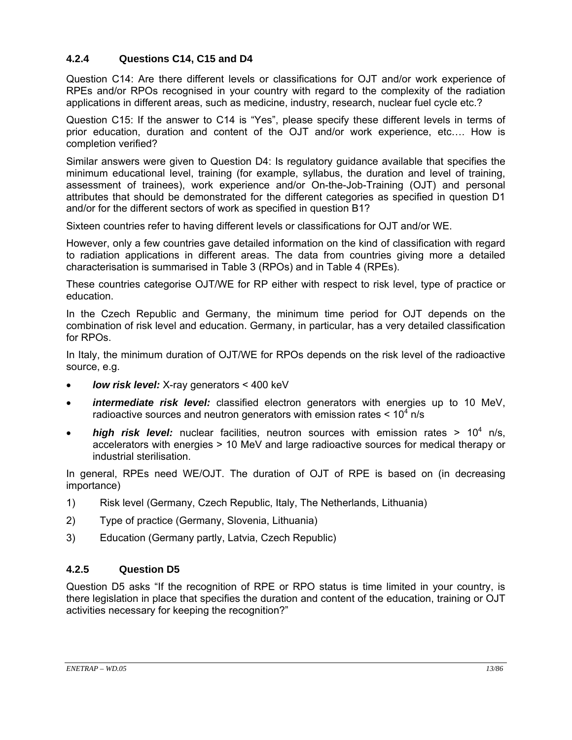### 4.2.4 Questions C14, C15 and D4

Question C14: Are there different levels or classifications for OJT and/or work experience of RPEs and/or RPOs recognised in your country with regard to the complexity of the radiation applications in different areas, such as medicine, industry, research, nuclear fuel cycle etc.?

Question C15: If the answer to C14 is "Yes", please specify these different levels in terms of prior education, duration and content of the OJT and/or work experience, etc.… How is completion verified?

Similar answers were given to Question D4: Is regulatory guidance available that specifies the minimum educational level, training (for example, syllabus, the duration and level of training, assessment of trainees), work experience and/or On-the-Job-Training (OJT) and personal attributes that should be demonstrated for the different categories as specified in question D1 and/or for the different sectors of work as specified in question B1?

Sixteen countries refer to having different levels or classifications for OJT and/or WE.

However, only a few countries gave detailed information on the kind of classification with regard to radiation applications in different areas. The data from countries giving more a detailed characterisation is summarised in Table 3 (RPOs) and in Table 4 (RPEs).

These countries categorise OJT/WE for RP either with respect to risk level, type of practice or education.

In the Czech Republic and Germany, the minimum time period for OJT depends on the combination of risk level and education. Germany, in particular, has a very detailed classification for RPOs.

In Italy, the minimum duration of OJT/WE for RPOs depends on the risk level of the radioactive source, e.g.

- ***low risk level:*** X-ray generators < 400 keV
- ***intermediate risk level:*** classified electron generators with energies up to 10 MeV, radioactive sources and neutron generators with emission rates < $10^4$ n/s
- ***high risk level:*** nuclear facilities, neutron sources with emission rates > $10^4$ n/s, accelerators with energies > 10 MeV and large radioactive sources for medical therapy or industrial sterilisation.

In general, RPEs need WE/OJT. The duration of OJT of RPE is based on (in decreasing importance)

1) Risk level (Germany, Czech Republic, Italy, The Netherlands, Lithuania)
2) Type of practice (Germany, Slovenia, Lithuania)
3) Education (Germany partly, Latvia, Czech Republic)

### 4.2.5 Question D5

Question D5 asks "If the recognition of RPE or RPO status is time limited in your country, is there legislation in place that specifies the duration and content of the education, training or OJT activities necessary for keeping the recognition?"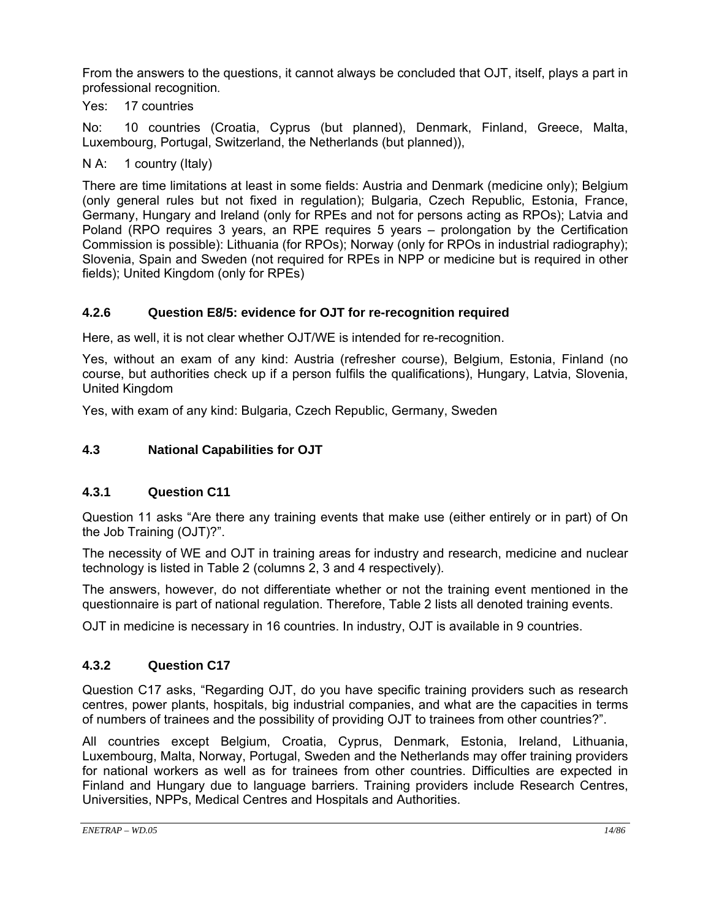From the answers to the questions, it cannot always be concluded that OJT, itself, plays a part in professional recognition.

Yes: 17 countries

No: 10 countries (Croatia, Cyprus (but planned), Denmark, Finland, Greece, Malta, Luxembourg, Portugal, Switzerland, the Netherlands (but planned)),

N A: 1 country (Italy)

There are time limitations at least in some fields: Austria and Denmark (medicine only); Belgium (only general rules but not fixed in regulation); Bulgaria, Czech Republic, Estonia, France, Germany, Hungary and Ireland (only for RPEs and not for persons acting as RPOs); Latvia and Poland (RPO requires 3 years, an RPE requires 5 years – prolongation by the Certification Commission is possible): Lithuania (for RPOs); Norway (only for RPOs in industrial radiography); Slovenia, Spain and Sweden (not required for RPEs in NPP or medicine but is required in other fields); United Kingdom (only for RPEs)

### 4.2.6 Question E8/5: evidence for OJT for re-recognition required

Here, as well, it is not clear whether OJT/WE is intended for re-recognition.

Yes, without an exam of any kind: Austria (refresher course), Belgium, Estonia, Finland (no course, but authorities check up if a person fulfils the qualifications), Hungary, Latvia, Slovenia, United Kingdom

Yes, with exam of any kind: Bulgaria, Czech Republic, Germany, Sweden

## 4.3 National Capabilities for OJT

### 4.3.1 Question C11

Question 11 asks “Are there any training events that make use (either entirely or in part) of On the Job Training (OJT)?”.

The necessity of WE and OJT in training areas for industry and research, medicine and nuclear technology is listed in Table 2 (columns 2, 3 and 4 respectively).

The answers, however, do not differentiate whether or not the training event mentioned in the questionnaire is part of national regulation. Therefore, Table 2 lists all denoted training events.

OJT in medicine is necessary in 16 countries. In industry, OJT is available in 9 countries.

### 4.3.2 Question C17

Question C17 asks, “Regarding OJT, do you have specific training providers such as research centres, power plants, hospitals, big industrial companies, and what are the capacities in terms of numbers of trainees and the possibility of providing OJT to trainees from other countries?”.

All countries except Belgium, Croatia, Cyprus, Denmark, Estonia, Ireland, Lithuania, Luxembourg, Malta, Norway, Portugal, Sweden and the Netherlands may offer training providers for national workers as well as for trainees from other countries. Difficulties are expected in Finland and Hungary due to language barriers. Training providers include Research Centres, Universities, NPPs, Medical Centres and Hospitals and Authorities.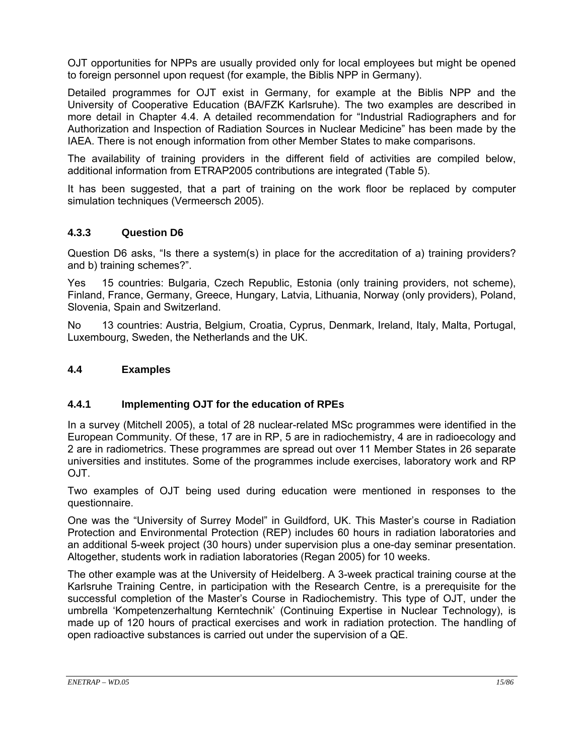OJT opportunities for NPPs are usually provided only for local employees but might be opened to foreign personnel upon request (for example, the Biblis NPP in Germany).

Detailed programmes for OJT exist in Germany, for example at the Biblis NPP and the University of Cooperative Education (BA/FZK Karlsruhe). The two examples are described in more detail in Chapter 4.4. A detailed recommendation for "Industrial Radiographers and for Authorization and Inspection of Radiation Sources in Nuclear Medicine" has been made by the IAEA. There is not enough information from other Member States to make comparisons.

The availability of training providers in the different field of activities are compiled below, additional information from ETRAP2005 contributions are integrated (Table 5).

It has been suggested, that a part of training on the work floor be replaced by computer simulation techniques (Vermeersch 2005).

### 4.3.3 Question D6

Question D6 asks, "Is there a system(s) in place for the accreditation of a) training providers? and b) training schemes?".

Yes 15 countries: Bulgaria, Czech Republic, Estonia (only training providers, not scheme), Finland, France, Germany, Greece, Hungary, Latvia, Lithuania, Norway (only providers), Poland, Slovenia, Spain and Switzerland.

No 13 countries: Austria, Belgium, Croatia, Cyprus, Denmark, Ireland, Italy, Malta, Portugal, Luxembourg, Sweden, the Netherlands and the UK.

## 4.4 Examples

### 4.4.1 Implementing OJT for the education of RPEs

In a survey (Mitchell 2005), a total of 28 nuclear-related MSc programmes were identified in the European Community. Of these, 17 are in RP, 5 are in radiochemistry, 4 are in radioecology and 2 are in radiometrics. These programmes are spread out over 11 Member States in 26 separate universities and institutes. Some of the programmes include exercises, laboratory work and RP OJT.

Two examples of OJT being used during education were mentioned in responses to the questionnaire.

One was the "University of Surrey Model" in Guildford, UK. This Master's course in Radiation Protection and Environmental Protection (REP) includes 60 hours in radiation laboratories and an additional 5-week project (30 hours) under supervision plus a one-day seminar presentation. Altogether, students work in radiation laboratories (Regan 2005) for 10 weeks.

The other example was at the University of Heidelberg. A 3-week practical training course at the Karlsruhe Training Centre, in participation with the Research Centre, is a prerequisite for the successful completion of the Master's Course in Radiochemistry. This type of OJT, under the umbrella 'Kompetenzerhaltung Kerntechnik' (Continuing Expertise in Nuclear Technology), is made up of 120 hours of practical exercises and work in radiation protection. The handling of open radioactive substances is carried out under the supervision of a QE.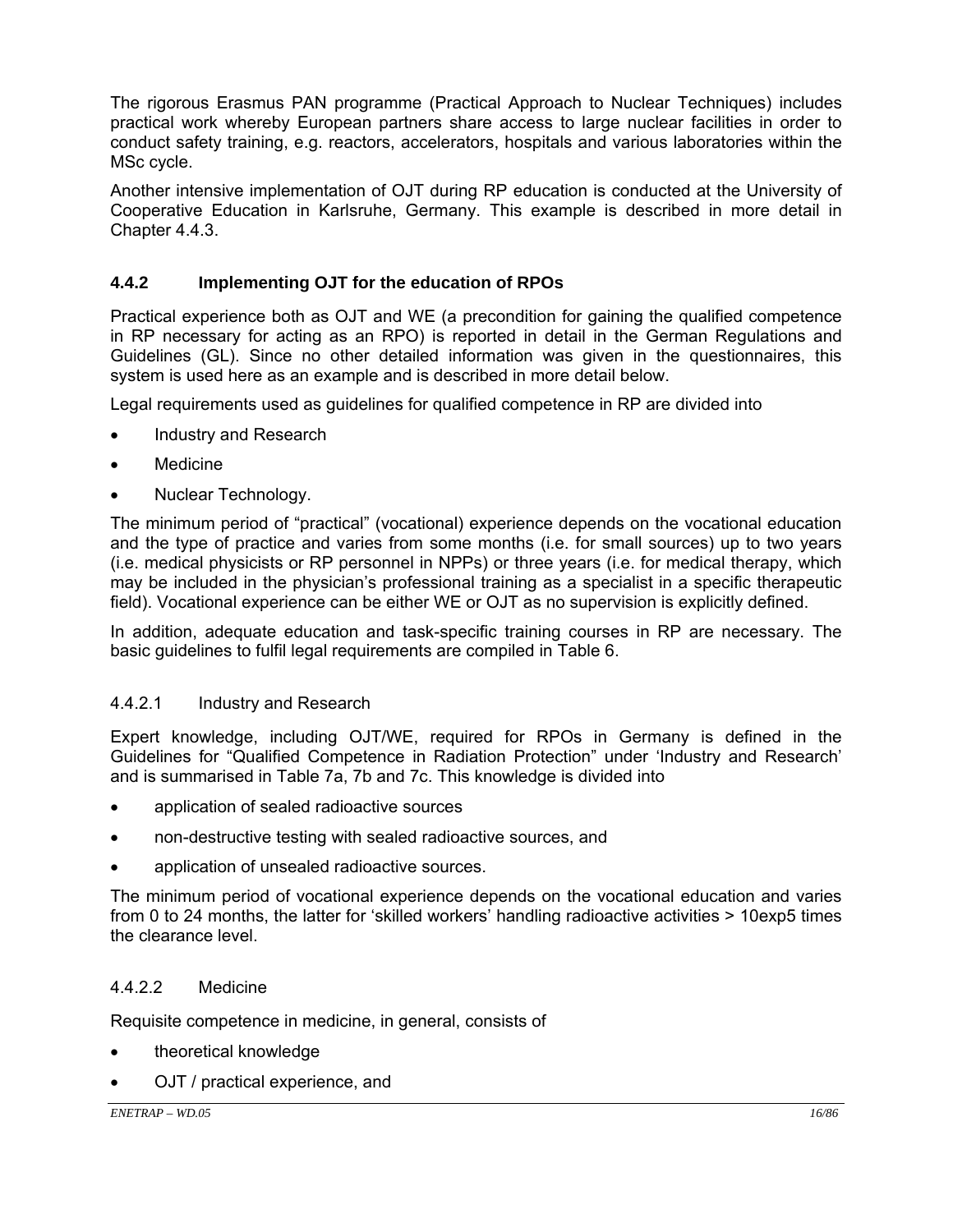The rigorous Erasmus PAN programme (Practical Approach to Nuclear Techniques) includes practical work whereby European partners share access to large nuclear facilities in order to conduct safety training, e.g. reactors, accelerators, hospitals and various laboratories within the MSc cycle.

Another intensive implementation of OJT during RP education is conducted at the University of Cooperative Education in Karlsruhe, Germany. This example is described in more detail in Chapter 4.4.3.

### 4.4.2 Implementing OJT for the education of RPOs

Practical experience both as OJT and WE (a precondition for gaining the qualified competence in RP necessary for acting as an RPO) is reported in detail in the German Regulations and Guidelines (GL). Since no other detailed information was given in the questionnaires, this system is used here as an example and is described in more detail below.

Legal requirements used as guidelines for qualified competence in RP are divided into

- Industry and Research
- Medicine
- Nuclear Technology.

The minimum period of "practical" (vocational) experience depends on the vocational education and the type of practice and varies from some months (i.e. for small sources) up to two years (i.e. medical physicists or RP personnel in NPPs) or three years (i.e. for medical therapy, which may be included in the physician's professional training as a specialist in a specific therapeutic field). Vocational experience can be either WE or OJT as no supervision is explicitly defined.

In addition, adequate education and task-specific training courses in RP are necessary. The basic guidelines to fulfil legal requirements are compiled in Table 6.

#### 4.4.2.1 Industry and Research

Expert knowledge, including OJT/WE, required for RPOs in Germany is defined in the Guidelines for "Qualified Competence in Radiation Protection" under 'Industry and Research' and is summarised in Table 7a, 7b and 7c. This knowledge is divided into

- application of sealed radioactive sources
- non-destructive testing with sealed radioactive sources, and
- application of unsealed radioactive sources.

The minimum period of vocational experience depends on the vocational education and varies from 0 to 24 months, the latter for 'skilled workers' handling radioactive activities > 10exp5 times the clearance level.

#### 4.4.2.2 Medicine

Requisite competence in medicine, in general, consists of

- theoretical knowledge
- OJT / practical experience, and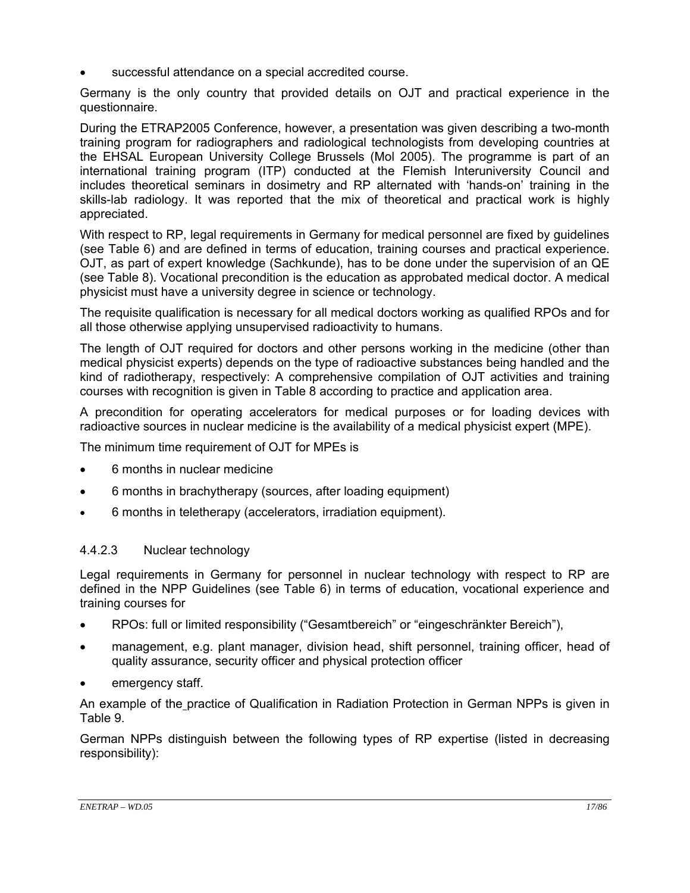- successful attendance on a special accredited course.

Germany is the only country that provided details on OJT and practical experience in the questionnaire.

During the ETRAP2005 Conference, however, a presentation was given describing a two-month training program for radiographers and radiological technologists from developing countries at the EHSAL European University College Brussels (Mol 2005). The programme is part of an international training program (ITP) conducted at the Flemish Interuniversity Council and includes theoretical seminars in dosimetry and RP alternated with 'hands-on' training in the skills-lab radiology. It was reported that the mix of theoretical and practical work is highly appreciated.

With respect to RP, legal requirements in Germany for medical personnel are fixed by guidelines (see Table 6) and are defined in terms of education, training courses and practical experience. OJT, as part of expert knowledge (Sachkunde), has to be done under the supervision of an QE (see Table 8). Vocational precondition is the education as approbated medical doctor. A medical physicist must have a university degree in science or technology.

The requisite qualification is necessary for all medical doctors working as qualified RPOs and for all those otherwise applying unsupervised radioactivity to humans.

The length of OJT required for doctors and other persons working in the medicine (other than medical physicist experts) depends on the type of radioactive substances being handled and the kind of radiotherapy, respectively: A comprehensive compilation of OJT activities and training courses with recognition is given in Table 8 according to practice and application area.

A precondition for operating accelerators for medical purposes or for loading devices with radioactive sources in nuclear medicine is the availability of a medical physicist expert (MPE).

The minimum time requirement of OJT for MPEs is

- 6 months in nuclear medicine
- 6 months in brachytherapy (sources, after loading equipment)
- 6 months in teletherapy (accelerators, irradiation equipment).

#### 4.4.2.3 Nuclear technology

Legal requirements in Germany for personnel in nuclear technology with respect to RP are defined in the NPP Guidelines (see Table 6) in terms of education, vocational experience and training courses for

- RPOs: full or limited responsibility ("Gesamtbereich" or "eingeschränkter Bereich"),
- management, e.g. plant manager, division head, shift personnel, training officer, head of quality assurance, security officer and physical protection officer
- emergency staff.

An example of the practice of Qualification in Radiation Protection in German NPPs is given in Table 9.

German NPPs distinguish between the following types of RP expertise (listed in decreasing responsibility):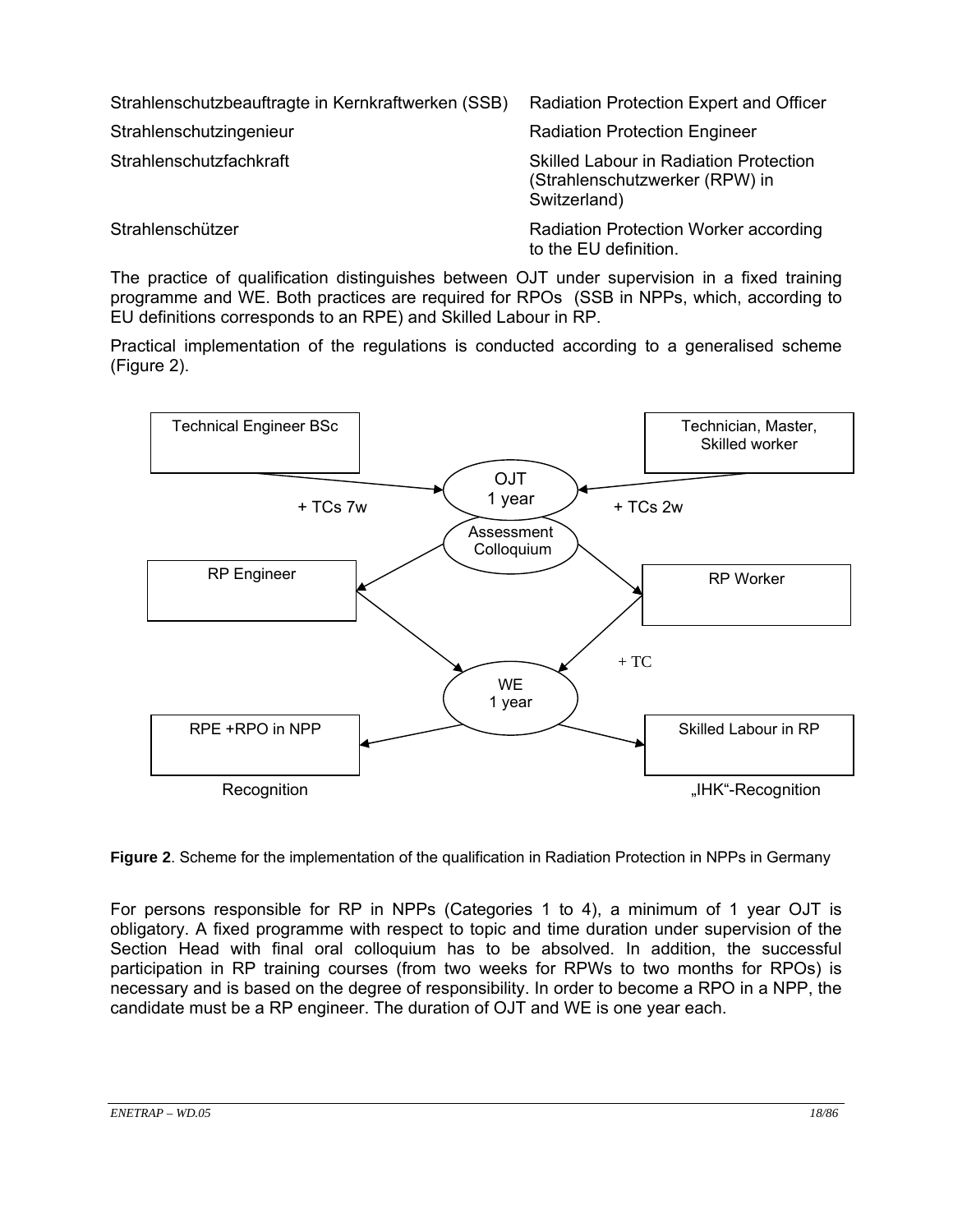| | |
|---|---|
| Strahlenschutzbeauftragte in Kernkraftwerken (SSB) | Radiation Protection Expert and Officer |
| Strahlenschutzingenieur | Radiation Protection Engineer |
| Strahlenschutzfachkraft | Skilled Labour in Radiation Protection (Strahlenschutzwerker (RPW) in Switzerland) |
| Strahlenschützer | Radiation Protection Worker according to the EU definition. |

The practice of qualification distinguishes between OJT under supervision in a fixed training programme and WE. Both practices are required for RPOs (SSB in NPPs, which, according to EU definitions corresponds to an RPE) and Skilled Labour in RP.

Practical implementation of the regulations is conducted according to a generalised scheme (Figure 2).

Technical Engineer BSc — + TCs 7w → OJT 1 year ← + TCs 2w — Technician, Master, Skilled worker

Assessment Colloquium → RP Engineer / RP Worker

RP Engineer → WE 1 year ← + TC — RP Worker

WE 1 year → RPE +RPO in NPP (Recognition) / Skilled Labour in RP („IHK"-Recognition)

**Figure 2**. Scheme for the implementation of the qualification in Radiation Protection in NPPs in Germany

For persons responsible for RP in NPPs (Categories 1 to 4), a minimum of 1 year OJT is obligatory. A fixed programme with respect to topic and time duration under supervision of the Section Head with final oral colloquium has to be absolved. In addition, the successful participation in RP training courses (from two weeks for RPWs to two months for RPOs) is necessary and is based on the degree of responsibility. In order to become a RPO in a NPP, the candidate must be a RP engineer. The duration of OJT and WE is one year each.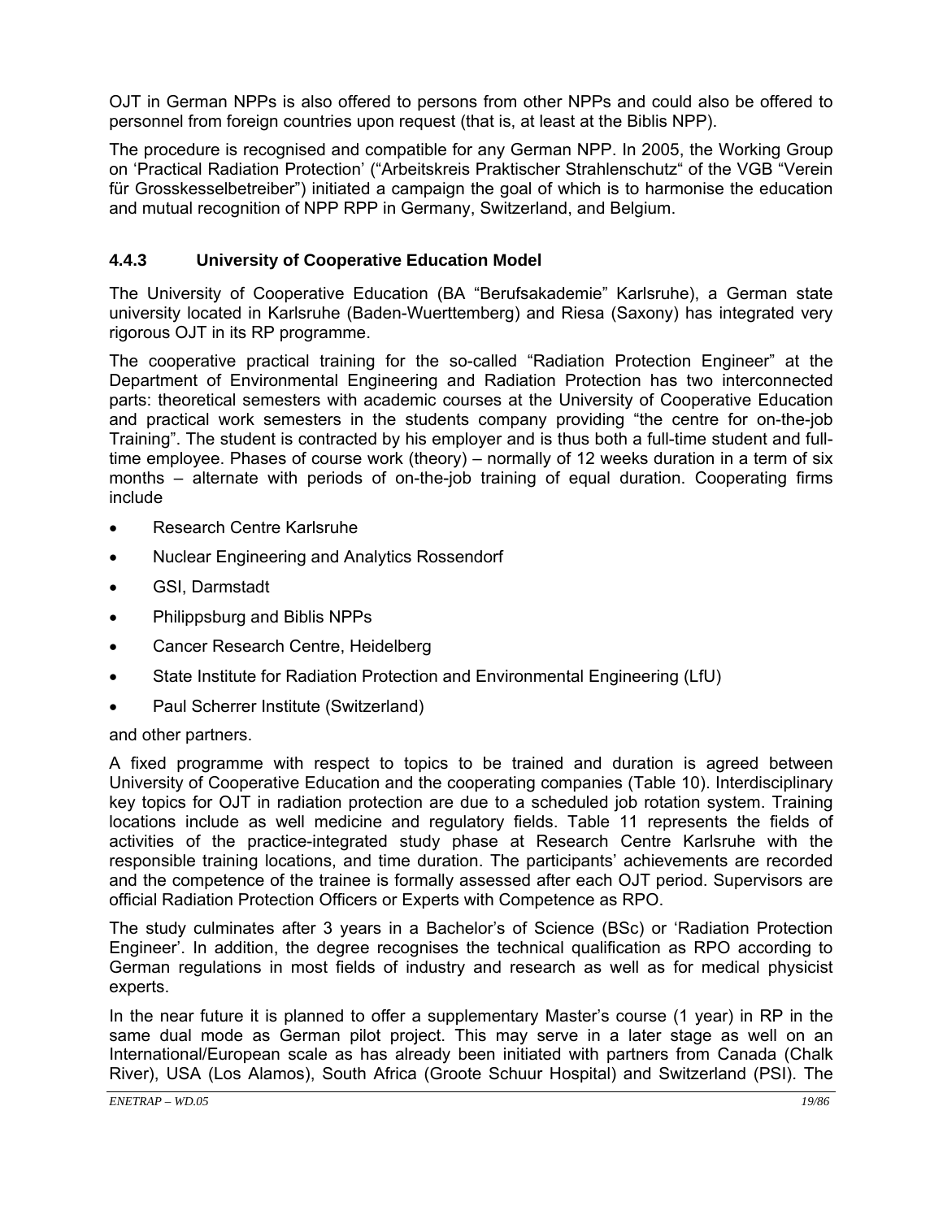OJT in German NPPs is also offered to persons from other NPPs and could also be offered to personnel from foreign countries upon request (that is, at least at the Biblis NPP).

The procedure is recognised and compatible for any German NPP. In 2005, the Working Group on 'Practical Radiation Protection' ("Arbeitskreis Praktischer Strahlenschutz" of the VGB "Verein für Grosskesselbetreiber") initiated a campaign the goal of which is to harmonise the education and mutual recognition of NPP RPP in Germany, Switzerland, and Belgium.

### 4.4.3 University of Cooperative Education Model

The University of Cooperative Education (BA "Berufsakademie" Karlsruhe), a German state university located in Karlsruhe (Baden-Wuerttemberg) and Riesa (Saxony) has integrated very rigorous OJT in its RP programme.

The cooperative practical training for the so-called "Radiation Protection Engineer" at the Department of Environmental Engineering and Radiation Protection has two interconnected parts: theoretical semesters with academic courses at the University of Cooperative Education and practical work semesters in the students company providing "the centre for on-the-job Training". The student is contracted by his employer and is thus both a full-time student and full-time employee. Phases of course work (theory) – normally of 12 weeks duration in a term of six months – alternate with periods of on-the-job training of equal duration. Cooperating firms include

- Research Centre Karlsruhe
- Nuclear Engineering and Analytics Rossendorf
- GSI, Darmstadt
- Philippsburg and Biblis NPPs
- Cancer Research Centre, Heidelberg
- State Institute for Radiation Protection and Environmental Engineering (LfU)
- Paul Scherrer Institute (Switzerland)

and other partners.

A fixed programme with respect to topics to be trained and duration is agreed between University of Cooperative Education and the cooperating companies (Table 10). Interdisciplinary key topics for OJT in radiation protection are due to a scheduled job rotation system. Training locations include as well medicine and regulatory fields. Table 11 represents the fields of activities of the practice-integrated study phase at Research Centre Karlsruhe with the responsible training locations, and time duration. The participants' achievements are recorded and the competence of the trainee is formally assessed after each OJT period. Supervisors are official Radiation Protection Officers or Experts with Competence as RPO.

The study culminates after 3 years in a Bachelor's of Science (BSc) or 'Radiation Protection Engineer'. In addition, the degree recognises the technical qualification as RPO according to German regulations in most fields of industry and research as well as for medical physicist experts.

In the near future it is planned to offer a supplementary Master's course (1 year) in RP in the same dual mode as German pilot project. This may serve in a later stage as well on an International/European scale as has already been initiated with partners from Canada (Chalk River), USA (Los Alamos), South Africa (Groote Schuur Hospital) and Switzerland (PSI). The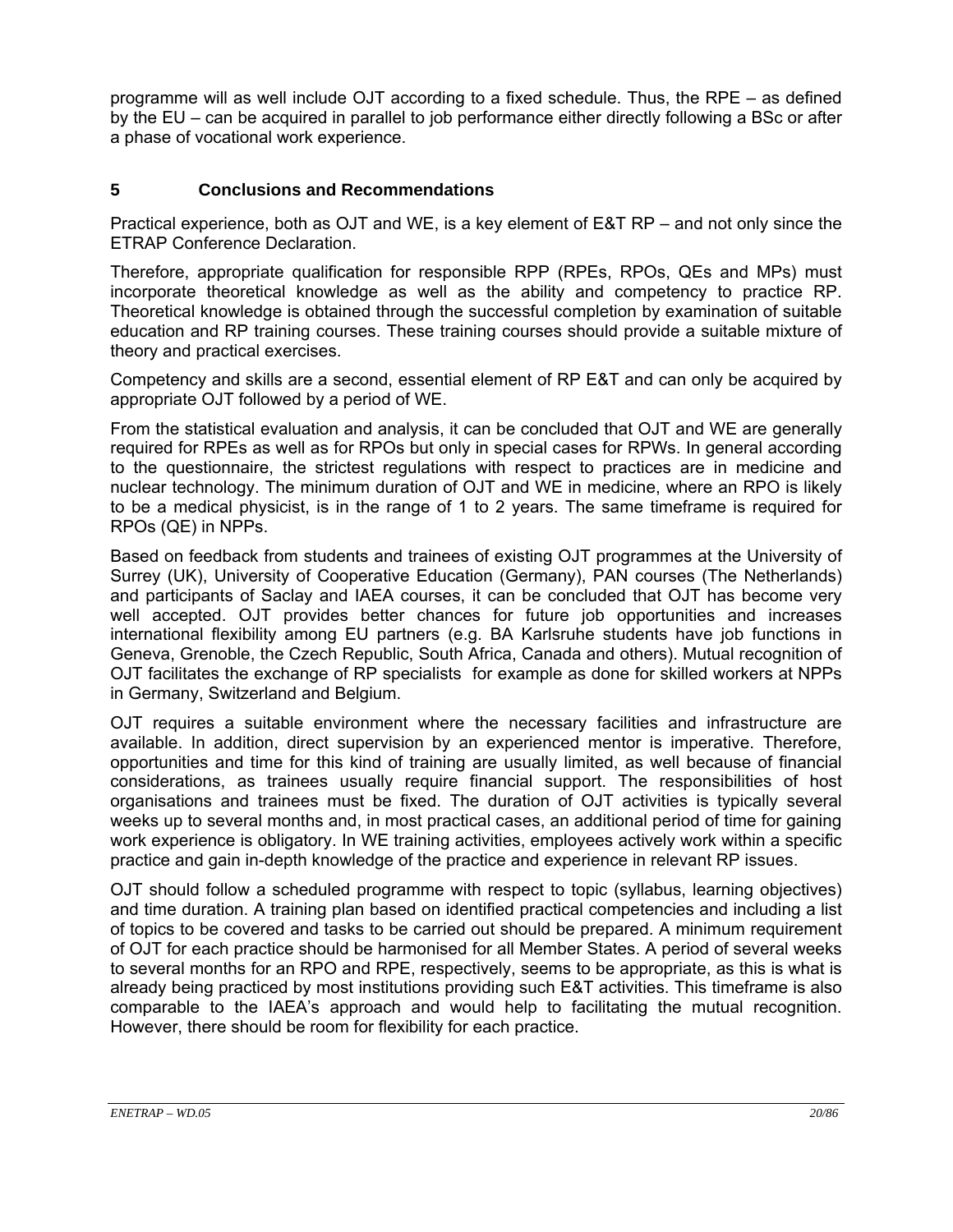programme will as well include OJT according to a fixed schedule. Thus, the RPE – as defined by the EU – can be acquired in parallel to job performance either directly following a BSc or after a phase of vocational work experience.

## 5 Conclusions and Recommendations

Practical experience, both as OJT and WE, is a key element of E&T RP – and not only since the ETRAP Conference Declaration.

Therefore, appropriate qualification for responsible RPP (RPEs, RPOs, QEs and MPs) must incorporate theoretical knowledge as well as the ability and competency to practice RP. Theoretical knowledge is obtained through the successful completion by examination of suitable education and RP training courses. These training courses should provide a suitable mixture of theory and practical exercises.

Competency and skills are a second, essential element of RP E&T and can only be acquired by appropriate OJT followed by a period of WE.

From the statistical evaluation and analysis, it can be concluded that OJT and WE are generally required for RPEs as well as for RPOs but only in special cases for RPWs. In general according to the questionnaire, the strictest regulations with respect to practices are in medicine and nuclear technology. The minimum duration of OJT and WE in medicine, where an RPO is likely to be a medical physicist, is in the range of 1 to 2 years. The same timeframe is required for RPOs (QE) in NPPs.

Based on feedback from students and trainees of existing OJT programmes at the University of Surrey (UK), University of Cooperative Education (Germany), PAN courses (The Netherlands) and participants of Saclay and IAEA courses, it can be concluded that OJT has become very well accepted. OJT provides better chances for future job opportunities and increases international flexibility among EU partners (e.g. BA Karlsruhe students have job functions in Geneva, Grenoble, the Czech Republic, South Africa, Canada and others). Mutual recognition of OJT facilitates the exchange of RP specialists for example as done for skilled workers at NPPs in Germany, Switzerland and Belgium.

OJT requires a suitable environment where the necessary facilities and infrastructure are available. In addition, direct supervision by an experienced mentor is imperative. Therefore, opportunities and time for this kind of training are usually limited, as well because of financial considerations, as trainees usually require financial support. The responsibilities of host organisations and trainees must be fixed. The duration of OJT activities is typically several weeks up to several months and, in most practical cases, an additional period of time for gaining work experience is obligatory. In WE training activities, employees actively work within a specific practice and gain in-depth knowledge of the practice and experience in relevant RP issues.

OJT should follow a scheduled programme with respect to topic (syllabus, learning objectives) and time duration. A training plan based on identified practical competencies and including a list of topics to be covered and tasks to be carried out should be prepared. A minimum requirement of OJT for each practice should be harmonised for all Member States. A period of several weeks to several months for an RPO and RPE, respectively, seems to be appropriate, as this is what is already being practiced by most institutions providing such E&T activities. This timeframe is also comparable to the IAEA's approach and would help to facilitating the mutual recognition. However, there should be room for flexibility for each practice.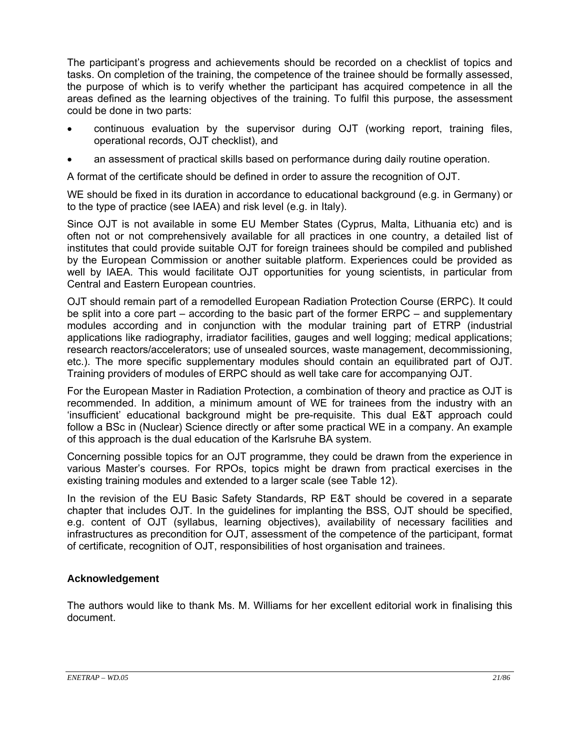The participant's progress and achievements should be recorded on a checklist of topics and tasks. On completion of the training, the competence of the trainee should be formally assessed, the purpose of which is to verify whether the participant has acquired competence in all the areas defined as the learning objectives of the training. To fulfil this purpose, the assessment could be done in two parts:

- continuous evaluation by the supervisor during OJT (working report, training files, operational records, OJT checklist), and
- an assessment of practical skills based on performance during daily routine operation.

A format of the certificate should be defined in order to assure the recognition of OJT.

WE should be fixed in its duration in accordance to educational background (e.g. in Germany) or to the type of practice (see IAEA) and risk level (e.g. in Italy).

Since OJT is not available in some EU Member States (Cyprus, Malta, Lithuania etc) and is often not or not comprehensively available for all practices in one country, a detailed list of institutes that could provide suitable OJT for foreign trainees should be compiled and published by the European Commission or another suitable platform. Experiences could be provided as well by IAEA. This would facilitate OJT opportunities for young scientists, in particular from Central and Eastern European countries.

OJT should remain part of a remodelled European Radiation Protection Course (ERPC). It could be split into a core part – according to the basic part of the former ERPC – and supplementary modules according and in conjunction with the modular training part of ETRP (industrial applications like radiography, irradiator facilities, gauges and well logging; medical applications; research reactors/accelerators; use of unsealed sources, waste management, decommissioning, etc.). The more specific supplementary modules should contain an equilibrated part of OJT. Training providers of modules of ERPC should as well take care for accompanying OJT.

For the European Master in Radiation Protection, a combination of theory and practice as OJT is recommended. In addition, a minimum amount of WE for trainees from the industry with an 'insufficient' educational background might be pre-requisite. This dual E&T approach could follow a BSc in (Nuclear) Science directly or after some practical WE in a company. An example of this approach is the dual education of the Karlsruhe BA system.

Concerning possible topics for an OJT programme, they could be drawn from the experience in various Master's courses. For RPOs, topics might be drawn from practical exercises in the existing training modules and extended to a larger scale (see Table 12).

In the revision of the EU Basic Safety Standards, RP E&T should be covered in a separate chapter that includes OJT. In the guidelines for implanting the BSS, OJT should be specified, e.g. content of OJT (syllabus, learning objectives), availability of necessary facilities and infrastructures as precondition for OJT, assessment of the competence of the participant, format of certificate, recognition of OJT, responsibilities of host organisation and trainees.

**Acknowledgement**

The authors would like to thank Ms. M. Williams for her excellent editorial work in finalising this document.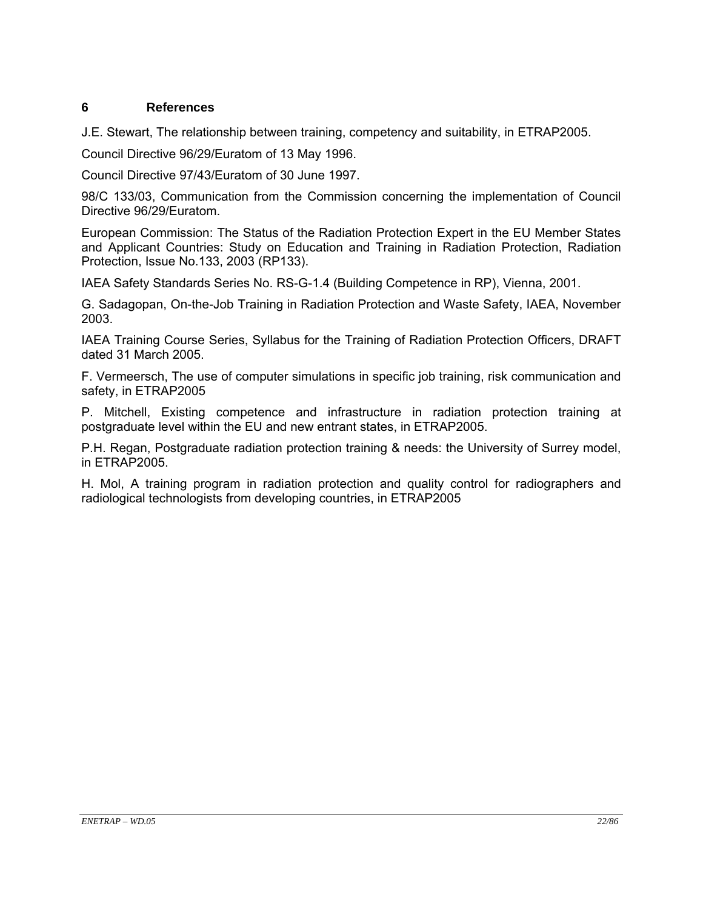# 6 References

J.E. Stewart, The relationship between training, competency and suitability, in ETRAP2005.

Council Directive 96/29/Euratom of 13 May 1996.

Council Directive 97/43/Euratom of 30 June 1997.

98/C 133/03, Communication from the Commission concerning the implementation of Council Directive 96/29/Euratom.

European Commission: The Status of the Radiation Protection Expert in the EU Member States and Applicant Countries: Study on Education and Training in Radiation Protection, Radiation Protection, Issue No.133, 2003 (RP133).

IAEA Safety Standards Series No. RS-G-1.4 (Building Competence in RP), Vienna, 2001.

G. Sadagopan, On-the-Job Training in Radiation Protection and Waste Safety, IAEA, November 2003.

IAEA Training Course Series, Syllabus for the Training of Radiation Protection Officers, DRAFT dated 31 March 2005.

F. Vermeersch, The use of computer simulations in specific job training, risk communication and safety, in ETRAP2005

P. Mitchell, Existing competence and infrastructure in radiation protection training at postgraduate level within the EU and new entrant states, in ETRAP2005.

P.H. Regan, Postgraduate radiation protection training & needs: the University of Surrey model, in ETRAP2005.

H. Mol, A training program in radiation protection and quality control for radiographers and radiological technologists from developing countries, in ETRAP2005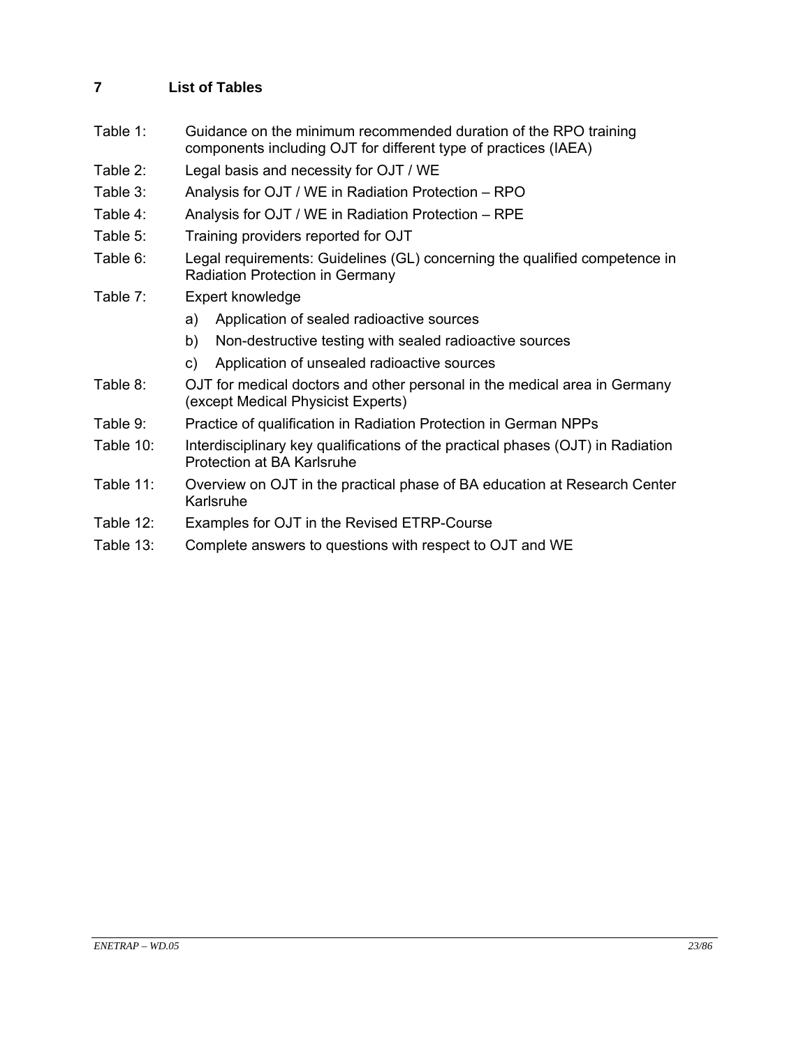# 7 List of Tables

Table 1: Guidance on the minimum recommended duration of the RPO training components including OJT for different type of practices (IAEA)

Table 2: Legal basis and necessity for OJT / WE

Table 3: Analysis for OJT / WE in Radiation Protection – RPO

Table 4: Analysis for OJT / WE in Radiation Protection – RPE

Table 5: Training providers reported for OJT

Table 6: Legal requirements: Guidelines (GL) concerning the qualified competence in Radiation Protection in Germany

Table 7: Expert knowledge

- a) Application of sealed radioactive sources
- b) Non-destructive testing with sealed radioactive sources
- c) Application of unsealed radioactive sources

Table 8: OJT for medical doctors and other personal in the medical area in Germany (except Medical Physicist Experts)

Table 9: Practice of qualification in Radiation Protection in German NPPs

Table 10: Interdisciplinary key qualifications of the practical phases (OJT) in Radiation Protection at BA Karlsruhe

Table 11: Overview on OJT in the practical phase of BA education at Research Center Karlsruhe

Table 12: Examples for OJT in the Revised ETRP-Course

Table 13: Complete answers to questions with respect to OJT and WE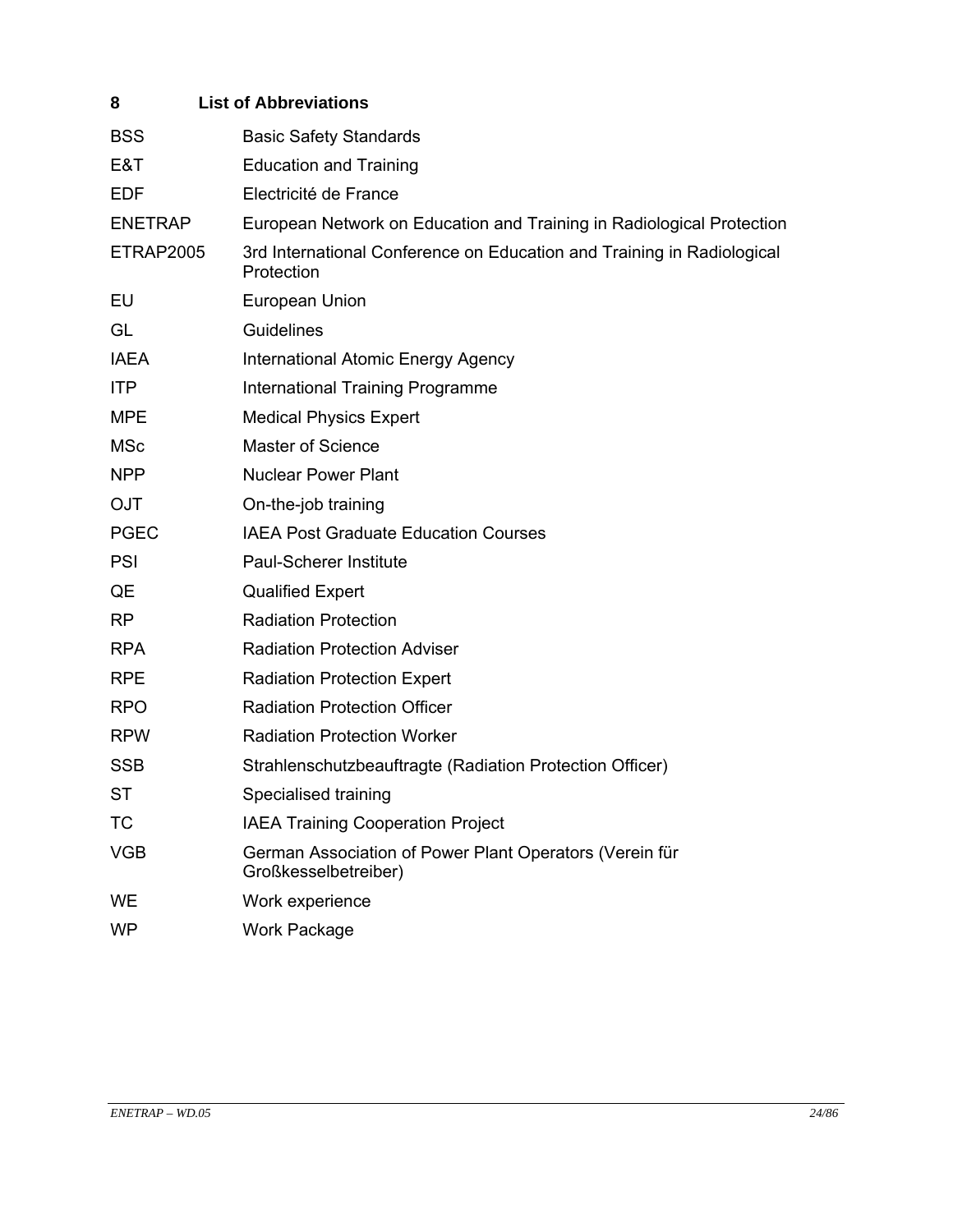# 8 List of Abbreviations

| | |
|---|---|
| BSS | Basic Safety Standards |
| E&T | Education and Training |
| EDF | Electricité de France |
| ENETRAP | European Network on Education and Training in Radiological Protection |
| ETRAP2005 | 3rd International Conference on Education and Training in Radiological Protection |
| EU | European Union |
| GL | Guidelines |
| IAEA | International Atomic Energy Agency |
| ITP | International Training Programme |
| MPE | Medical Physics Expert |
| MSc | Master of Science |
| NPP | Nuclear Power Plant |
| OJT | On-the-job training |
| PGEC | IAEA Post Graduate Education Courses |
| PSI | Paul-Scherer Institute |
| QE | Qualified Expert |
| RP | Radiation Protection |
| RPA | Radiation Protection Adviser |
| RPE | Radiation Protection Expert |
| RPO | Radiation Protection Officer |
| RPW | Radiation Protection Worker |
| SSB | Strahlenschutzbeauftragte (Radiation Protection Officer) |
| ST | Specialised training |
| TC | IAEA Training Cooperation Project |
| VGB | German Association of Power Plant Operators (Verein für Großkesselbetreiber) |
| WE | Work experience |
| WP | Work Package |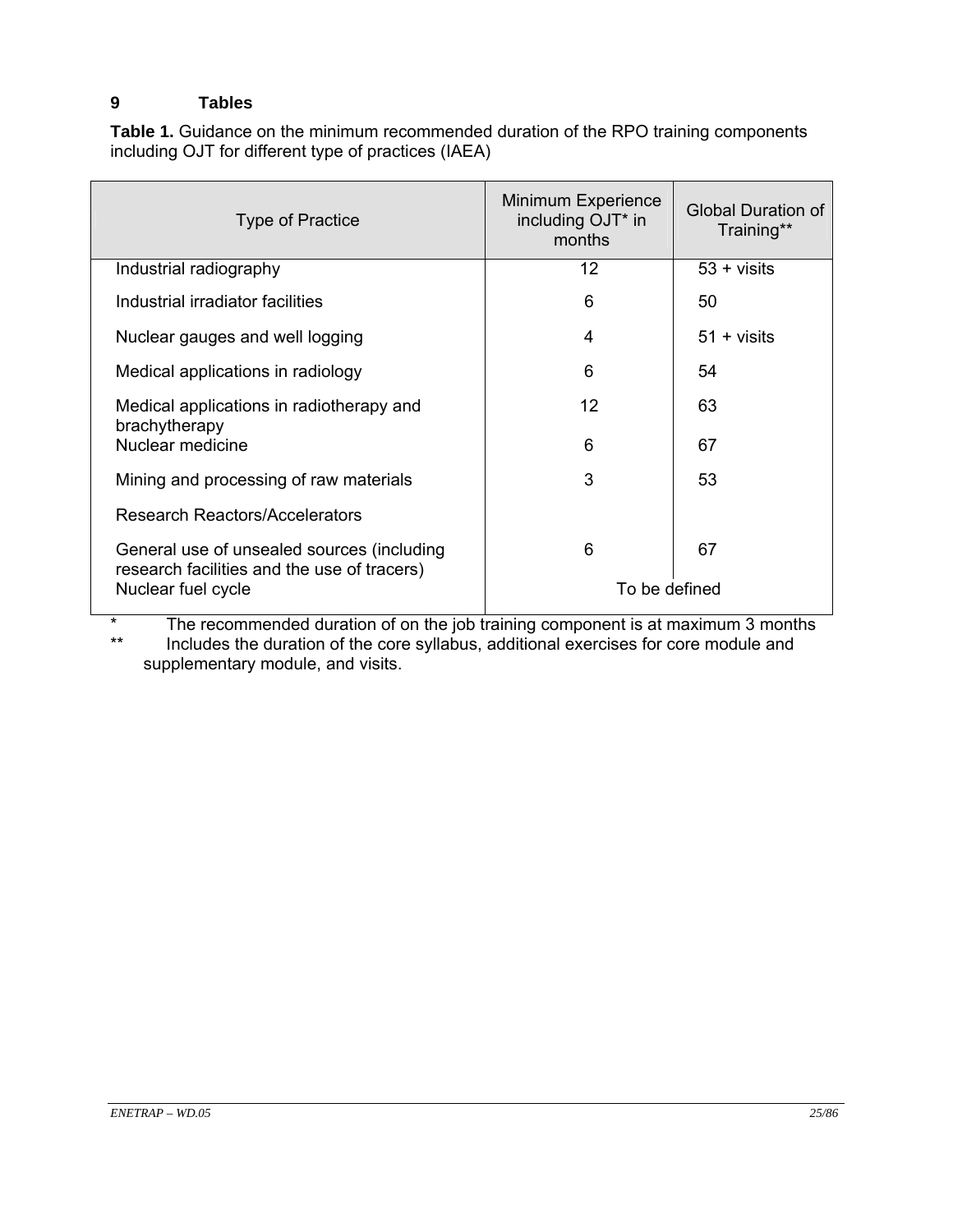## 9 Tables

**Table 1.** Guidance on the minimum recommended duration of the RPO training components including OJT for different type of practices (IAEA)

| Type of Practice | Minimum Experience including OJT* in months | Global Duration of Training** |
|---|---|---|
| Industrial radiography | 12 | 53 + visits |
| Industrial irradiator facilities | 6 | 50 |
| Nuclear gauges and well logging | 4 | 51 + visits |
| Medical applications in radiology | 6 | 54 |
| Medical applications in radiotherapy and brachytherapy | 12 | 63 |
| Nuclear medicine | 6 | 67 |
| Mining and processing of raw materials | 3 | 53 |
| Research Reactors/Accelerators | | |
| General use of unsealed sources (including research facilities and the use of tracers) | 6 | 67 |
| Nuclear fuel cycle | To be defined | |

\* The recommended duration of on the job training component is at maximum 3 months

\** Includes the duration of the core syllabus, additional exercises for core module and supplementary module, and visits.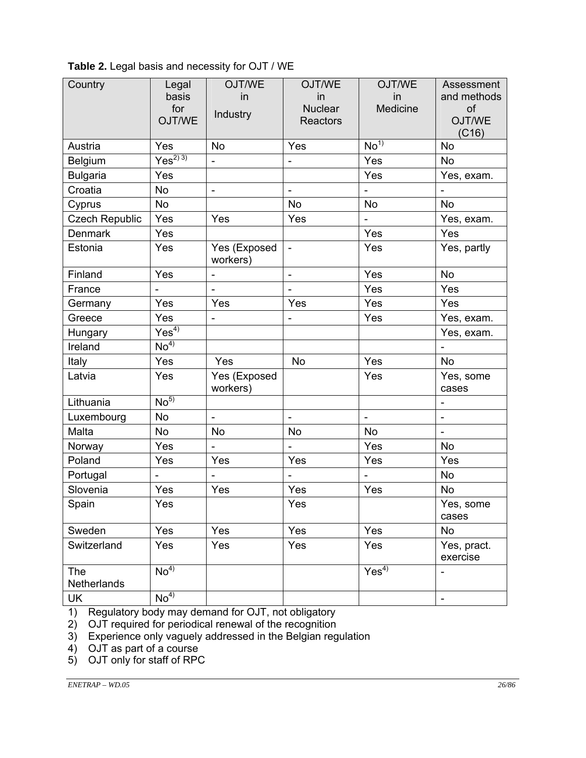**Table 2.** Legal basis and necessity for OJT / WE

| Country | Legal basis for OJT/WE | OJT/WE in Industry | OJT/WE in Nuclear Reactors | OJT/WE in Medicine | Assessment and methods of OJT/WE (C16) |
|---|---|---|---|---|---|
| Austria | Yes | No | Yes | No[1)] | No |
| Belgium | Yes[2) 3)] | - | - | Yes | No |
| Bulgaria | Yes | | | Yes | Yes, exam. |
| Croatia | No | - | - | - | - |
| Cyprus | No | | No | No | No |
| Czech Republic | Yes | Yes | Yes | - | Yes, exam. |
| Denmark | Yes | | | Yes | Yes |
| Estonia | Yes | Yes (Exposed workers) | - | Yes | Yes, partly |
| Finland | Yes | - | - | Yes | No |
| France | - | - | - | Yes | Yes |
| Germany | Yes | Yes | Yes | Yes | Yes |
| Greece | Yes | - | - | Yes | Yes, exam. |
| Hungary | Yes[4)] | | | | Yes, exam. |
| Ireland | No[4)] | | | | - |
| Italy | Yes | Yes | No | Yes | No |
| Latvia | Yes | Yes (Exposed workers) | | Yes | Yes, some cases |
| Lithuania | No[5)] | | | | - |
| Luxembourg | No | - | - | - | - |
| Malta | No | No | No | No | - |
| Norway | Yes | - | - | Yes | No |
| Poland | Yes | Yes | Yes | Yes | Yes |
| Portugal | - | - | - | - | No |
| Slovenia | Yes | Yes | Yes | Yes | No |
| Spain | Yes | | Yes | | Yes, some cases |
| Sweden | Yes | Yes | Yes | Yes | No |
| Switzerland | Yes | Yes | Yes | Yes | Yes, pract. exercise |
| The Netherlands | No[4)] | | | Yes[4)] | - |
| UK | No[4)] | | | | - |

1) Regulatory body may demand for OJT, not obligatory
2) OJT required for periodical renewal of the recognition
3) Experience only vaguely addressed in the Belgian regulation
4) OJT as part of a course
5) OJT only for staff of RPC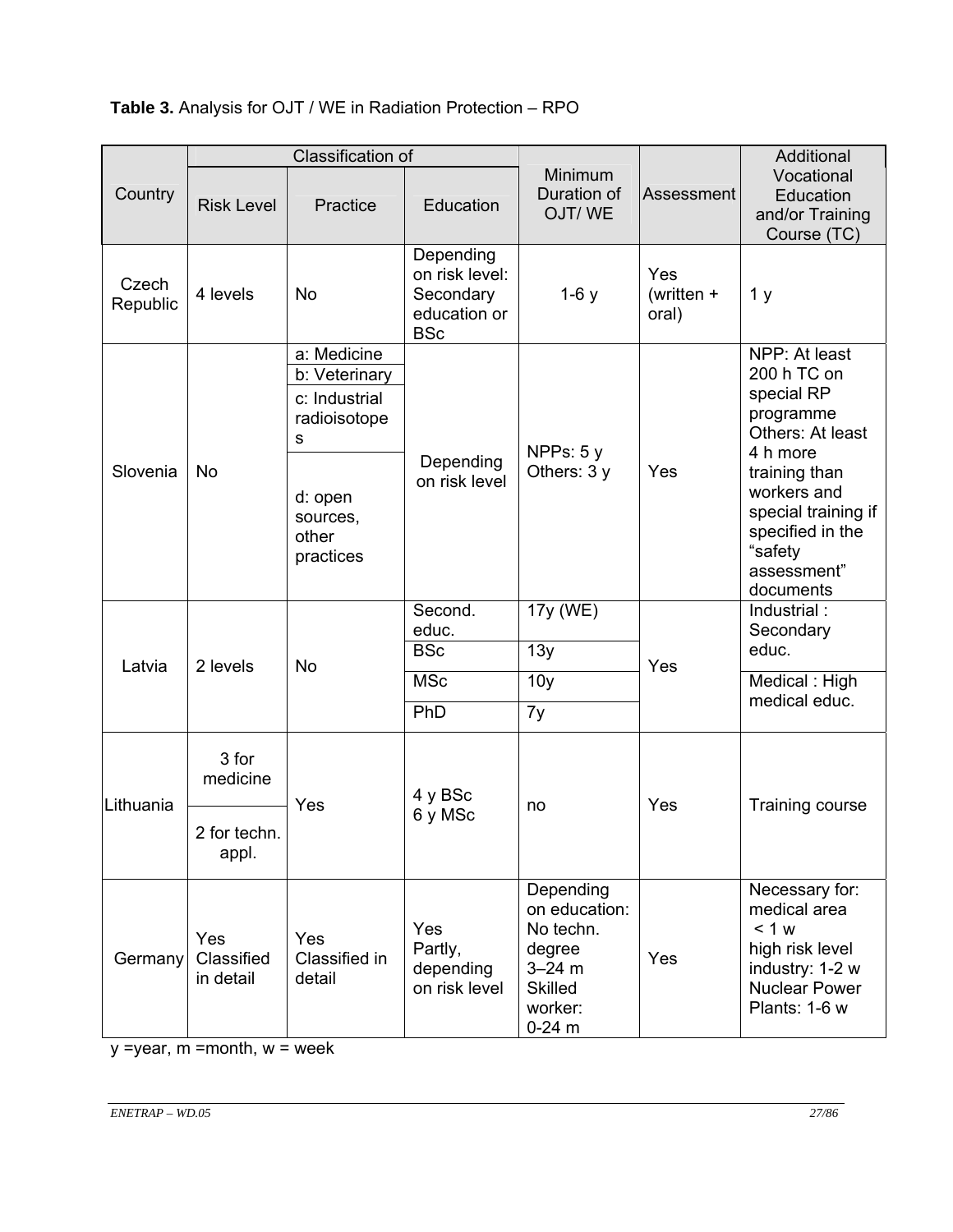**Table 3.** Analysis for OJT / WE in Radiation Protection – RPO

| Country | Classification of | | | Minimum Duration of OJT/ WE | Assessment | Additional Vocational Education and/or Training Course (TC) |
|---|---|---|---|---|---|---|
| | Risk Level | Practice | Education | | | |
| Czech Republic | 4 levels | No | Depending on risk level: Secondary education or BSc | 1-6 y | Yes (written + oral) | 1 y |
| Slovenia | No | a: Medicine<br>b: Veterinary<br>c: Industrial radioisotopes<br>d: open sources, other practices | Depending on risk level | NPPs: 5 y<br>Others: 3 y | Yes | NPP: At least 200 h TC on special RP programme<br>Others: At least 4 h more training than workers and special training if specified in the “safety assessment” documents |
| Latvia | 2 levels | No | Second. educ. | 17y (WE) | Yes | Industrial : Secondary educ. |
| | | | BSc | 13y | | |
| | | | MSc | 10y | | Medical : High medical educ. |
| | | | PhD | 7y | | |
| Lithuania | 3 for medicine<br>2 for techn. appl. | Yes | 4 y BSc<br>6 y MSc | no | Yes | Training course |
| Germany | Yes Classified in detail | Yes Classified in detail | Yes Partly, depending on risk level | Depending on education: No techn. degree 3–24 m<br>Skilled worker: 0-24 m | Yes | Necessary for:<br>medical area < 1 w<br>high risk level industry: 1-2 w<br>Nuclear Power Plants: 1-6 w |

y =year, m =month, w = week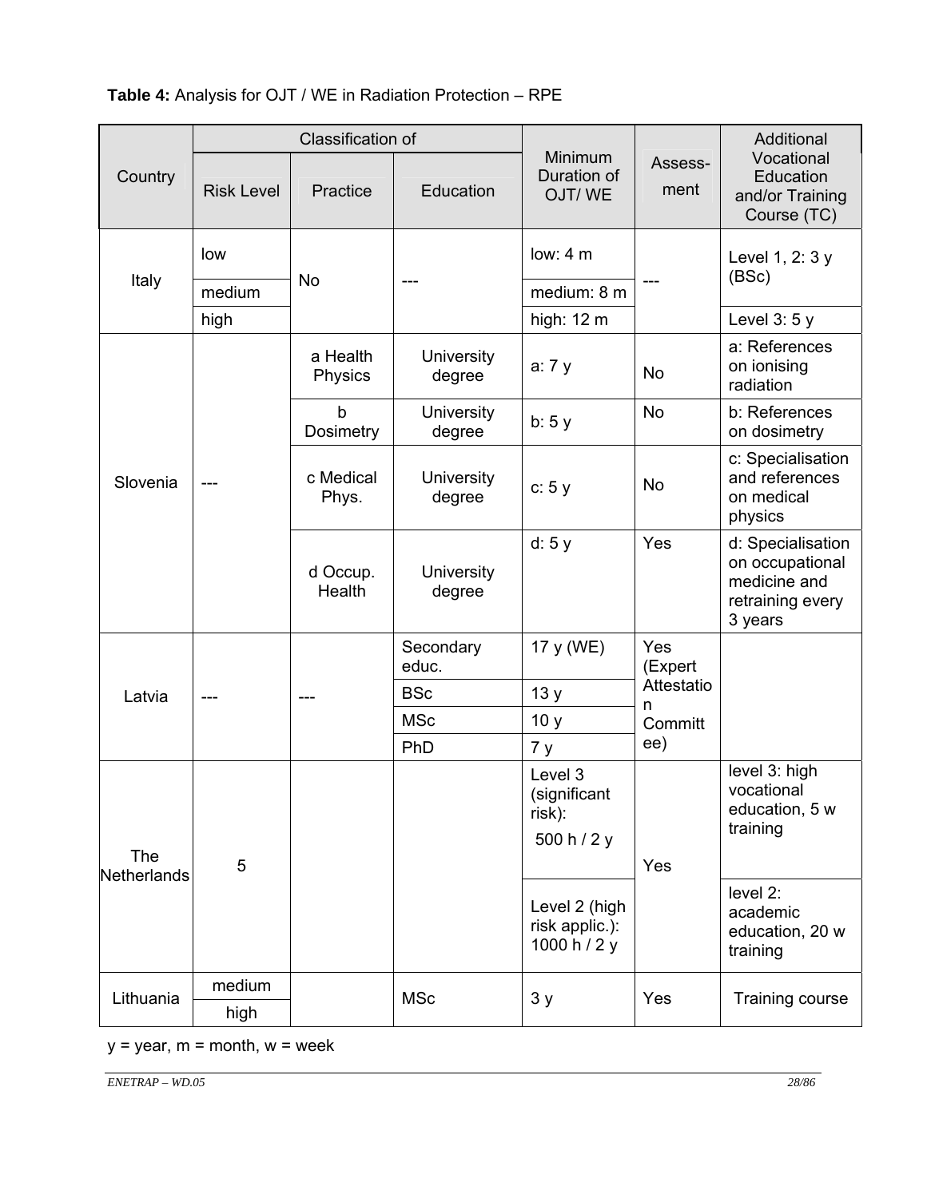**Table 4:** Analysis for OJT / WE in Radiation Protection – RPE

| Country | Classification of | | | Minimum Duration of OJT/ WE | Assess-ment | Additional Vocational Education and/or Training Course (TC) |
|---|---|---|---|---|---|---|
| | Risk Level | Practice | Education | | | |
| Italy | low | No | --- | low: 4 m | --- | Level 1, 2: 3 y (BSc) |
| | medium | | | medium: 8 m | | |
| | high | | | high: 12 m | | Level 3: 5 y |
| Slovenia | --- | a Health Physics | University degree | a: 7 y | No | a: References on ionising radiation |
| | | b Dosimetry | University degree | b: 5 y | No | b: References on dosimetry |
| | | c Medical Phys. | University degree | c: 5 y | No | c: Specialisation and references on medical physics |
| | | d Occup. Health | University degree | d: 5 y | Yes | d: Specialisation on occupational medicine and retraining every 3 years |
| Latvia | --- | --- | Secondary educ. | 17 y (WE) | Yes (Expert Attestation Committee) | |
| | | | BSc | 13 y | | |
| | | | MSc | 10 y | | |
| | | | PhD | 7 y | | |
| The Netherlands | 5 | | | Level 3 (significant risk): 500 h / 2 y | Yes | level 3: high vocational education, 5 w training |
| | | | | Level 2 (high risk applic.): 1000 h / 2 y | | level 2: academic education, 20 w training |
| Lithuania | medium | | MSc | 3 y | Yes | Training course |
| | high | | | | | |

y = year, m = month, w = week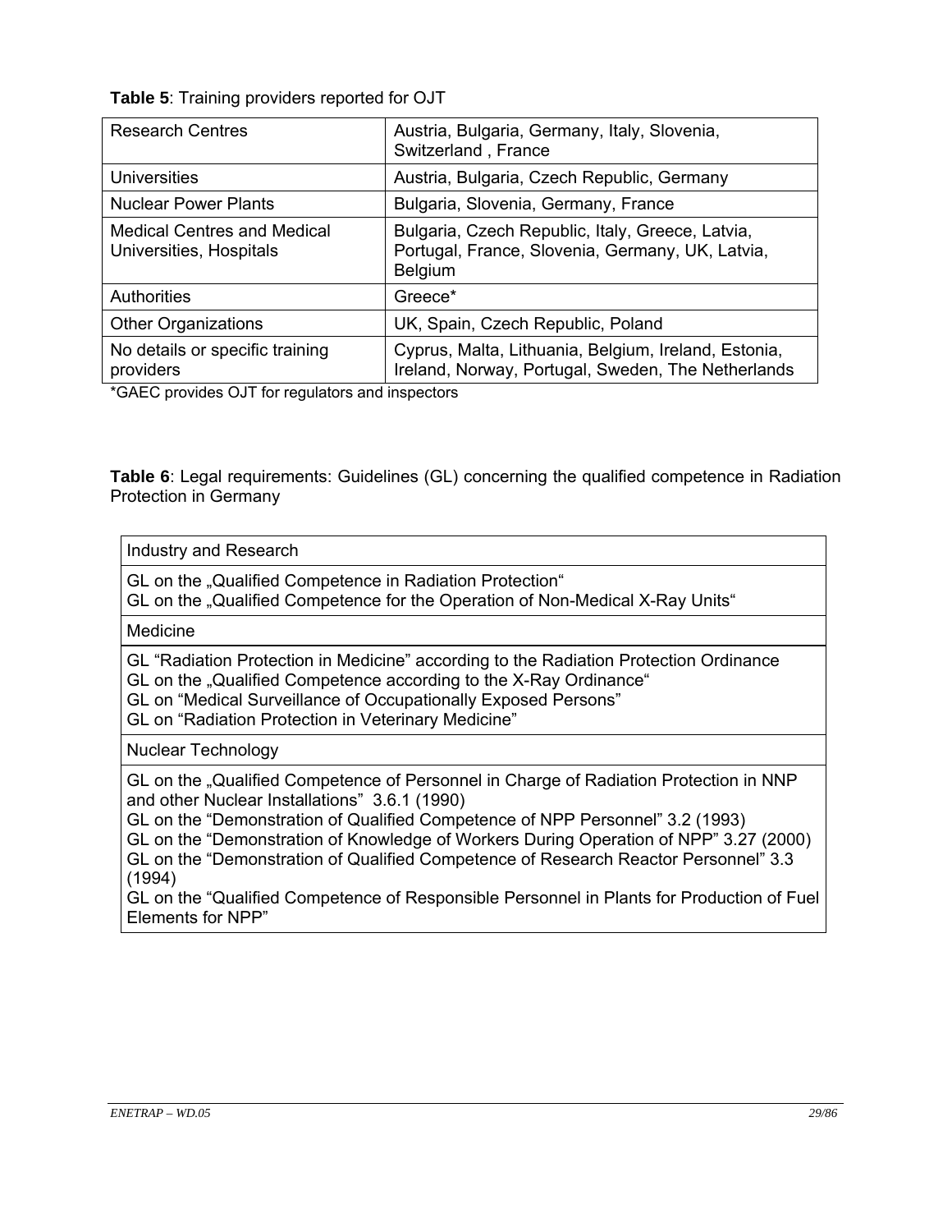**Table 5**: Training providers reported for OJT

| Research Centres | Austria, Bulgaria, Germany, Italy, Slovenia, Switzerland , France |
|---|---|
| Universities | Austria, Bulgaria, Czech Republic, Germany |
| Nuclear Power Plants | Bulgaria, Slovenia, Germany, France |
| Medical Centres and Medical Universities, Hospitals | Bulgaria, Czech Republic, Italy, Greece, Latvia, Portugal, France, Slovenia, Germany, UK, Latvia, Belgium |
| Authorities | Greece* |
| Other Organizations | UK, Spain, Czech Republic, Poland |
| No details or specific training providers | Cyprus, Malta, Lithuania, Belgium, Ireland, Estonia, Ireland, Norway, Portugal, Sweden, The Netherlands |

*GAEC provides OJT for regulators and inspectors

**Table 6**: Legal requirements: Guidelines (GL) concerning the qualified competence in Radiation Protection in Germany

| Industry and Research |
|---|
| GL on the „Qualified Competence in Radiation Protection“<br>GL on the „Qualified Competence for the Operation of Non-Medical X-Ray Units“ |
| Medicine |
| GL “Radiation Protection in Medicine” according to the Radiation Protection Ordinance<br>GL on the „Qualified Competence according to the X-Ray Ordinance“<br>GL on “Medical Surveillance of Occupationally Exposed Persons”<br>GL on “Radiation Protection in Veterinary Medicine” |
| Nuclear Technology |
| GL on the „Qualified Competence of Personnel in Charge of Radiation Protection in NNP and other Nuclear Installations“ 3.6.1 (1990)<br>GL on the “Demonstration of Qualified Competence of NPP Personnel” 3.2 (1993)<br>GL on the “Demonstration of Knowledge of Workers During Operation of NPP” 3.27 (2000)<br>GL on the “Demonstration of Qualified Competence of Research Reactor Personnel” 3.3 (1994)<br>GL on the “Qualified Competence of Responsible Personnel in Plants for Production of Fuel Elements for NPP” |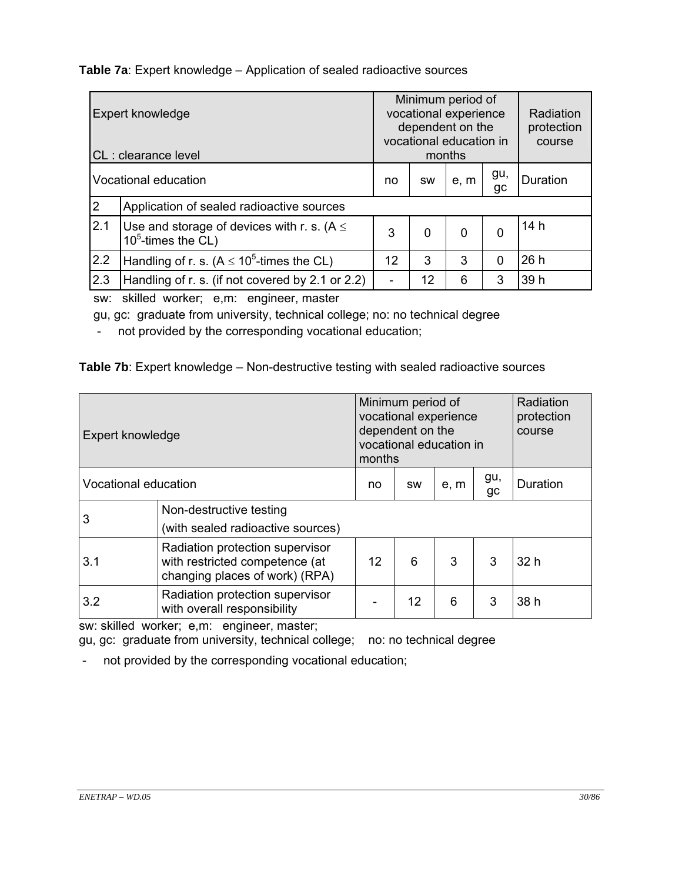**Table 7a**: Expert knowledge – Application of sealed radioactive sources

| Expert knowledge<br><br>CL : clearance level | | Minimum period of vocational experience dependent on the vocational education in months | | | | Radiation protection course |
|---|---|---|---|---|---|---|
| Vocational education | | no | sw | e, m | gu, gc | Duration |
| 2 | Application of sealed radioactive sources | | | | | |
| 2.1 | Use and storage of devices with r. s. ($A \leq 10^5$-times the CL) | 3 | 0 | 0 | 0 | 14 h |
| 2.2 | Handling of r. s. ($A \leq 10^5$-times the CL) | 12 | 3 | 3 | 0 | 26 h |
| 2.3 | Handling of r. s. (if not covered by 2.1 or 2.2) | - | 12 | 6 | 3 | 39 h |

sw: skilled worker; e,m: engineer, master

gu, gc: graduate from university, technical college; no: no technical degree

- not provided by the corresponding vocational education;

**Table 7b**: Expert knowledge – Non-destructive testing with sealed radioactive sources

| Expert knowledge | | Minimum period of vocational experience dependent on the vocational education in months | | | | Radiation protection course |
|---|---|---|---|---|---|---|
| Vocational education | | no | sw | e, m | gu, gc | Duration |
| 3 | Non-destructive testing (with sealed radioactive sources) | | | | | |
| 3.1 | Radiation protection supervisor with restricted competence (at changing places of work) (RPA) | 12 | 6 | 3 | 3 | 32 h |
| 3.2 | Radiation protection supervisor with overall responsibility | - | 12 | 6 | 3 | 38 h |

sw: skilled worker; e,m: engineer, master;
gu, gc: graduate from university, technical college; no: no technical degree

- not provided by the corresponding vocational education;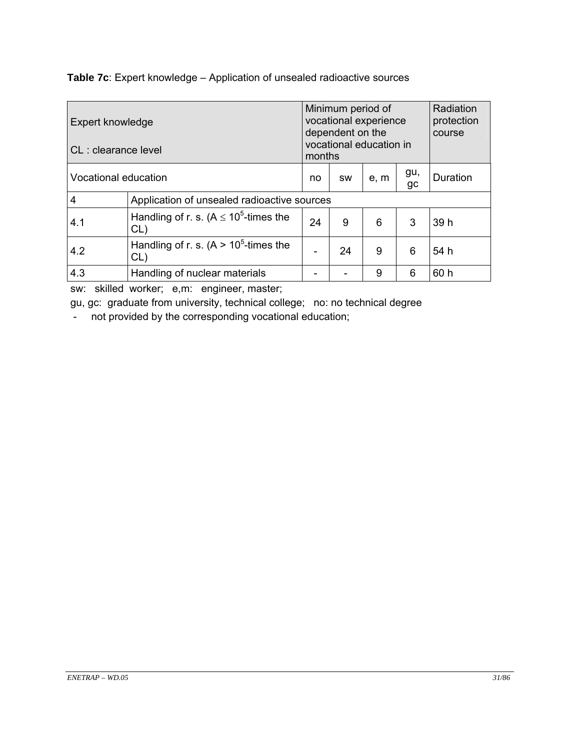**Table 7c**: Expert knowledge – Application of unsealed radioactive sources

| Expert knowledge<br><br>CL : clearance level | | Minimum period of vocational experience dependent on the vocational education in months | | | | Radiation protection course |
|---|---|---|---|---|---|---|
| Vocational education | | no | sw | e, m | gu, gc | Duration |
| 4 | Application of unsealed radioactive sources | | | | | |
| 4.1 | Handling of r. s. (A ≤ $10^5$-times the CL) | 24 | 9 | 6 | 3 | 39 h |
| 4.2 | Handling of r. s. (A > $10^5$-times the CL) | - | 24 | 9 | 6 | 54 h |
| 4.3 | Handling of nuclear materials | - | - | 9 | 6 | 60 h |

sw: skilled worker; e,m: engineer, master;

gu, gc: graduate from university, technical college; no: no technical degree

- not provided by the corresponding vocational education;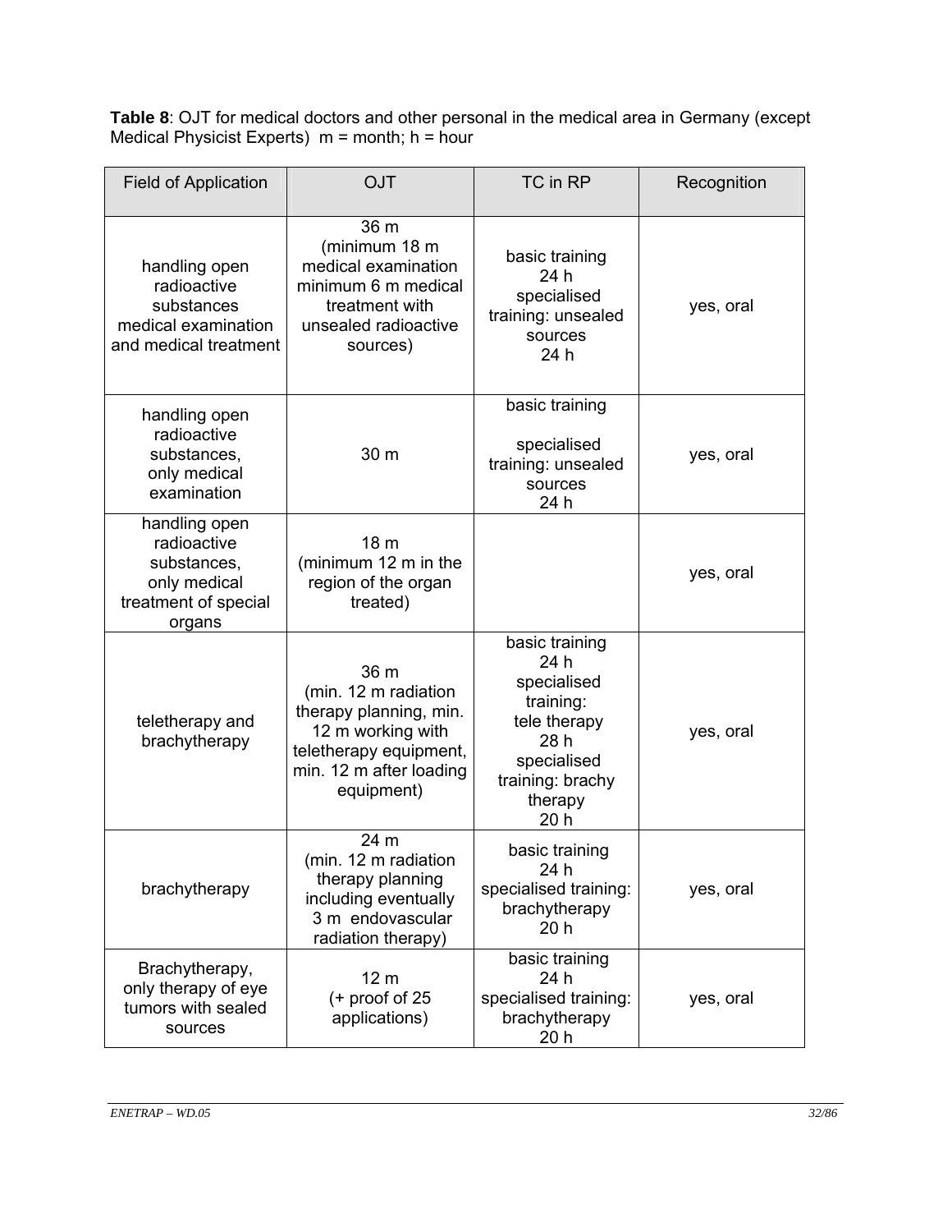**Table 8**: OJT for medical doctors and other personal in the medical area in Germany (except Medical Physicist Experts) m = month; h = hour

| Field of Application | OJT | TC in RP | Recognition |
|---|---|---|---|
| handling open radioactive substances medical examination and medical treatment | 36 m (minimum 18 m medical examination minimum 6 m medical treatment with unsealed radioactive sources) | basic training 24 h specialised training: unsealed sources 24 h | yes, oral |
| handling open radioactive substances, only medical examination | 30 m | basic training specialised training: unsealed sources 24 h | yes, oral |
| handling open radioactive substances, only medical treatment of special organs | 18 m (minimum 12 m in the region of the organ treated) | | yes, oral |
| teletherapy and brachytherapy | 36 m (min. 12 m radiation therapy planning, min. 12 m working with teletherapy equipment, min. 12 m after loading equipment) | basic training 24 h specialised training: tele therapy 28 h specialised training: brachy therapy 20 h | yes, oral |
| brachytherapy | 24 m (min. 12 m radiation therapy planning including eventually 3 m endovascular radiation therapy) | basic training 24 h specialised training: brachytherapy 20 h | yes, oral |
| Brachytherapy, only therapy of eye tumors with sealed sources | 12 m (+ proof of 25 applications) | basic training 24 h specialised training: brachytherapy 20 h | yes, oral |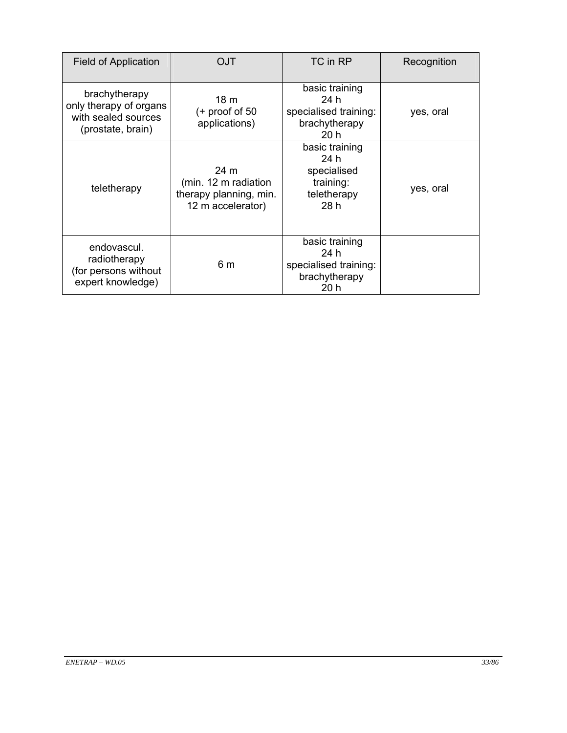| Field of Application | OJT | TC in RP | Recognition |
|---|---|---|---|
| brachytherapy only therapy of organs with sealed sources (prostate, brain) | 18 m (+ proof of 50 applications) | basic training 24 h specialised training: brachytherapy 20 h | yes, oral |
| teletherapy | 24 m (min. 12 m radiation therapy planning, min. 12 m accelerator) | basic training 24 h specialised training: teletherapy 28 h | yes, oral |
| endovascul. radiotherapy (for persons without expert knowledge) | 6 m | basic training 24 h specialised training: brachytherapy 20 h | |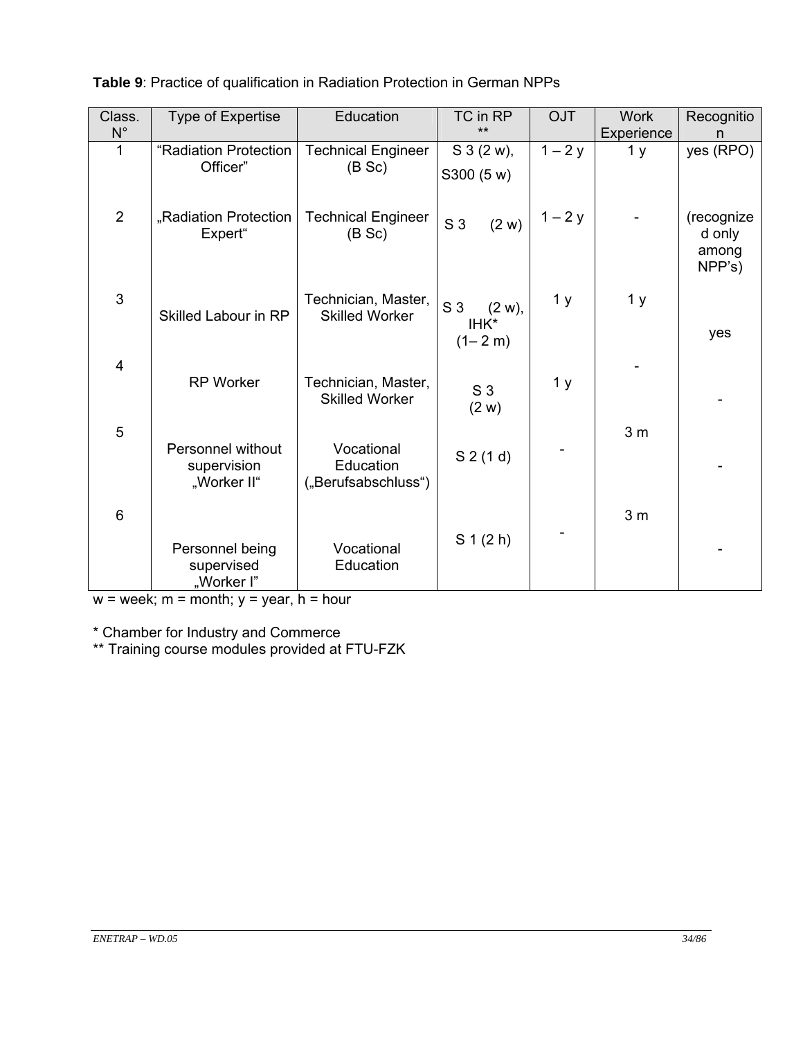**Table 9**: Practice of qualification in Radiation Protection in German NPPs

| Class. N° | Type of Expertise | Education | TC in RP ** | OJT | Work Experience | Recognition |
|---|---|---|---|---|---|---|
| 1 | "Radiation Protection Officer" | Technical Engineer (B Sc) | S 3 (2 w), S300 (5 w) | 1 – 2 y | 1 y | yes (RPO) |
| 2 | „Radiation Protection Expert" | Technical Engineer (B Sc) | S 3 (2 w) | 1 – 2 y | - | (recognized only among NPP's) |
| 3 | Skilled Labour in RP | Technician, Master, Skilled Worker | S 3 (2 w), IHK* (1– 2 m) | 1 y | 1 y | yes |
| 4 | RP Worker | Technician, Master, Skilled Worker | S 3 (2 w) | 1 y | - | - |
| 5 | Personnel without supervision „Worker II" | Vocational Education („Berufsabschluss") | S 2 (1 d) | - | 3 m | - |
| 6 | Personnel being supervised „Worker I" | Vocational Education | S 1 (2 h) | - | 3 m | - |

w = week; m = month; y = year, h = hour

* Chamber for Industry and Commerce
** Training course modules provided at FTU-FZK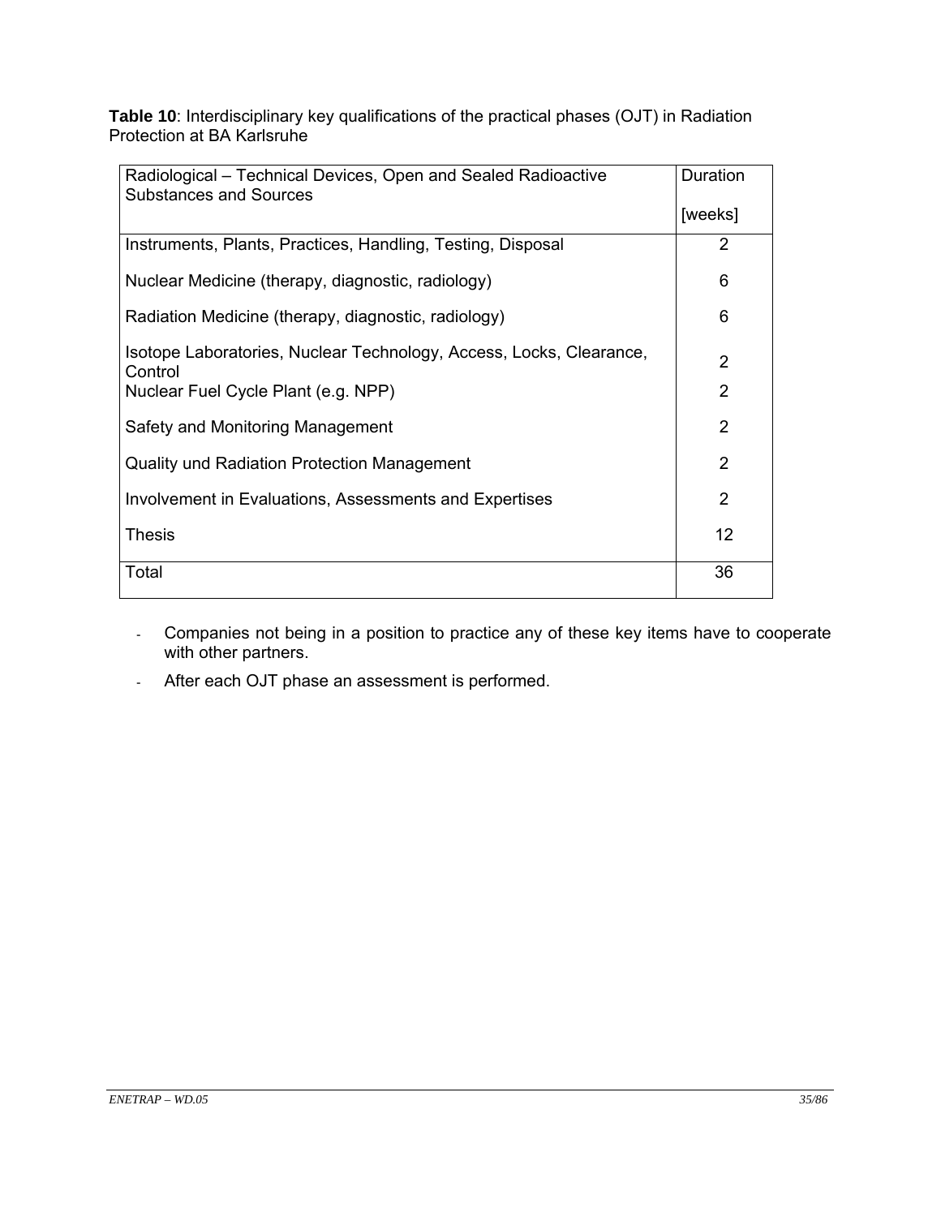**Table 10**: Interdisciplinary key qualifications of the practical phases (OJT) in Radiation Protection at BA Karlsruhe

| Radiological – Technical Devices, Open and Sealed Radioactive Substances and Sources | Duration [weeks] |
|---|---|
| Instruments, Plants, Practices, Handling, Testing, Disposal | 2 |
| Nuclear Medicine (therapy, diagnostic, radiology) | 6 |
| Radiation Medicine (therapy, diagnostic, radiology) | 6 |
| Isotope Laboratories, Nuclear Technology, Access, Locks, Clearance, Control | 2 |
| Nuclear Fuel Cycle Plant (e.g. NPP) | 2 |
| Safety and Monitoring Management | 2 |
| Quality und Radiation Protection Management | 2 |
| Involvement in Evaluations, Assessments and Expertises | 2 |
| Thesis | 12 |
| Total | 36 |

- Companies not being in a position to practice any of these key items have to cooperate with other partners.
- After each OJT phase an assessment is performed.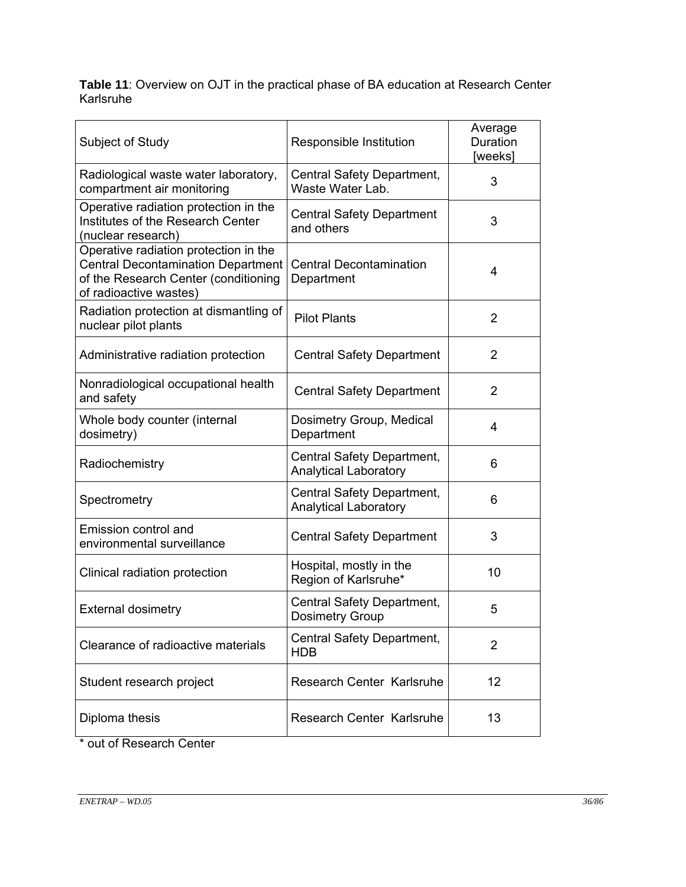**Table 11**: Overview on OJT in the practical phase of BA education at Research Center Karlsruhe

| Subject of Study | Responsible Institution | Average Duration [weeks] |
|---|---|---|
| Radiological waste water laboratory, compartment air monitoring | Central Safety Department, Waste Water Lab. | 3 |
| Operative radiation protection in the Institutes of the Research Center (nuclear research) | Central Safety Department and others | 3 |
| Operative radiation protection in the Central Decontamination Department of the Research Center (conditioning of radioactive wastes) | Central Decontamination Department | 4 |
| Radiation protection at dismantling of nuclear pilot plants | Pilot Plants | 2 |
| Administrative radiation protection | Central Safety Department | 2 |
| Nonradiological occupational health and safety | Central Safety Department | 2 |
| Whole body counter (internal dosimetry) | Dosimetry Group, Medical Department | 4 |
| Radiochemistry | Central Safety Department, Analytical Laboratory | 6 |
| Spectrometry | Central Safety Department, Analytical Laboratory | 6 |
| Emission control and environmental surveillance | Central Safety Department | 3 |
| Clinical radiation protection | Hospital, mostly in the Region of Karlsruhe* | 10 |
| External dosimetry | Central Safety Department, Dosimetry Group | 5 |
| Clearance of radioactive materials | Central Safety Department, HDB | 2 |
| Student research project | Research Center Karlsruhe | 12 |
| Diploma thesis | Research Center Karlsruhe | 13 |

* out of Research Center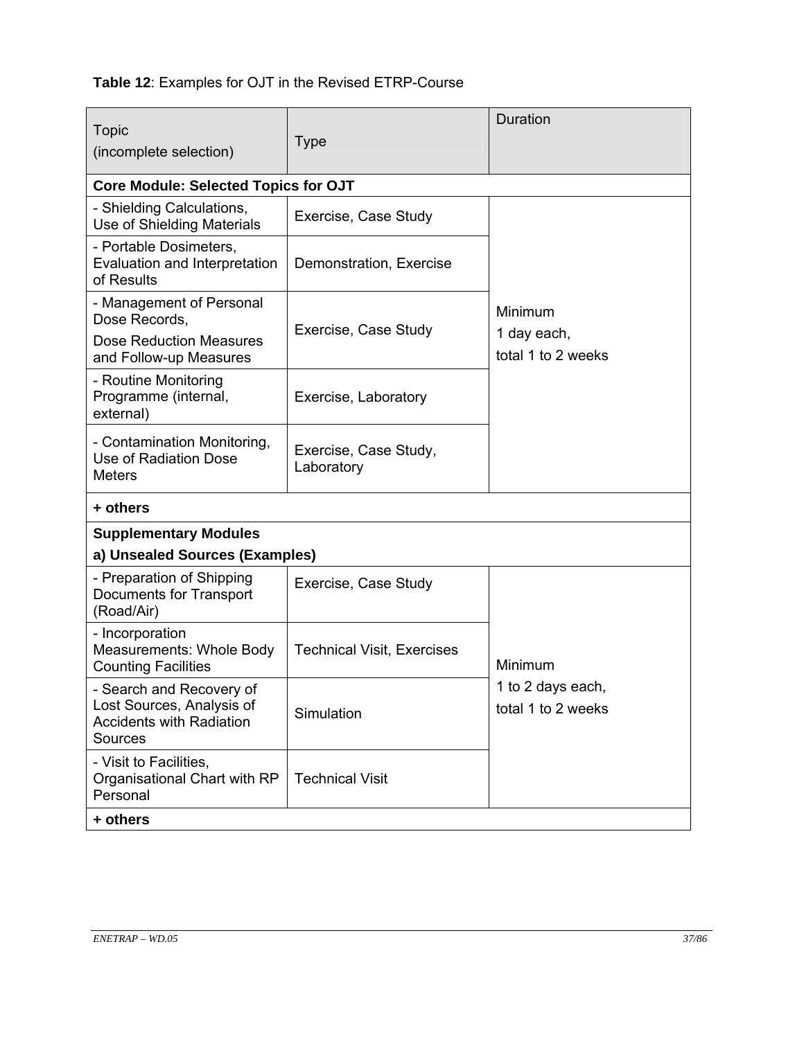**Table 12**: Examples for OJT in the Revised ETRP-Course

| Topic (incomplete selection) | Type | Duration |
|---|---|---|
| **Core Module: Selected Topics for OJT** | | |
| - Shielding Calculations, Use of Shielding Materials | Exercise, Case Study | Minimum 1 day each, total 1 to 2 weeks |
| - Portable Dosimeters, Evaluation and Interpretation of Results | Demonstration, Exercise | |
| - Management of Personal Dose Records, Dose Reduction Measures and Follow-up Measures | Exercise, Case Study | |
| - Routine Monitoring Programme (internal, external) | Exercise, Laboratory | |
| - Contamination Monitoring, Use of Radiation Dose Meters | Exercise, Case Study, Laboratory | |
| **+ others** | | |
| **Supplementary Modules** **a) Unsealed Sources (Examples)** | | |
| - Preparation of Shipping Documents for Transport (Road/Air) | Exercise, Case Study | Minimum 1 to 2 days each, total 1 to 2 weeks |
| - Incorporation Measurements: Whole Body Counting Facilities | Technical Visit, Exercises | |
| - Search and Recovery of Lost Sources, Analysis of Accidents with Radiation Sources | Simulation | |
| - Visit to Facilities, Organisational Chart with RP Personal | Technical Visit | |
| **+ others** | | |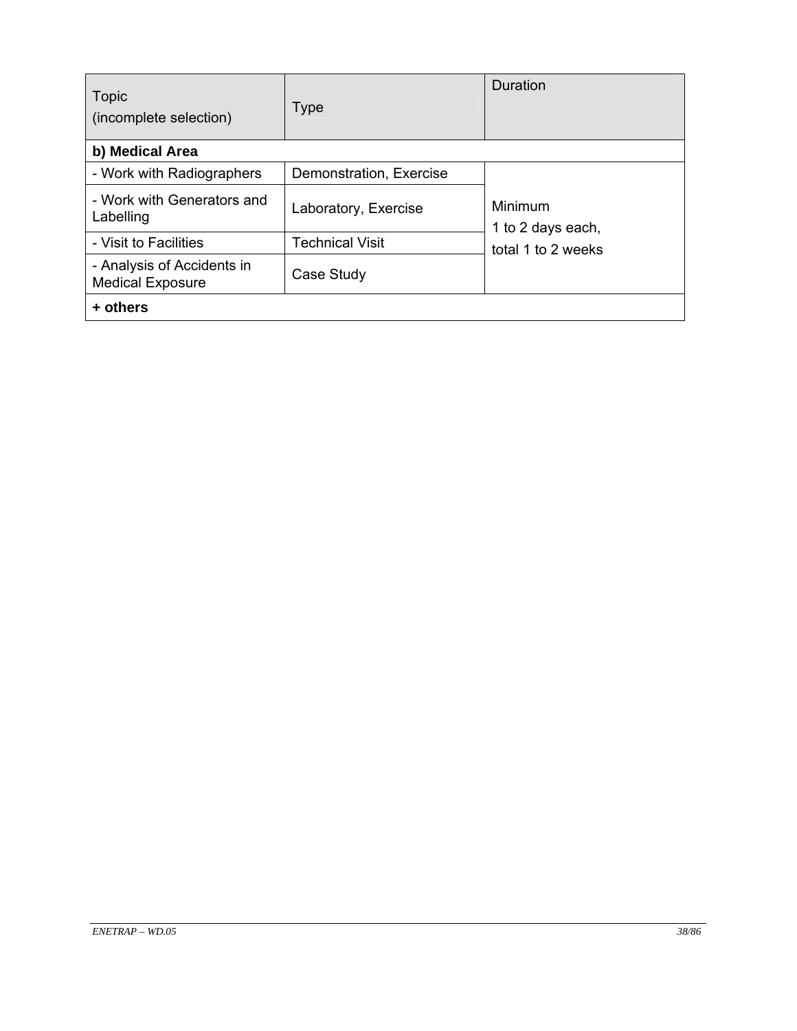| Topic<br>(incomplete selection) | Type | Duration |
|---|---|---|
| **b) Medical Area** | | |
| - Work with Radiographers | Demonstration, Exercise | Minimum<br>1 to 2 days each,<br>total 1 to 2 weeks |
| - Work with Generators and Labelling | Laboratory, Exercise | |
| - Visit to Facilities | Technical Visit | |
| - Analysis of Accidents in Medical Exposure | Case Study | |
| **+ others** | | |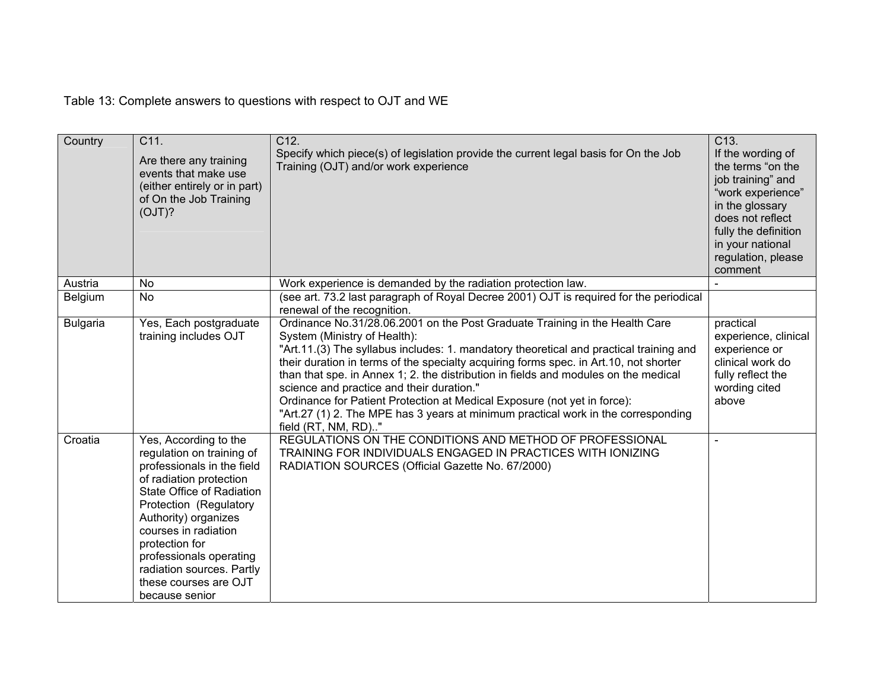Table 13: Complete answers to questions with respect to OJT and WE

| Country | C11. Are there any training events that make use (either entirely or in part) of On the Job Training (OJT)? | C12. Specify which piece(s) of legislation provide the current legal basis for On the Job Training (OJT) and/or work experience | C13. If the wording of the terms "on the job training" and "work experience" in the glossary does not reflect fully the definition in your national regulation, please comment |
| --- | --- | --- | --- |
| Austria | No | Work experience is demanded by the radiation protection law. | - |
| Belgium | No | (see art. 73.2 last paragraph of Royal Decree 2001) OJT is required for the periodical renewal of the recognition. | |
| Bulgaria | Yes, Each postgraduate training includes OJT | Ordinance No.31/28.06.2001 on the Post Graduate Training in the Health Care System (Ministry of Health): "Art.11.(3) The syllabus includes: 1. mandatory theoretical and practical training and their duration in terms of the specialty acquiring forms spec. in Art.10, not shorter than that spe. in Annex 1; 2. the distribution in fields and modules on the medical science and practice and their duration." Ordinance for Patient Protection at Medical Exposure (not yet in force): "Art.27 (1) 2. The MPE has 3 years at minimum practical work in the corresponding field (RT, NM, RD).." | practical experience, clinical experience or clinical work do fully reflect the wording cited above |
| Croatia | Yes, According to the regulation on training of professionals in the field of radiation protection State Office of Radiation Protection (Regulatory Authority) organizes courses in radiation protection for professionals operating radiation sources. Partly these courses are OJT because senior | REGULATIONS ON THE CONDITIONS AND METHOD OF PROFESSIONAL TRAINING FOR INDIVIDUALS ENGAGED IN PRACTICES WITH IONIZING RADIATION SOURCES (Official Gazette No. 67/2000) | - |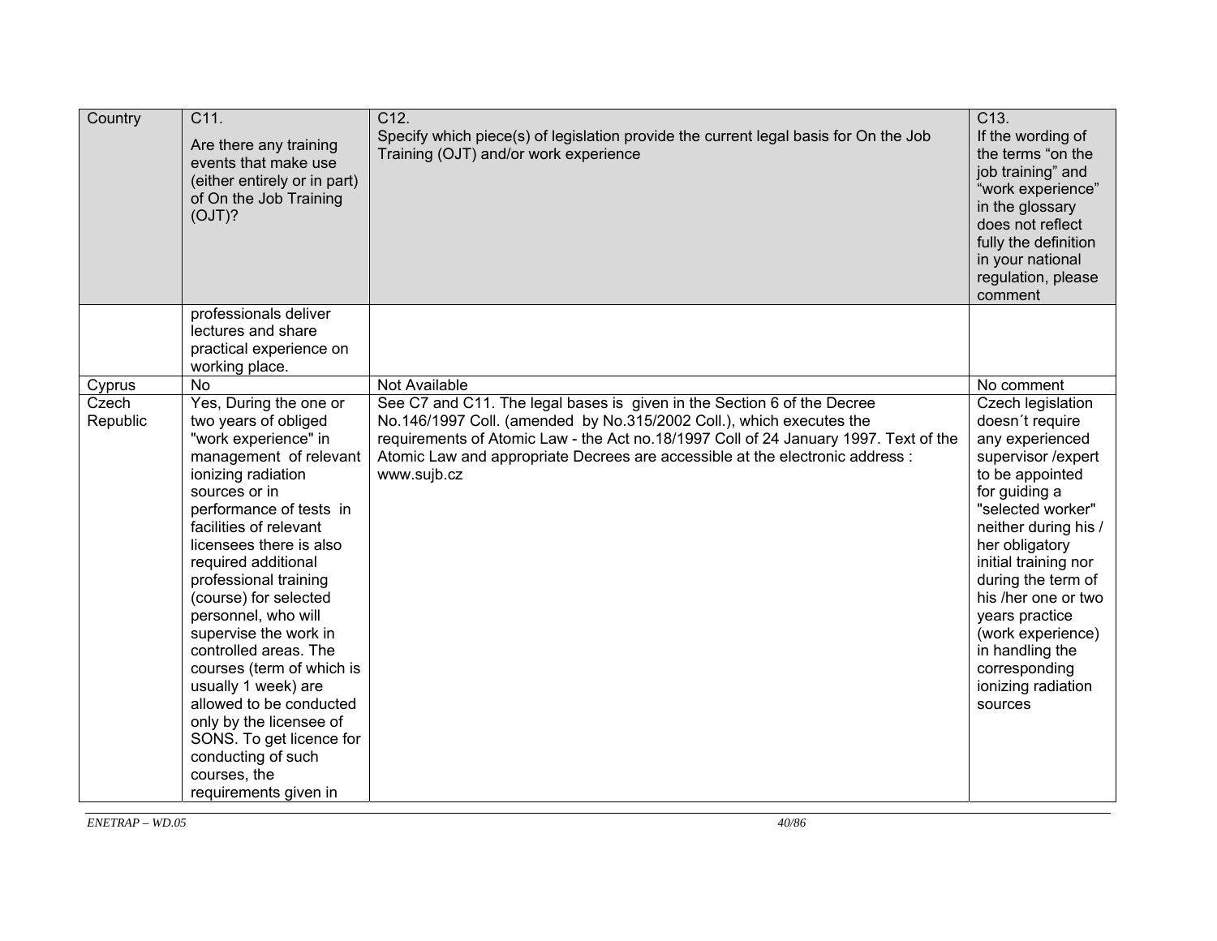| Country | C11. Are there any training events that make use (either entirely or in part) of On the Job Training (OJT)? | C12. Specify which piece(s) of legislation provide the current legal basis for On the Job Training (OJT) and/or work experience | C13. If the wording of the terms "on the job training" and "work experience" in the glossary does not reflect fully the definition in your national regulation, please comment |
|---|---|---|---|
| | professionals deliver lectures and share practical experience on working place. | | |
| Cyprus | No | Not Available | No comment |
| Czech Republic | Yes, During the one or two years of obliged "work experience" in management of relevant ionizing radiation sources or in performance of tests in facilities of relevant licensees there is also required additional professional training (course) for selected personnel, who will supervise the work in controlled areas. The courses (term of which is usually 1 week) are allowed to be conducted only by the licensee of SONS. To get licence for conducting of such courses, the requirements given in | See C7 and C11. The legal bases is given in the Section 6 of the Decree No.146/1997 Coll. (amended by No.315/2002 Coll.), which executes the requirements of Atomic Law - the Act no.18/1997 Coll of 24 January 1997. Text of the Atomic Law and appropriate Decrees are accessible at the electronic address : www.sujb.cz | Czech legislation doesn´t require any experienced supervisor /expert to be appointed for guiding a "selected worker" neither during his / her obligatory initial training nor during the term of his /her one or two years practice (work experience) in handling the corresponding ionizing radiation sources |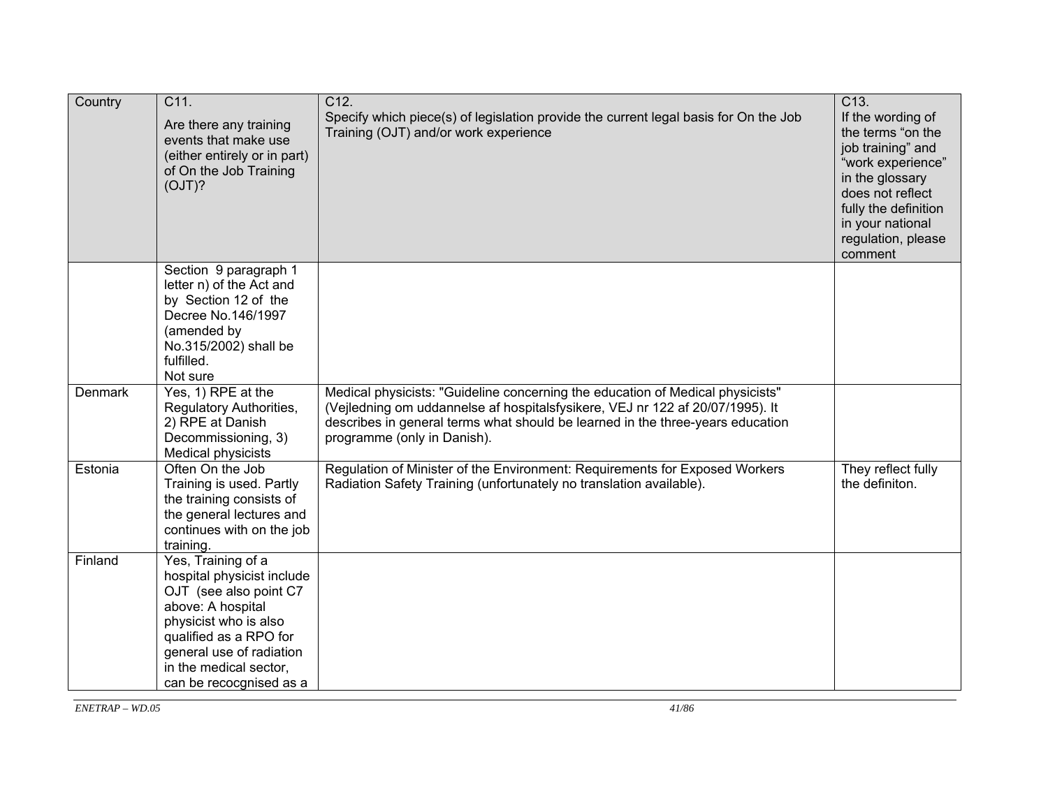| Country | C11. Are there any training events that make use (either entirely or in part) of On the Job Training (OJT)? | C12. Specify which piece(s) of legislation provide the current legal basis for On the Job Training (OJT) and/or work experience | C13. If the wording of the terms “on the job training” and “work experience” in the glossary does not reflect fully the definition in your national regulation, please comment |
|---|---|---|---|
| | Section 9 paragraph 1 letter n) of the Act and by Section 12 of the Decree No.146/1997 (amended by No.315/2002) shall be fulfilled. Not sure | | |
| Denmark | Yes, 1) RPE at the Regulatory Authorities, 2) RPE at Danish Decommissioning, 3) Medical physicists | Medical physicists: "Guideline concerning the education of Medical physicists" (Vejledning om uddannelse af hospitalsfysikere, VEJ nr 122 af 20/07/1995). It describes in general terms what should be learned in the three-years education programme (only in Danish). | |
| Estonia | Often On the Job Training is used. Partly the training consists of the general lectures and continues with on the job training. | Regulation of Minister of the Environment: Requirements for Exposed Workers Radiation Safety Training (unfortunately no translation available). | They reflect fully the definiton. |
| Finland | Yes, Training of a hospital physicist include OJT (see also point C7 above: A hospital physicist who is also qualified as a RPO for general use of radiation in the medical sector, can be recocgnised as a | | |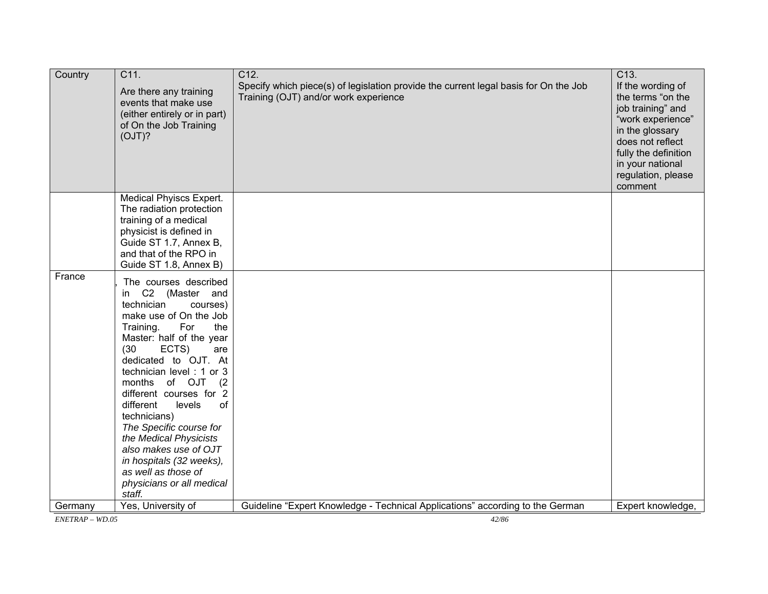| Country | C11. Are there any training events that make use (either entirely or in part) of On the Job Training (OJT)? | C12. Specify which piece(s) of legislation provide the current legal basis for On the Job Training (OJT) and/or work experience | C13. If the wording of the terms "on the job training" and "work experience" in the glossary does not reflect fully the definition in your national regulation, please comment |
|---|---|---|---|
| | Medical Phyiscs Expert. The radiation protection training of a medical physicist is defined in Guide ST 1.7, Annex B, and that of the RPO in Guide ST 1.8, Annex B) | | |
| France | , The courses described in C2 (Master and technician courses) make use of On the Job Training. For the Master: half of the year (30 ECTS) are dedicated to OJT. At technician level : 1 or 3 months of OJT (2 different courses for 2 different levels of technicians) *The Specific course for the Medical Physicists also makes use of OJT in hospitals (32 weeks), as well as those of physicians or all medical staff.* | | |
| Germany | Yes, University of | Guideline "Expert Knowledge - Technical Applications" according to the German | Expert knowledge, |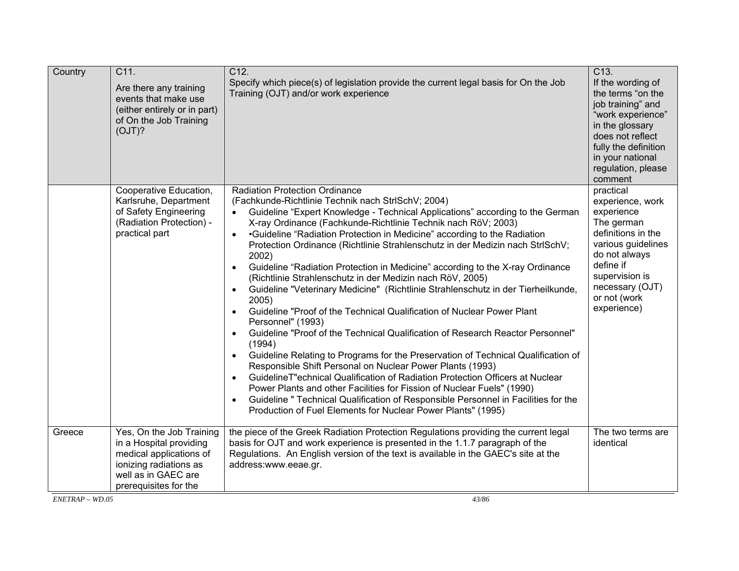| Country | C11. Are there any training events that make use (either entirely or in part) of On the Job Training (OJT)? | C12. Specify which piece(s) of legislation provide the current legal basis for On the Job Training (OJT) and/or work experience | C13. If the wording of the terms "on the job training" and "work experience" in the glossary does not reflect fully the definition in your national regulation, please comment |
|---|---|---|---|
| | Cooperative Education, Karlsruhe, Department of Safety Engineering (Radiation Protection) - practical part | Radiation Protection Ordinance<br>(Fachkunde-Richtlinie Technik nach StrlSchV; 2004)<br>• Guideline "Expert Knowledge - Technical Applications" according to the German X-ray Ordinance (Fachkunde-Richtlinie Technik nach RöV; 2003)<br>• •Guideline "Radiation Protection in Medicine" according to the Radiation Protection Ordinance (Richtlinie Strahlenschutz in der Medizin nach StrlSchV; 2002)<br>• Guideline "Radiation Protection in Medicine" according to the X-ray Ordinance (Richtlinie Strahlenschutz in der Medizin nach RöV, 2005)<br>• Guideline "Veterinary Medicine" (Richtlinie Strahlenschutz in der Tierheilkunde, 2005)<br>• Guideline "Proof of the Technical Qualification of Nuclear Power Plant Personnel" (1993)<br>• Guideline "Proof of the Technical Qualification of Research Reactor Personnel" (1994)<br>• Guideline Relating to Programs for the Preservation of Technical Qualification of Responsible Shift Personal on Nuclear Power Plants (1993)<br>• GuidelineT"echnical Qualification of Radiation Protection Officers at Nuclear Power Plants and other Facilities for Fission of Nuclear Fuels" (1990)<br>• Guideline " Technical Qualification of Responsible Personnel in Facilities for the Production of Fuel Elements for Nuclear Power Plants" (1995) | practical experience, work experience<br>The german definitions in the various guidelines do not always define if supervision is necessary (OJT) or not (work experience) |
| Greece | Yes, On the Job Training in a Hospital providing medical applications of ionizing radiations as well as in GAEC are prerequisites for the | the piece of the Greek Radiation Protection Regulations providing the current legal basis for OJT and work experience is presented in the 1.1.7 paragraph of the Regulations. An English version of the text is available in the GAEC's site at the address:www.eeae.gr. | The two terms are identical |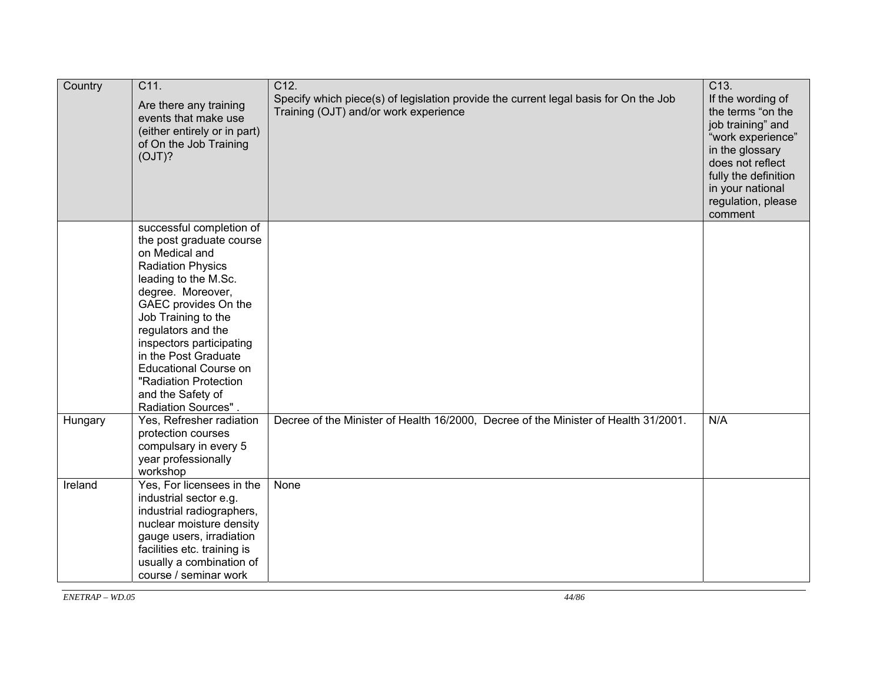| Country | C11.<br>Are there any training events that make use (either entirely or in part) of On the Job Training (OJT)? | C12.<br>Specify which piece(s) of legislation provide the current legal basis for On the Job Training (OJT) and/or work experience | C13.<br>If the wording of the terms "on the job training" and "work experience" in the glossary does not reflect fully the definition in your national regulation, please comment |
|---|---|---|---|
| | successful completion of the post graduate course on Medical and Radiation Physics leading to the M.Sc. degree. Moreover, GAEC provides On the Job Training to the regulators and the inspectors participating in the Post Graduate Educational Course on "Radiation Protection and the Safety of Radiation Sources" . | | |
| Hungary | Yes, Refresher radiation protection courses compulsary in every 5 year professionally workshop | Decree of the Minister of Health 16/2000, Decree of the Minister of Health 31/2001. | N/A |
| Ireland | Yes, For licensees in the industrial sector e.g. industrial radiographers, nuclear moisture density gauge users, irradiation facilities etc. training is usually a combination of course / seminar work | None | |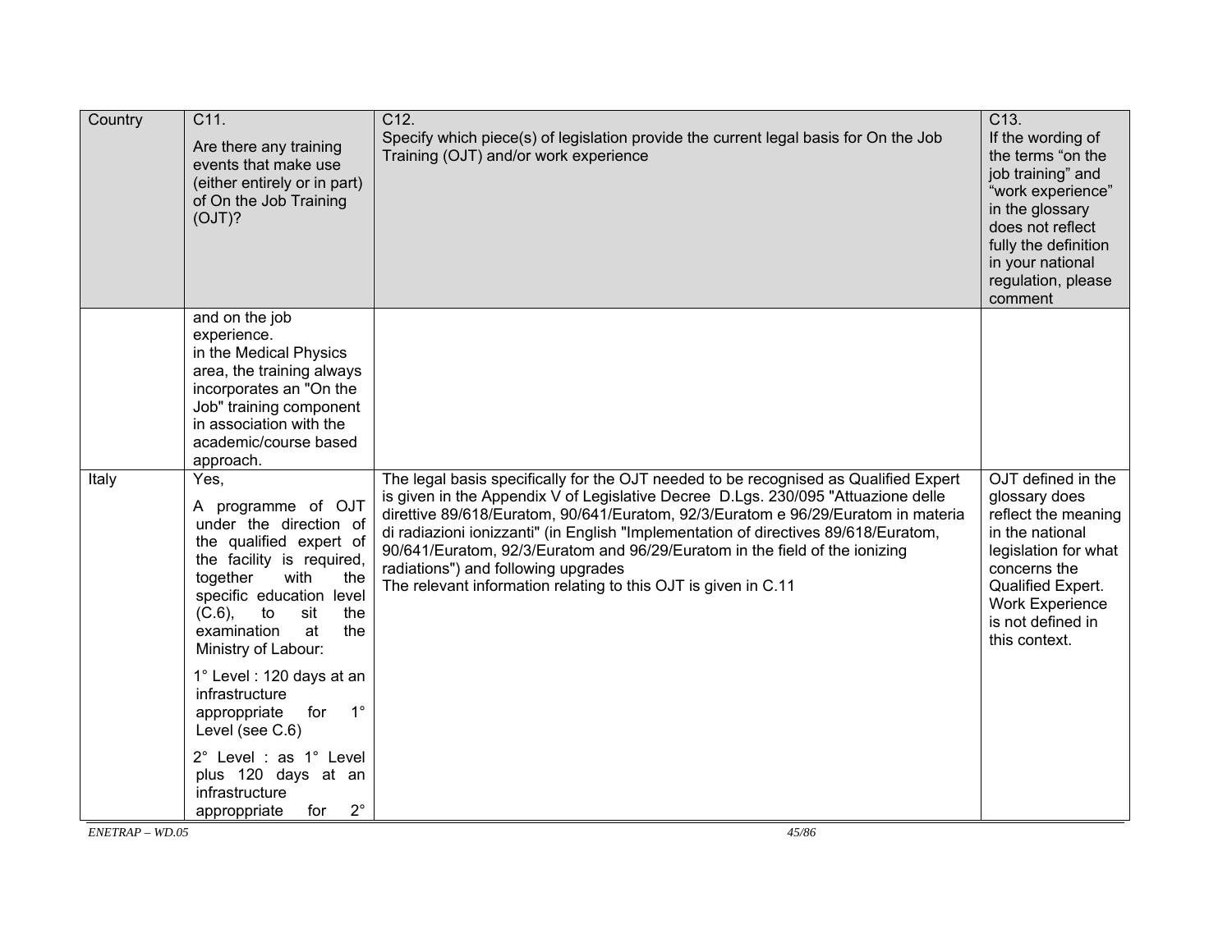| Country | C11. Are there any training events that make use (either entirely or in part) of On the Job Training (OJT)? | C12. Specify which piece(s) of legislation provide the current legal basis for On the Job Training (OJT) and/or work experience | C13. If the wording of the terms "on the job training" and "work experience" in the glossary does not reflect fully the definition in your national regulation, please comment |
|---|---|---|---|
| | and on the job experience. in the Medical Physics area, the training always incorporates an "On the Job" training component in association with the academic/course based approach. | | |
| Italy | Yes,<br><br>A programme of OJT under the direction of the qualified expert of the facility is required, together with the specific education level (C.6), to sit the examination at the Ministry of Labour:<br><br>1° Level : 120 days at an infrastructure approppriate for 1° Level (see C.6)<br><br>2° Level : as 1° Level plus 120 days at an infrastructure approppriate for 2° | The legal basis specifically for the OJT needed to be recognised as Qualified Expert is given in the Appendix V of Legislative Decree D.Lgs. 230/095 "Attuazione delle direttive 89/618/Euratom, 90/641/Euratom, 92/3/Euratom e 96/29/Euratom in materia di radiazioni ionizzanti" (in English "Implementation of directives 89/618/Euratom, 90/641/Euratom, 92/3/Euratom and 96/29/Euratom in the field of the ionizing radiations") and following upgrades<br>The relevant information relating to this OJT is given in C.11 | OJT defined in the glossary does reflect the meaning in the national legislation for what concerns the Qualified Expert. Work Experience is not defined in this context. |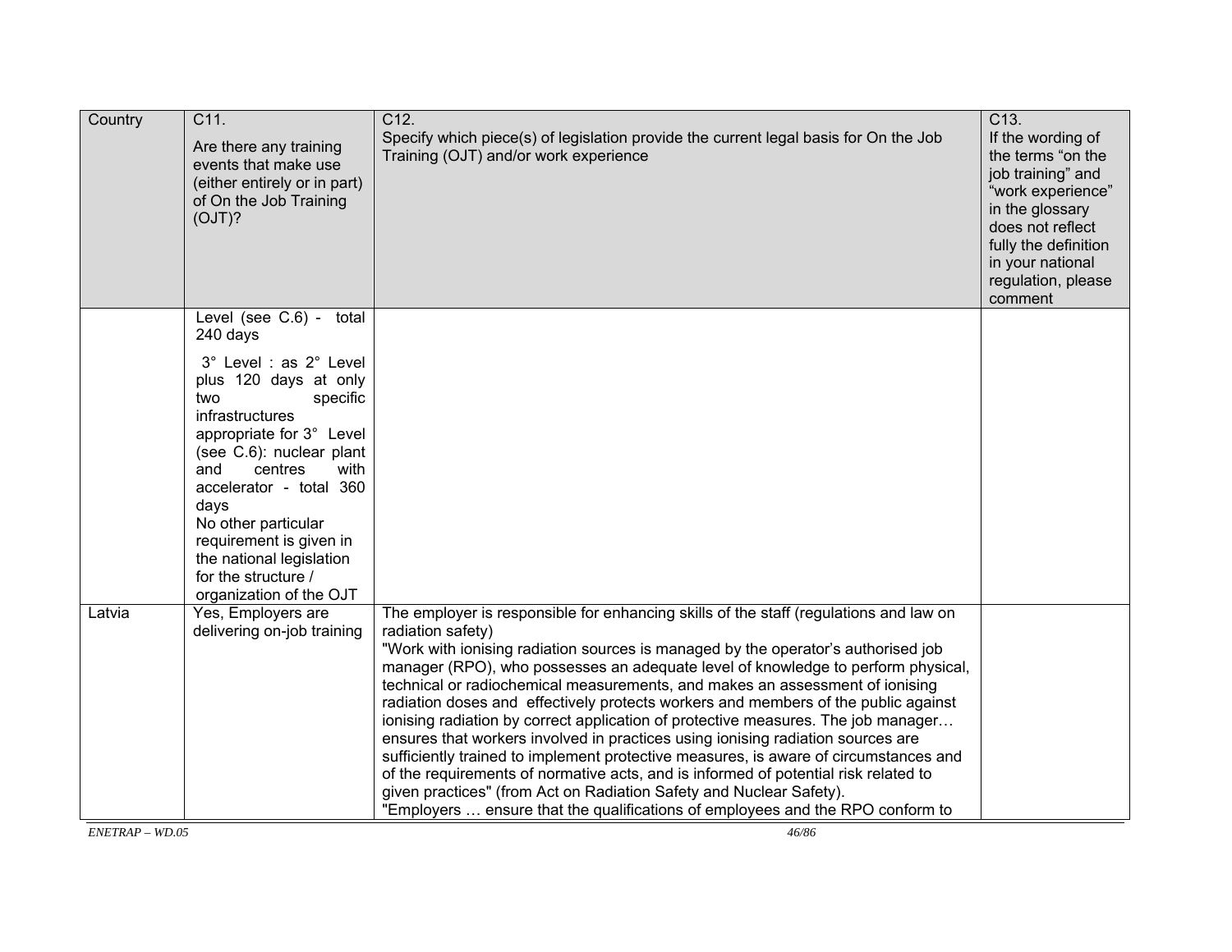| Country | C11.<br>Are there any training events that make use (either entirely or in part) of On the Job Training (OJT)? | C12.<br>Specify which piece(s) of legislation provide the current legal basis for On the Job Training (OJT) and/or work experience | C13.<br>If the wording of the terms "on the job training" and "work experience" in the glossary does not reflect fully the definition in your national regulation, please comment |
|---|---|---|---|
| | Level (see C.6) - total 240 days<br><br>3° Level : as 2° Level plus 120 days at only two specific infrastructures appropriate for 3° Level (see C.6): nuclear plant and centres with accelerator - total 360 days<br>No other particular requirement is given in the national legislation for the structure / organization of the OJT | | |
| Latvia | Yes, Employers are delivering on-job training | The employer is responsible for enhancing skills of the staff (regulations and law on radiation safety)<br>"Work with ionising radiation sources is managed by the operator's authorised job manager (RPO), who possesses an adequate level of knowledge to perform physical, technical or radiochemical measurements, and makes an assessment of ionising radiation doses and effectively protects workers and members of the public against ionising radiation by correct application of protective measures. The job manager… ensures that workers involved in practices using ionising radiation sources are sufficiently trained to implement protective measures, is aware of circumstances and of the requirements of normative acts, and is informed of potential risk related to given practices" (from Act on Radiation Safety and Nuclear Safety).<br>"Employers … ensure that the qualifications of employees and the RPO conform to | |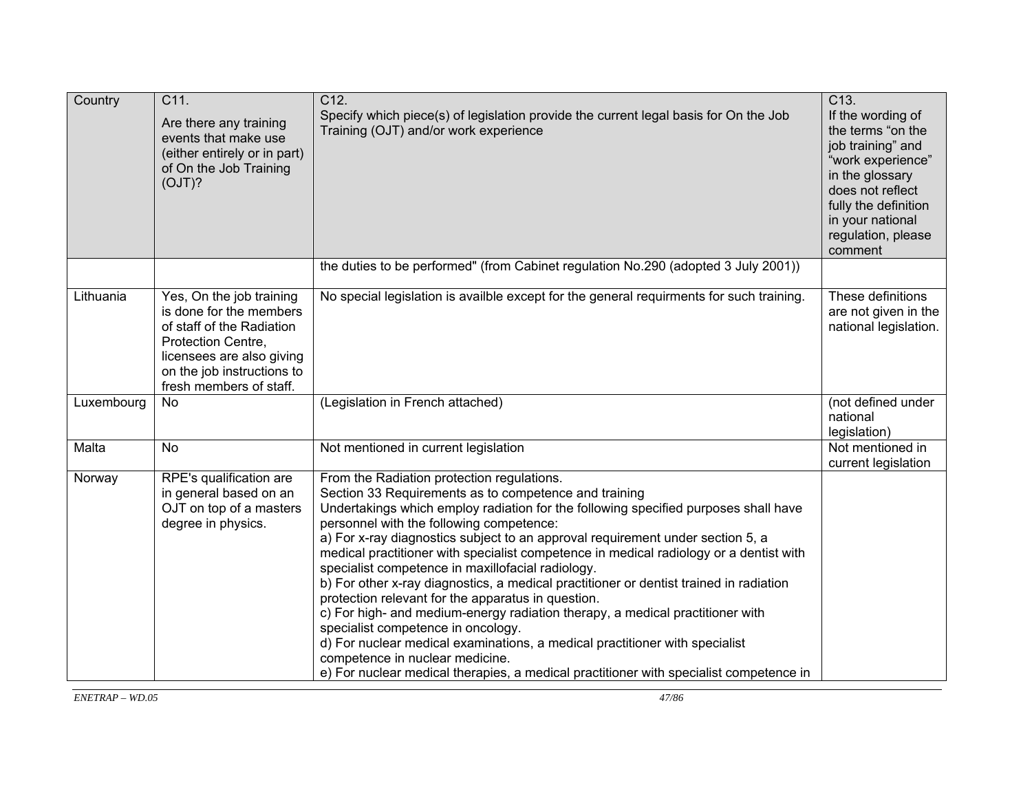| Country | C11. Are there any training events that make use (either entirely or in part) of On the Job Training (OJT)? | C12. Specify which piece(s) of legislation provide the current legal basis for On the Job Training (OJT) and/or work experience | C13. If the wording of the terms "on the job training" and "work experience" in the glossary does not reflect fully the definition in your national regulation, please comment |
|---|---|---|---|
| | | the duties to be performed" (from Cabinet regulation No.290 (adopted 3 July 2001)) | |
| Lithuania | Yes, On the job training is done for the members of staff of the Radiation Protection Centre, licensees are also giving on the job instructions to fresh members of staff. | No special legislation is availble except for the general requirments for such training. | These definitions are not given in the national legislation. |
| Luxembourg | No | (Legislation in French attached) | (not defined under national legislation) |
| Malta | No | Not mentioned in current legislation | Not mentioned in current legislation |
| Norway | RPE's qualification are in general based on an OJT on top of a masters degree in physics. | From the Radiation protection regulations.<br>Section 33 Requirements as to competence and training<br>Undertakings which employ radiation for the following specified purposes shall have personnel with the following competence:<br>a) For x-ray diagnostics subject to an approval requirement under section 5, a medical practitioner with specialist competence in medical radiology or a dentist with specialist competence in maxillofacial radiology.<br>b) For other x-ray diagnostics, a medical practitioner or dentist trained in radiation protection relevant for the apparatus in question.<br>c) For high- and medium-energy radiation therapy, a medical practitioner with specialist competence in oncology.<br>d) For nuclear medical examinations, a medical practitioner with specialist competence in nuclear medicine.<br>e) For nuclear medical therapies, a medical practitioner with specialist competence in | |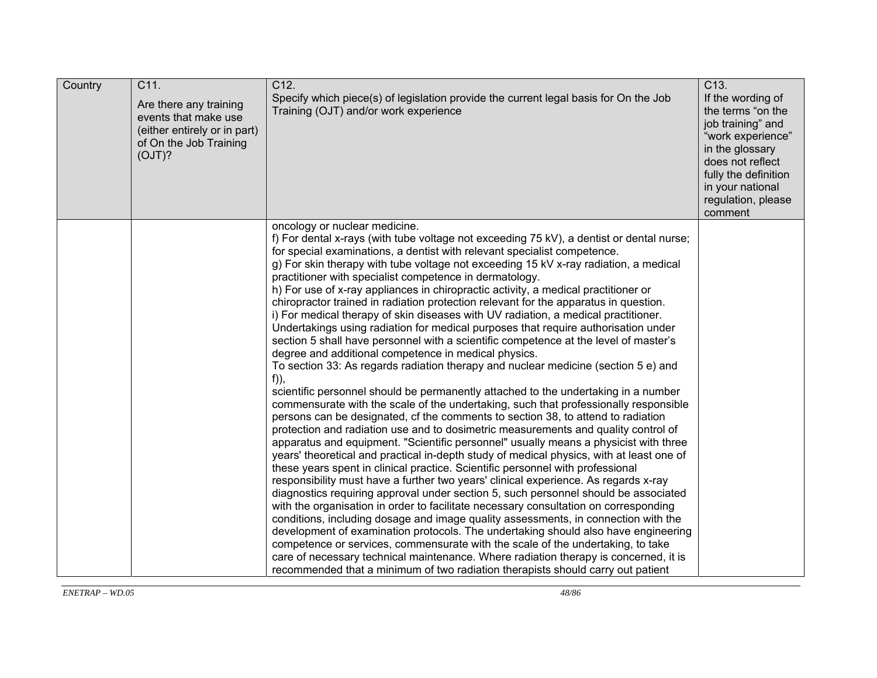| Country | C11. Are there any training events that make use (either entirely or in part) of On the Job Training (OJT)? | C12. Specify which piece(s) of legislation provide the current legal basis for On the Job Training (OJT) and/or work experience | C13. If the wording of the terms "on the job training" and "work experience" in the glossary does not reflect fully the definition in your national regulation, please comment |
|---|---|---|---|
| | | oncology or nuclear medicine.<br>f) For dental x-rays (with tube voltage not exceeding 75 kV), a dentist or dental nurse; for special examinations, a dentist with relevant specialist competence.<br>g) For skin therapy with tube voltage not exceeding 15 kV x-ray radiation, a medical practitioner with specialist competence in dermatology.<br>h) For use of x-ray appliances in chiropractic activity, a medical practitioner or chiropractor trained in radiation protection relevant for the apparatus in question.<br>i) For medical therapy of skin diseases with UV radiation, a medical practitioner.<br>Undertakings using radiation for medical purposes that require authorisation under section 5 shall have personnel with a scientific competence at the level of master's degree and additional competence in medical physics.<br>To section 33: As regards radiation therapy and nuclear medicine (section 5 e) and f)),<br>scientific personnel should be permanently attached to the undertaking in a number commensurate with the scale of the undertaking, such that professionally responsible persons can be designated, cf the comments to section 38, to attend to radiation protection and radiation use and to dosimetric measurements and quality control of apparatus and equipment. "Scientific personnel" usually means a physicist with three years' theoretical and practical in-depth study of medical physics, with at least one of these years spent in clinical practice. Scientific personnel with professional responsibility must have a further two years' clinical experience. As regards x-ray diagnostics requiring approval under section 5, such personnel should be associated with the organisation in order to facilitate necessary consultation on corresponding conditions, including dosage and image quality assessments, in connection with the development of examination protocols. The undertaking should also have engineering competence or services, commensurate with the scale of the undertaking, to take care of necessary technical maintenance. Where radiation therapy is concerned, it is recommended that a minimum of two radiation therapists should carry out patient | |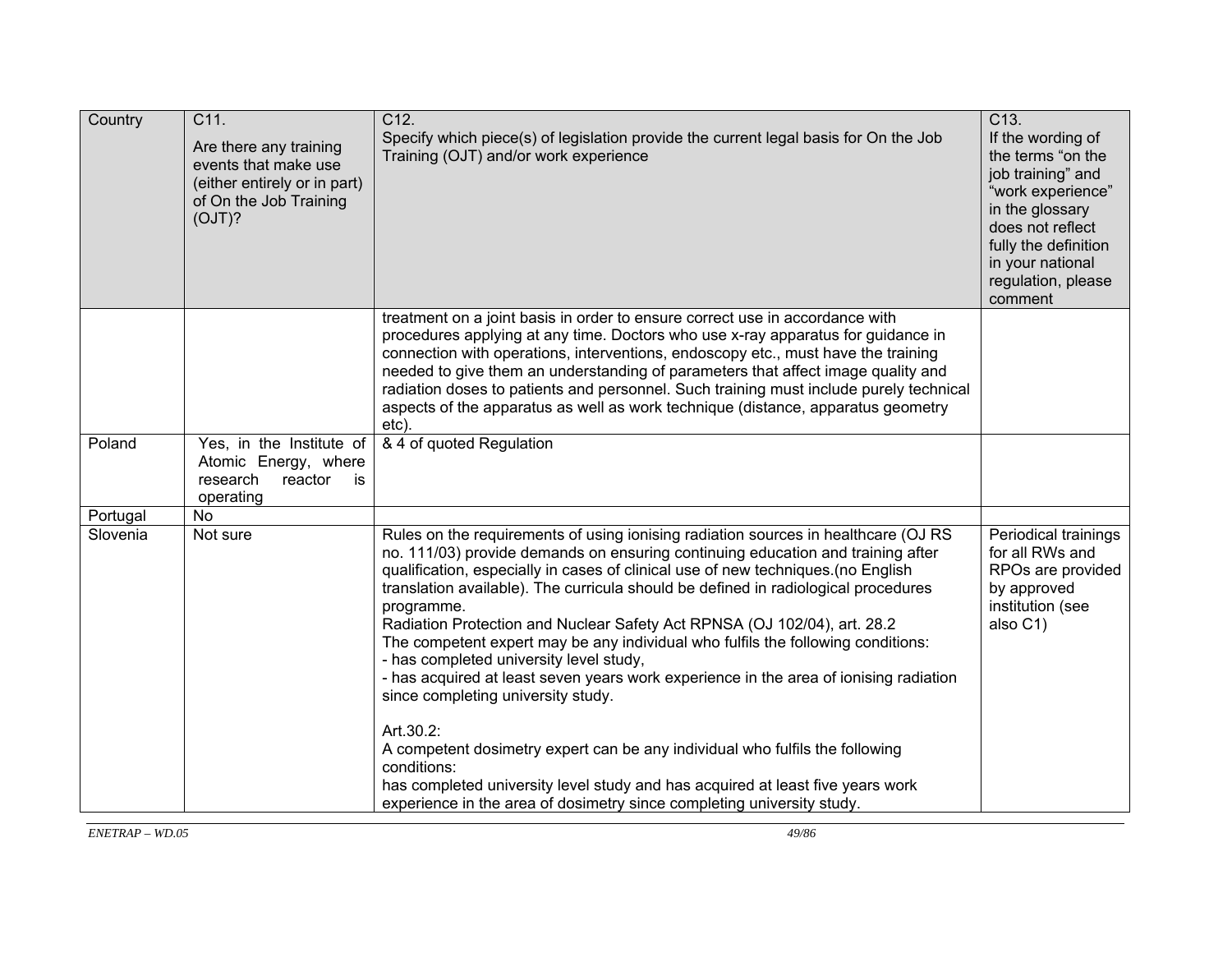| Country | C11. Are there any training events that make use (either entirely or in part) of On the Job Training (OJT)? | C12. Specify which piece(s) of legislation provide the current legal basis for On the Job Training (OJT) and/or work experience | C13. If the wording of the terms "on the job training" and "work experience" in the glossary does not reflect fully the definition in your national regulation, please comment |
|---|---|---|---|
| | | treatment on a joint basis in order to ensure correct use in accordance with procedures applying at any time. Doctors who use x-ray apparatus for guidance in connection with operations, interventions, endoscopy etc., must have the training needed to give them an understanding of parameters that affect image quality and radiation doses to patients and personnel. Such training must include purely technical aspects of the apparatus as well as work technique (distance, apparatus geometry etc). | |
| Poland | Yes, in the Institute of Atomic Energy, where research reactor is operating | & 4 of quoted Regulation | |
| Portugal | No | | |
| Slovenia | Not sure | Rules on the requirements of using ionising radiation sources in healthcare (OJ RS no. 111/03) provide demands on ensuring continuing education and training after qualification, especially in cases of clinical use of new techniques.(no English translation available). The curricula should be defined in radiological procedures programme.<br>Radiation Protection and Nuclear Safety Act RPNSA (OJ 102/04), art. 28.2<br>The competent expert may be any individual who fulfils the following conditions:<br>- has completed university level study,<br>- has acquired at least seven years work experience in the area of ionising radiation since completing university study.<br><br>Art.30.2:<br>A competent dosimetry expert can be any individual who fulfils the following conditions:<br>has completed university level study and has acquired at least five years work experience in the area of dosimetry since completing university study. | Periodical trainings for all RWs and RPOs are provided by approved institution (see also C1) |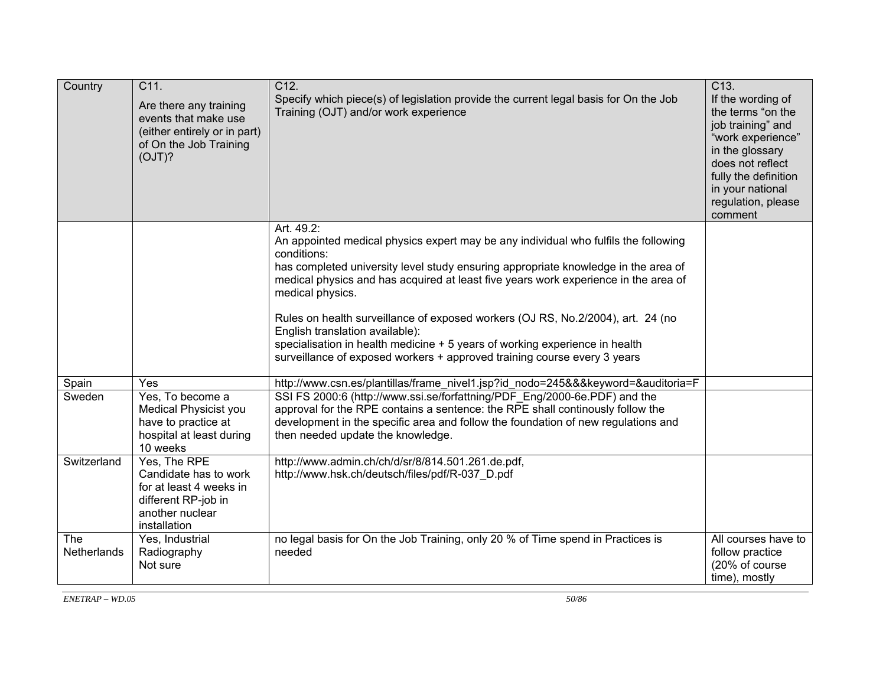| Country | C11. Are there any training events that make use (either entirely or in part) of On the Job Training (OJT)? | C12. Specify which piece(s) of legislation provide the current legal basis for On the Job Training (OJT) and/or work experience | C13. If the wording of the terms "on the job training" and "work experience" in the glossary does not reflect fully the definition in your national regulation, please comment |
|---|---|---|---|
| | | Art. 49.2:<br>An appointed medical physics expert may be any individual who fulfils the following conditions:<br>has completed university level study ensuring appropriate knowledge in the area of medical physics and has acquired at least five years work experience in the area of medical physics.<br><br>Rules on health surveillance of exposed workers (OJ RS, No.2/2004), art. 24 (no English translation available):<br>specialisation in health medicine + 5 years of working experience in health surveillance of exposed workers + approved training course every 3 years | |
| Spain | Yes | http://www.csn.es/plantillas/frame_nivel1.jsp?id_nodo=245&&&keyword=&auditoria=F | |
| Sweden | Yes, To become a Medical Physicist you have to practice at hospital at least during 10 weeks | SSI FS 2000:6 (http://www.ssi.se/forfattning/PDF_Eng/2000-6e.PDF) and the approval for the RPE contains a sentence: the RPE shall continously follow the development in the specific area and follow the foundation of new regulations and then needed update the knowledge. | |
| Switzerland | Yes, The RPE Candidate has to work for at least 4 weeks in different RP-job in another nuclear installation | http://www.admin.ch/ch/d/sr/8/814.501.261.de.pdf,<br>http://www.hsk.ch/deutsch/files/pdf/R-037_D.pdf | |
| The Netherlands | Yes, Industrial Radiography<br>Not sure | no legal basis for On the Job Training, only 20 % of Time spend in Practices is needed | All courses have to follow practice (20% of course time), mostly |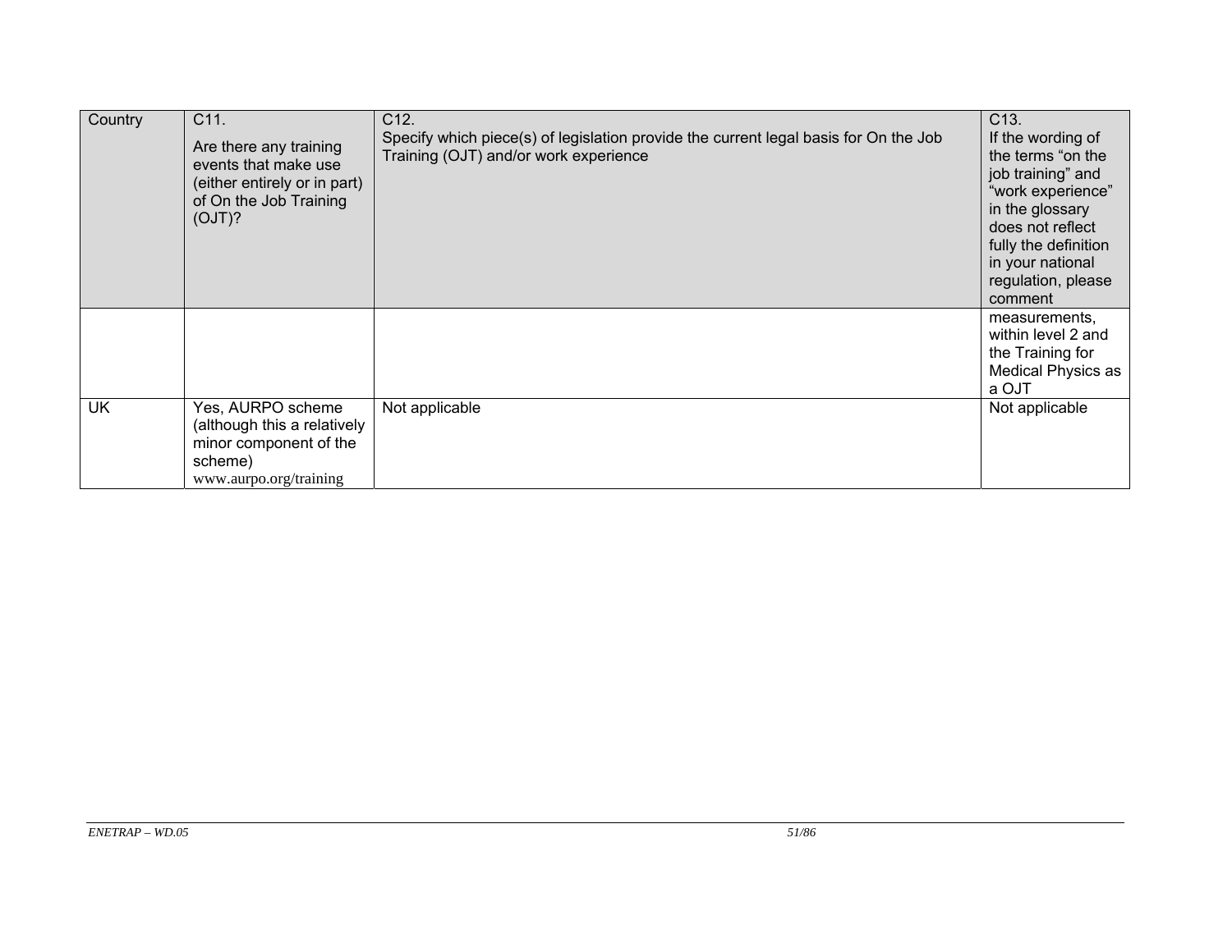| Country | C11.<br>Are there any training events that make use (either entirely or in part) of On the Job Training (OJT)? | C12.<br>Specify which piece(s) of legislation provide the current legal basis for On the Job Training (OJT) and/or work experience | C13.<br>If the wording of the terms "on the job training" and "work experience" in the glossary does not reflect fully the definition in your national regulation, please comment |
|---|---|---|---|
| | | | measurements, within level 2 and the Training for Medical Physics as a OJT |
| UK | Yes, AURPO scheme (although this a relatively minor component of the scheme)<br>www.aurpo.org/training | Not applicable | Not applicable |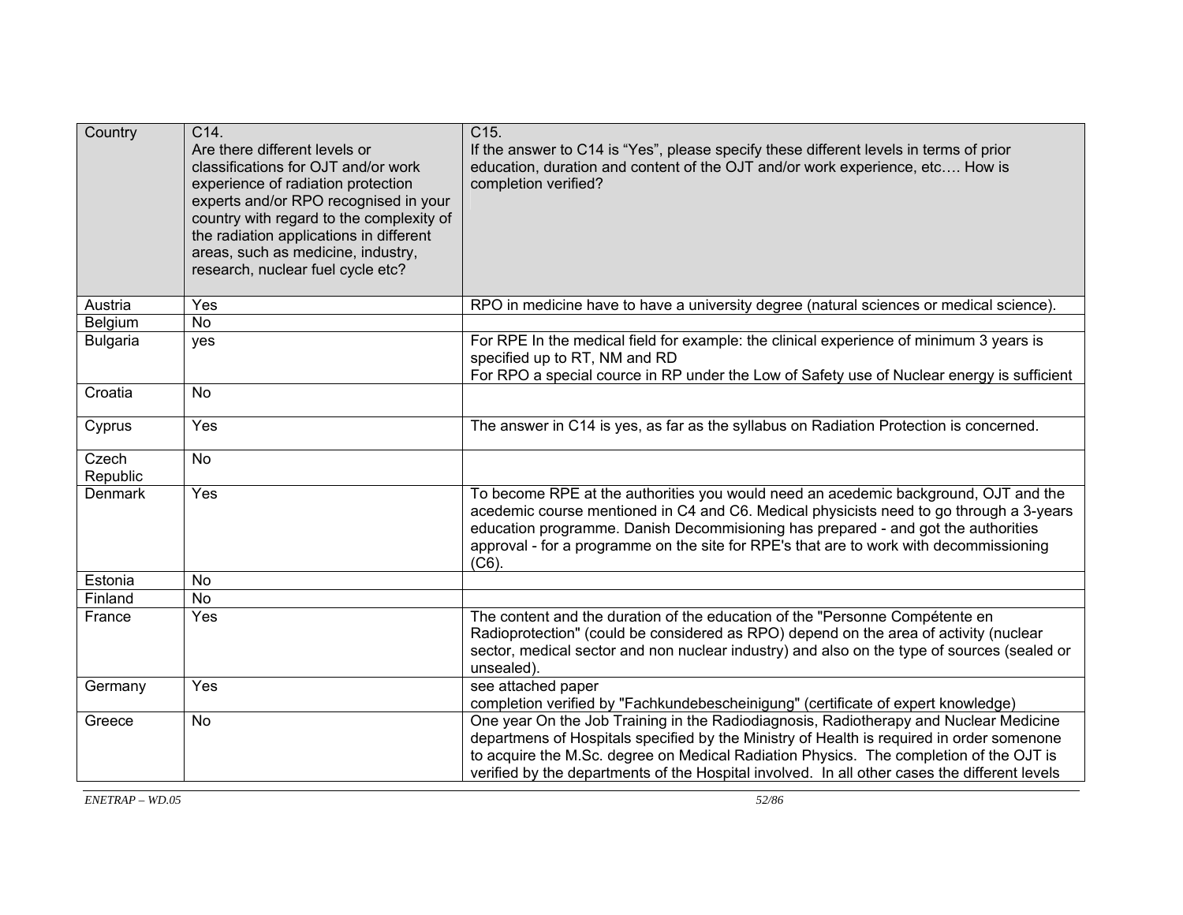| Country | C14.<br>Are there different levels or classifications for OJT and/or work experience of radiation protection experts and/or RPO recognised in your country with regard to the complexity of the radiation applications in different areas, such as medicine, industry, research, nuclear fuel cycle etc? | C15.<br>If the answer to C14 is "Yes", please specify these different levels in terms of prior education, duration and content of the OJT and/or work experience, etc…. How is completion verified? |
|---|---|---|
| Austria | Yes | RPO in medicine have to have a university degree (natural sciences or medical science). |
| Belgium | No | |
| Bulgaria | yes | For RPE In the medical field for example: the clinical experience of minimum 3 years is specified up to RT, NM and RD<br>For RPO a special cource in RP under the Low of Safety use of Nuclear energy is sufficient |
| Croatia | No | |
| Cyprus | Yes | The answer in C14 is yes, as far as the syllabus on Radiation Protection is concerned. |
| Czech Republic | No | |
| Denmark | Yes | To become RPE at the authorities you would need an acedemic background, OJT and the acedemic course mentioned in C4 and C6. Medical physicists need to go through a 3-years education programme. Danish Decommisioning has prepared - and got the authorities approval - for a programme on the site for RPE's that are to work with decommissioning (C6). |
| Estonia | No | |
| Finland | No | |
| France | Yes | The content and the duration of the education of the "Personne Compétente en Radioprotection" (could be considered as RPO) depend on the area of activity (nuclear sector, medical sector and non nuclear industry) and also on the type of sources (sealed or unsealed). |
| Germany | Yes | see attached paper<br>completion verified by "Fachkundebescheinigung" (certificate of expert knowledge) |
| Greece | No | One year On the Job Training in the Radiodiagnosis, Radiotherapy and Nuclear Medicine departmens of Hospitals specified by the Ministry of Health is required in order somenone to acquire the M.Sc. degree on Medical Radiation Physics. The completion of the OJT is verified by the departments of the Hospital involved. In all other cases the different levels |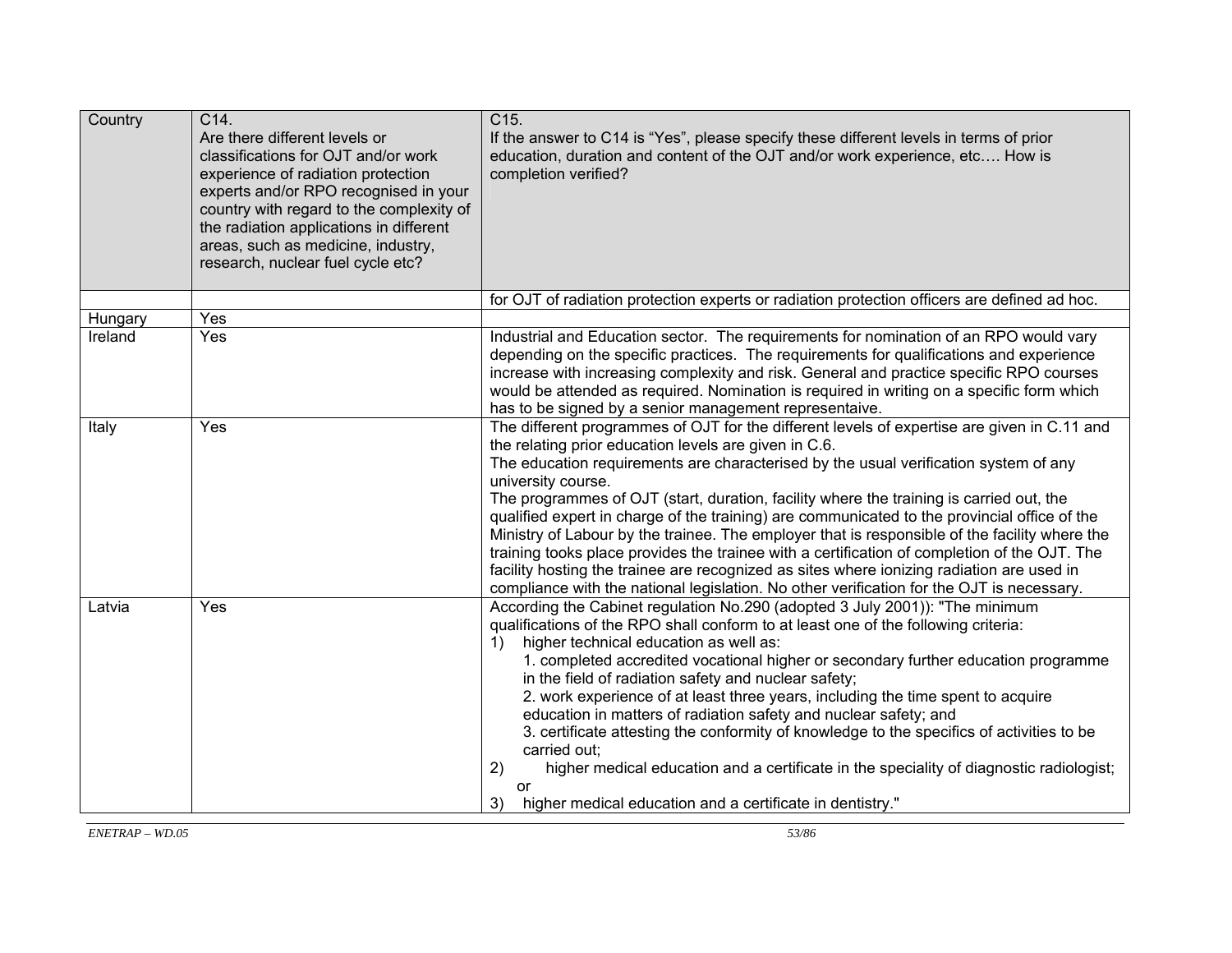| Country | C14. Are there different levels or classifications for OJT and/or work experience of radiation protection experts and/or RPO recognised in your country with regard to the complexity of the radiation applications in different areas, such as medicine, industry, research, nuclear fuel cycle etc? | C15. If the answer to C14 is "Yes", please specify these different levels in terms of prior education, duration and content of the OJT and/or work experience, etc…. How is completion verified? |
|---|---|---|
| | | for OJT of radiation protection experts or radiation protection officers are defined ad hoc. |
| Hungary | Yes | |
| Ireland | Yes | Industrial and Education sector. The requirements for nomination of an RPO would vary depending on the specific practices. The requirements for qualifications and experience increase with increasing complexity and risk. General and practice specific RPO courses would be attended as required. Nomination is required in writing on a specific form which has to be signed by a senior management representaive. |
| Italy | Yes | The different programmes of OJT for the different levels of expertise are given in C.11 and the relating prior education levels are given in C.6.<br>The education requirements are characterised by the usual verification system of any university course.<br>The programmes of OJT (start, duration, facility where the training is carried out, the qualified expert in charge of the training) are communicated to the provincial office of the Ministry of Labour by the trainee. The employer that is responsible of the facility where the training tooks place provides the trainee with a certification of completion of the OJT. The facility hosting the trainee are recognized as sites where ionizing radiation are used in compliance with the national legislation. No other verification for the OJT is necessary. |
| Latvia | Yes | According the Cabinet regulation No.290 (adopted 3 July 2001)): "The minimum qualifications of the RPO shall conform to at least one of the following criteria:<br>1) higher technical education as well as:<br>1. completed accredited vocational higher or secondary further education programme in the field of radiation safety and nuclear safety;<br>2. work experience of at least three years, including the time spent to acquire education in matters of radiation safety and nuclear safety; and<br>3. certificate attesting the conformity of knowledge to the specifics of activities to be carried out;<br>2) higher medical education and a certificate in the speciality of diagnostic radiologist; or<br>3) higher medical education and a certificate in dentistry." |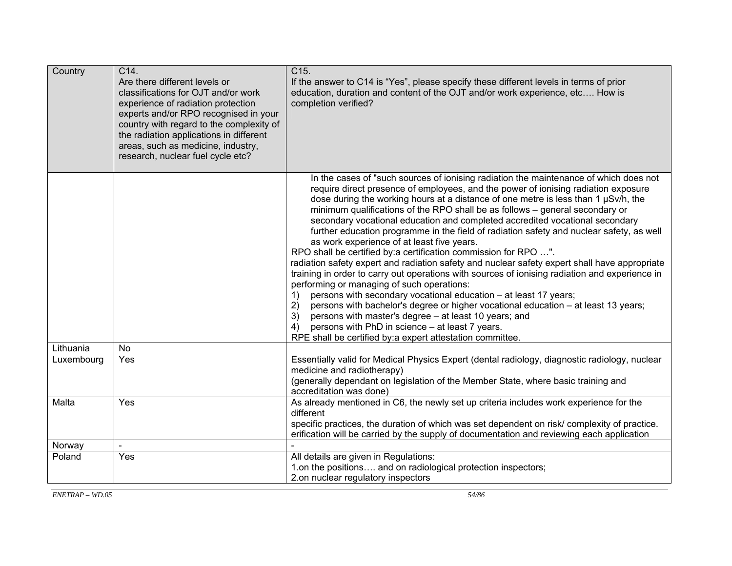| Country | C14.<br>Are there different levels or classifications for OJT and/or work experience of radiation protection experts and/or RPO recognised in your country with regard to the complexity of the radiation applications in different areas, such as medicine, industry, research, nuclear fuel cycle etc? | C15.<br>If the answer to C14 is “Yes”, please specify these different levels in terms of prior education, duration and content of the OJT and/or work experience, etc…. How is completion verified? |
|---|---|---|
| | | In the cases of "such sources of ionising radiation the maintenance of which does not require direct presence of employees, and the power of ionising radiation exposure dose during the working hours at a distance of one metre is less than 1 μSv/h, the minimum qualifications of the RPO shall be as follows – general secondary or secondary vocational education and completed accredited vocational secondary further education programme in the field of radiation safety and nuclear safety, as well as work experience of at least five years.<br>RPO shall be certified by:a certification commission for RPO …".<br>radiation safety expert and radiation safety and nuclear safety expert shall have appropriate training in order to carry out operations with sources of ionising radiation and experience in performing or managing of such operations:<br>1) persons with secondary vocational education – at least 17 years;<br>2) persons with bachelor's degree or higher vocational education – at least 13 years;<br>3) persons with master's degree – at least 10 years; and<br>4) persons with PhD in science – at least 7 years.<br>RPE shall be certified by:a expert attestation committee. |
| Lithuania | No | |
| Luxembourg | Yes | Essentially valid for Medical Physics Expert (dental radiology, diagnostic radiology, nuclear medicine and radiotherapy)<br>(generally dependant on legislation of the Member State, where basic training and accreditation was done) |
| Malta | Yes | As already mentioned in C6, the newly set up criteria includes work experience for the different<br>specific practices, the duration of which was set dependent on risk/ complexity of practice.<br>erification will be carried by the supply of documentation and reviewing each application |
| Norway | - | - |
| Poland | Yes | All details are given in Regulations:<br>1.on the positions…. and on radiological protection inspectors;<br>2.on nuclear regulatory inspectors |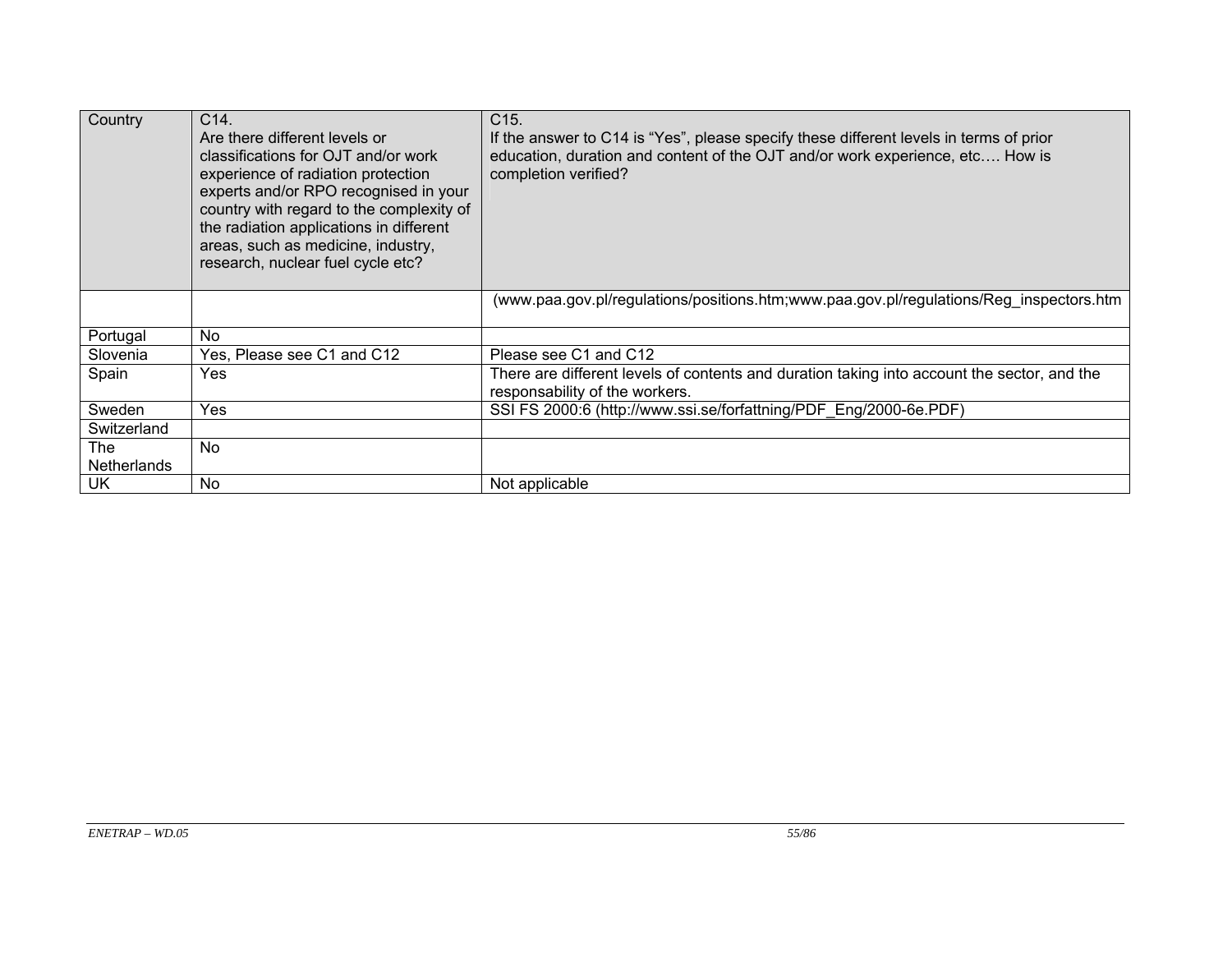| Country | C14. Are there different levels or classifications for OJT and/or work experience of radiation protection experts and/or RPO recognised in your country with regard to the complexity of the radiation applications in different areas, such as medicine, industry, research, nuclear fuel cycle etc? | C15. If the answer to C14 is “Yes”, please specify these different levels in terms of prior education, duration and content of the OJT and/or work experience, etc…. How is completion verified? |
| --- | --- | --- |
| | | (www.paa.gov.pl/regulations/positions.htm;www.paa.gov.pl/regulations/Reg_inspectors.htm |
| Portugal | No | |
| Slovenia | Yes, Please see C1 and C12 | Please see C1 and C12 |
| Spain | Yes | There are different levels of contents and duration taking into account the sector, and the responsability of the workers. |
| Sweden | Yes | SSI FS 2000:6 (http://www.ssi.se/forfattning/PDF_Eng/2000-6e.PDF) |
| Switzerland | | |
| The Netherlands | No | |
| UK | No | Not applicable |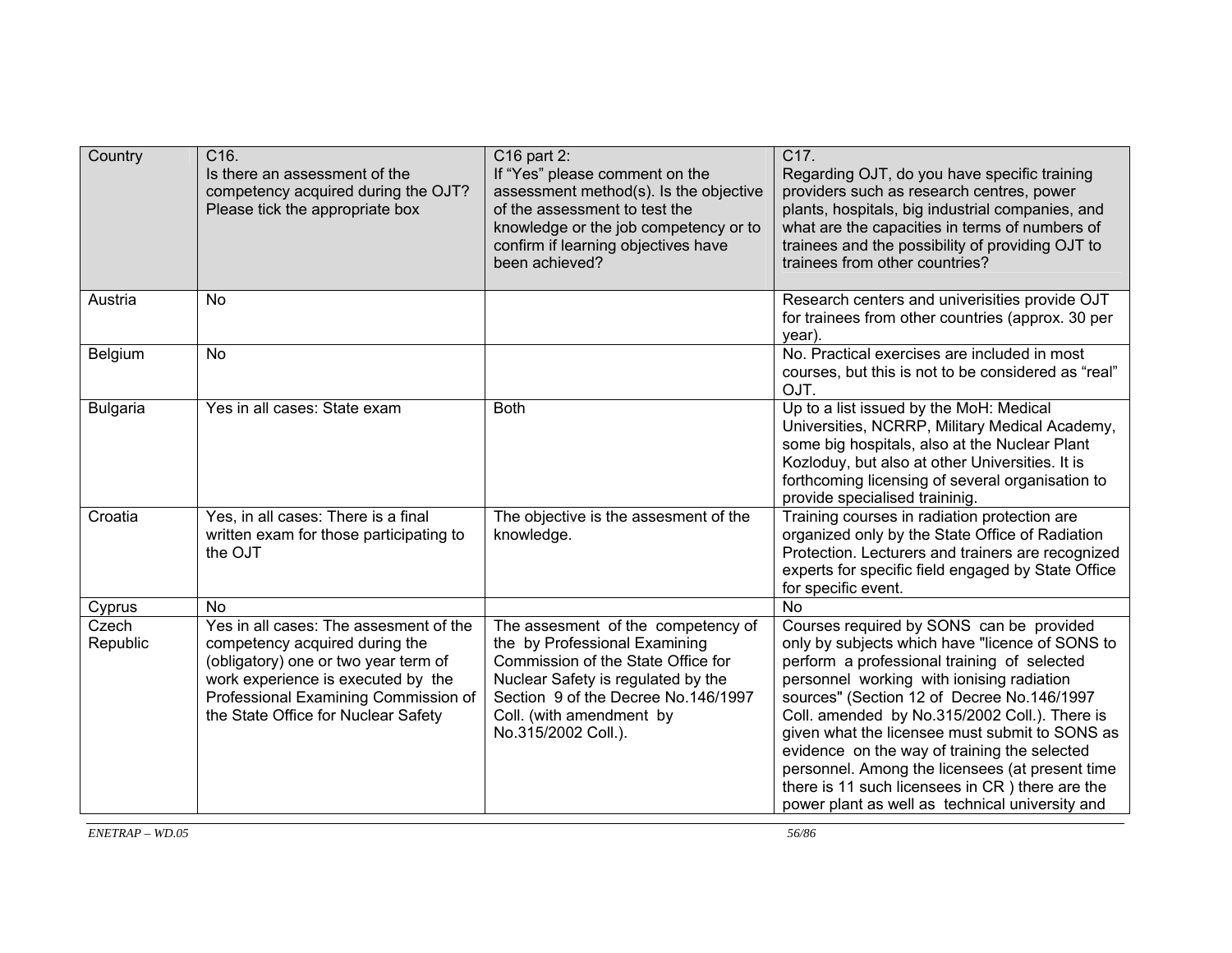| Country | C16.<br>Is there an assessment of the competency acquired during the OJT? Please tick the appropriate box | C16 part 2:<br>If "Yes" please comment on the assessment method(s). Is the objective of the assessment to test the knowledge or the job competency or to confirm if learning objectives have been achieved? | C17.<br>Regarding OJT, do you have specific training providers such as research centres, power plants, hospitals, big industrial companies, and what are the capacities in terms of numbers of trainees and the possibility of providing OJT to trainees from other countries? |
|---|---|---|---|
| Austria | No | | Research centers and univerisities provide OJT for trainees from other countries (approx. 30 per year). |
| Belgium | No | | No. Practical exercises are included in most courses, but this is not to be considered as "real" OJT. |
| Bulgaria | Yes in all cases: State exam | Both | Up to a list issued by the MoH: Medical Universities, NCRRP, Military Medical Academy, some big hospitals, also at the Nuclear Plant Kozloduy, but also at other Universities. It is forthcoming licensing of several organisation to provide specialised traininig. |
| Croatia | Yes, in all cases: There is a final written exam for those participating to the OJT | The objective is the assesment of the knowledge. | Training courses in radiation protection are organized only by the State Office of Radiation Protection. Lecturers and trainers are recognized experts for specific field engaged by State Office for specific event. |
| Cyprus | No | | No |
| Czech Republic | Yes in all cases: The assesment of the competency acquired during the (obligatory) one or two year term of work experience is executed by the Professional Examining Commission of the State Office for Nuclear Safety | The assesment of the competency of the by Professional Examining Commission of the State Office for Nuclear Safety is regulated by the Section 9 of the Decree No.146/1997 Coll. (with amendment by No.315/2002 Coll.). | Courses required by SONS can be provided only by subjects which have "licence of SONS to perform a professional training of selected personnel working with ionising radiation sources" (Section 12 of Decree No.146/1997 Coll. amended by No.315/2002 Coll.). There is given what the licensee must submit to SONS as evidence on the way of training the selected personnel. Among the licensees (at present time there is 11 such licensees in CR ) there are the power plant as well as technical university and |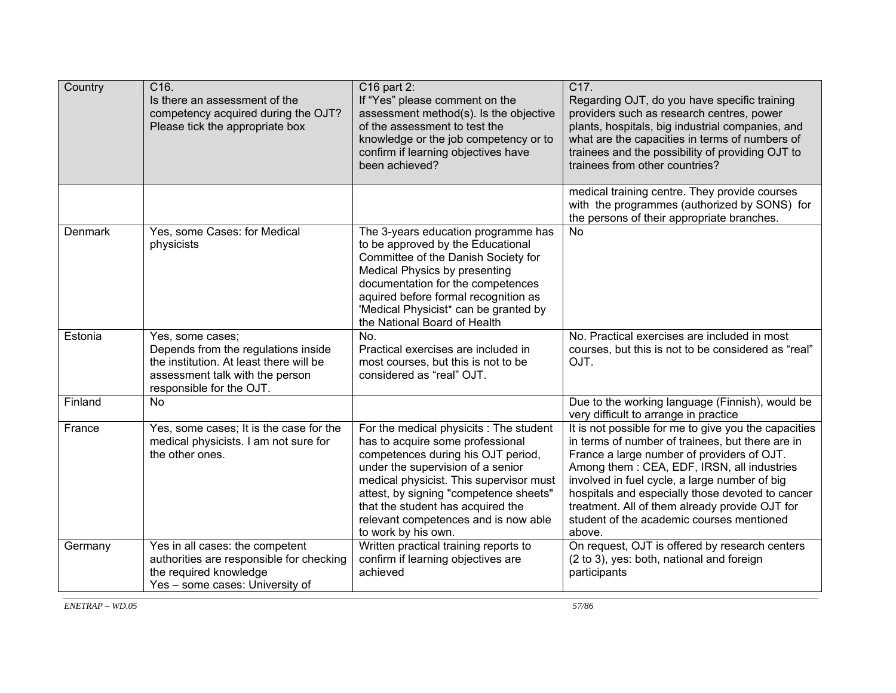| Country | C16.<br>Is there an assessment of the competency acquired during the OJT? Please tick the appropriate box | C16 part 2:<br>If "Yes" please comment on the assessment method(s). Is the objective of the assessment to test the knowledge or the job competency or to confirm if learning objectives have been achieved? | C17.<br>Regarding OJT, do you have specific training providers such as research centres, power plants, hospitals, big industrial companies, and what are the capacities in terms of numbers of trainees and the possibility of providing OJT to trainees from other countries? |
|---|---|---|---|
| | | | medical training centre. They provide courses with the programmes (authorized by SONS) for the persons of their appropriate branches. |
| Denmark | Yes, some Cases: for Medical physicists | The 3-years education programme has to be approved by the Educational Committee of the Danish Society for Medical Physics by presenting documentation for the competences aquired before formal recognition as 'Medical Physicist* can be granted by the National Board of Health | No |
| Estonia | Yes, some cases;<br>Depends from the regulations inside the institution. At least there will be assessment talk with the person responsible for the OJT. | No.<br>Practical exercises are included in most courses, but this is not to be considered as "real" OJT. | No. Practical exercises are included in most courses, but this is not to be considered as "real" OJT. |
| Finland | No | | Due to the working language (Finnish), would be very difficult to arrange in practice |
| France | Yes, some cases; It is the case for the medical physicists. I am not sure for the other ones. | For the medical physicits : The student has to acquire some professional competences during his OJT period, under the supervision of a senior medical physicist. This supervisor must attest, by signing "competence sheets" that the student has acquired the relevant competences and is now able to work by his own. | It is not possible for me to give you the capacities in terms of number of trainees, but there are in France a large number of providers of OJT. Among them : CEA, EDF, IRSN, all industries involved in fuel cycle, a large number of big hospitals and especially those devoted to cancer treatment. All of them already provide OJT for student of the academic courses mentioned above. |
| Germany | Yes in all cases: the competent authorities are responsible for checking the required knowledge<br>Yes – some cases: University of | Written practical training reports to confirm if learning objectives are achieved | On request, OJT is offered by research centers (2 to 3), yes: both, national and foreign participants |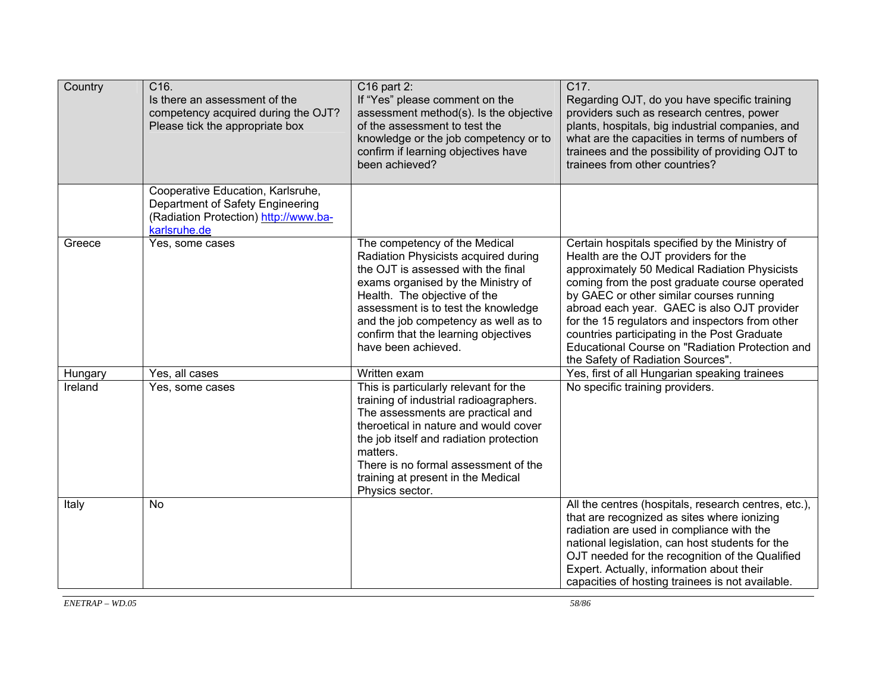| Country | C16.<br>Is there an assessment of the competency acquired during the OJT? Please tick the appropriate box | C16 part 2:<br>If "Yes" please comment on the assessment method(s). Is the objective of the assessment to test the knowledge or the job competency or to confirm if learning objectives have been achieved? | C17.<br>Regarding OJT, do you have specific training providers such as research centres, power plants, hospitals, big industrial companies, and what are the capacities in terms of numbers of trainees and the possibility of providing OJT to trainees from other countries? |
|---|---|---|---|
| | Cooperative Education, Karlsruhe, Department of Safety Engineering (Radiation Protection) http://www.ba-karlsruhe.de | | |
| Greece | Yes, some cases | The competency of the Medical Radiation Physicists acquired during the OJT is assessed with the final exams organised by the Ministry of Health. The objective of the assessment is to test the knowledge and the job competency as well as to confirm that the learning objectives have been achieved. | Certain hospitals specified by the Ministry of Health are the OJT providers for the approximately 50 Medical Radiation Physicists coming from the post graduate course operated by GAEC or other similar courses running abroad each year. GAEC is also OJT provider for the 15 regulators and inspectors from other countries participating in the Post Graduate Educational Course on "Radiation Protection and the Safety of Radiation Sources". |
| Hungary | Yes, all cases | Written exam | Yes, first of all Hungarian speaking trainees |
| Ireland | Yes, some cases | This is particularly relevant for the training of industrial radioagraphers. The assessments are practical and theroetical in nature and would cover the job itself and radiation protection matters.<br>There is no formal assessment of the training at present in the Medical Physics sector. | No specific training providers. |
| Italy | No | | All the centres (hospitals, research centres, etc.), that are recognized as sites where ionizing radiation are used in compliance with the national legislation, can host students for the OJT needed for the recognition of the Qualified Expert. Actually, information about their capacities of hosting trainees is not available. |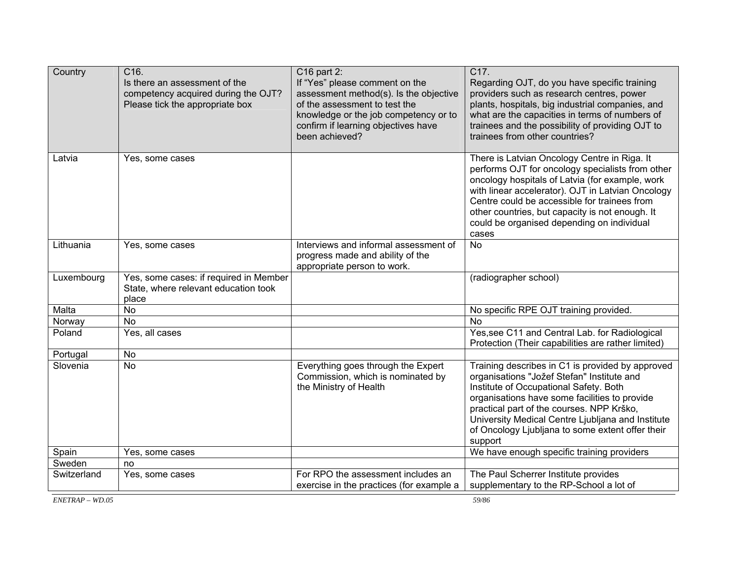| Country | C16. Is there an assessment of the competency acquired during the OJT? Please tick the appropriate box | C16 part 2: If "Yes" please comment on the assessment method(s). Is the objective of the assessment to test the knowledge or the job competency or to confirm if learning objectives have been achieved? | C17. Regarding OJT, do you have specific training providers such as research centres, power plants, hospitals, big industrial companies, and what are the capacities in terms of numbers of trainees and the possibility of providing OJT to trainees from other countries? |
|---|---|---|---|
| Latvia | Yes, some cases | | There is Latvian Oncology Centre in Riga. It performs OJT for oncology specialists from other oncology hospitals of Latvia (for example, work with linear accelerator). OJT in Latvian Oncology Centre could be accessible for trainees from other countries, but capacity is not enough. It could be organised depending on individual cases |
| Lithuania | Yes, some cases | Interviews and informal assessment of progress made and ability of the appropriate person to work. | No |
| Luxembourg | Yes, some cases: if required in Member State, where relevant education took place | | (radiographer school) |
| Malta | No | | No specific RPE OJT training provided. |
| Norway | No | | No |
| Poland | Yes, all cases | | Yes,see C11 and Central Lab. for Radiological Protection (Their capabilities are rather limited) |
| Portugal | No | | |
| Slovenia | No | Everything goes through the Expert Commission, which is nominated by the Ministry of Health | Training describes in C1 is provided by approved organisations "Jožef Stefan" Institute and Institute of Occupational Safety. Both organisations have some facilities to provide practical part of the courses. NPP Krško, University Medical Centre Ljubljana and Institute of Oncology Ljubljana to some extent offer their support |
| Spain | Yes, some cases | | We have enough specific training providers |
| Sweden | no | | |
| Switzerland | Yes, some cases | For RPO the assessment includes an exercise in the practices (for example a | The Paul Scherrer Institute provides supplementary to the RP-School a lot of |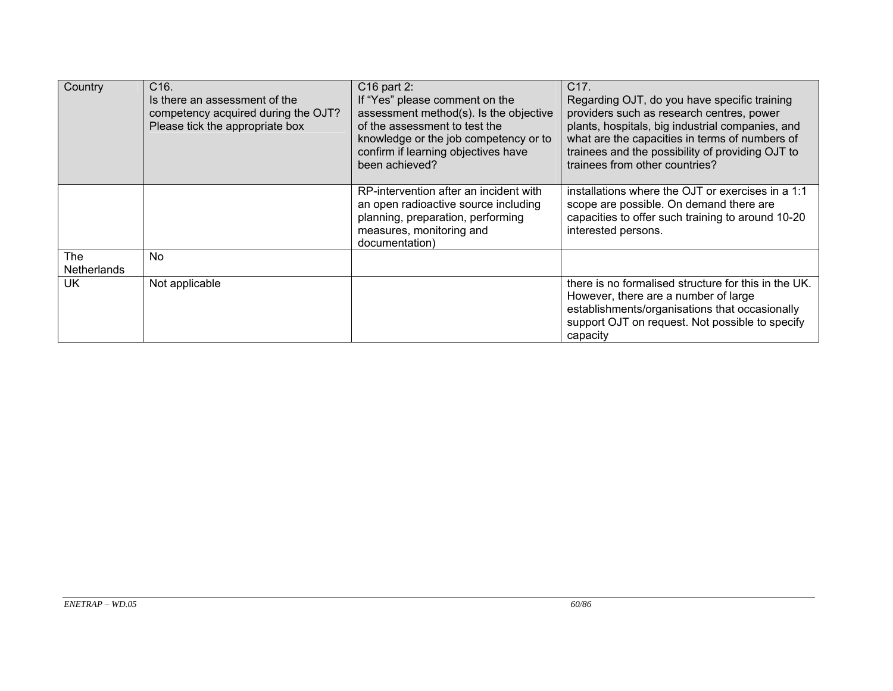| Country | C16. Is there an assessment of the competency acquired during the OJT? Please tick the appropriate box | C16 part 2: If "Yes" please comment on the assessment method(s). Is the objective of the assessment to test the knowledge or the job competency or to confirm if learning objectives have been achieved? | C17. Regarding OJT, do you have specific training providers such as research centres, power plants, hospitals, big industrial companies, and what are the capacities in terms of numbers of trainees and the possibility of providing OJT to trainees from other countries? |
|---|---|---|---|
| | | RP-intervention after an incident with an open radioactive source including planning, preparation, performing measures, monitoring and documentation) | installations where the OJT or exercises in a 1:1 scope are possible. On demand there are capacities to offer such training to around 10-20 interested persons. |
| The Netherlands | No | | |
| UK | Not applicable | | there is no formalised structure for this in the UK. However, there are a number of large establishments/organisations that occasionally support OJT on request. Not possible to specify capacity |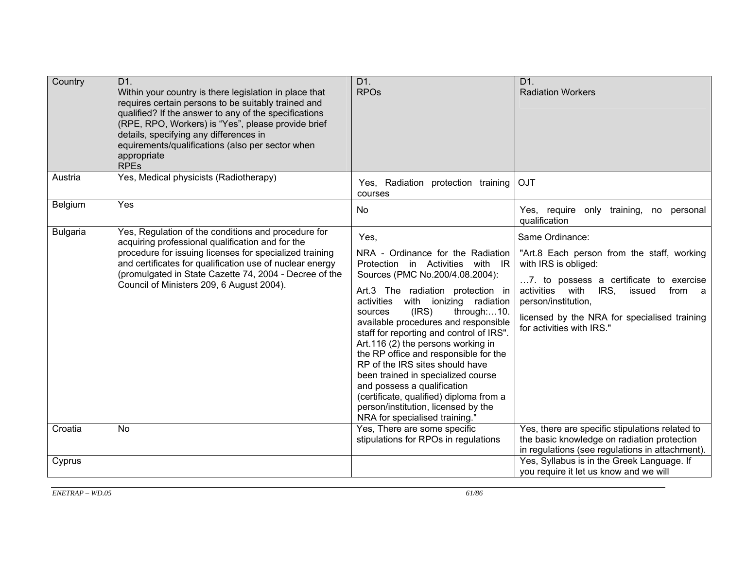| Country | D1.<br>Within your country is there legislation in place that requires certain persons to be suitably trained and qualified? If the answer to any of the specifications (RPE, RPO, Workers) is "Yes", please provide brief details, specifying any differences in equirements/qualifications (also per sector when appropriate<br>RPEs | D1.<br>RPOs | D1.<br>Radiation Workers |
|---|---|---|---|
| Austria | Yes, Medical physicists (Radiotherapy) | Yes, Radiation protection training courses | OJT |
| Belgium | Yes | No | Yes, require only training, no personal qualification |
| Bulgaria | Yes, Regulation of the conditions and procedure for acquiring professional qualification and for the procedure for issuing licenses for specialized training and certificates for qualification use of nuclear energy (promulgated in State Cazette 74, 2004 - Decree of the Council of Ministers 209, 6 August 2004). | Yes,<br>NRA - Ordinance for the Radiation Protection in Activities with IR Sources (PMC No.200/4.08.2004):<br>Art.3 The radiation protection in activities with ionizing radiation sources (IRS) through:…10. available procedures and responsible staff for reporting and control of IRS". Art.116 (2) the persons working in the RP office and responsible for the RP of the IRS sites should have been trained in specialized course and possess a qualification (certificate, qualified) diploma from a person/institution, licensed by the NRA for specialised training." | Same Ordinance:<br>"Art.8 Each person from the staff, working with IRS is obliged:<br>…7. to possess a certificate to exercise activities with IRS, issued from a person/institution,<br>licensed by the NRA for specialised training for activities with IRS." |
| Croatia | No | Yes, There are some specific stipulations for RPOs in regulations | Yes, there are specific stipulations related to the basic knowledge on radiation protection in regulations (see regulations in attachment). |
| Cyprus | | | Yes, Syllabus is in the Greek Language. If you require it let us know and we will |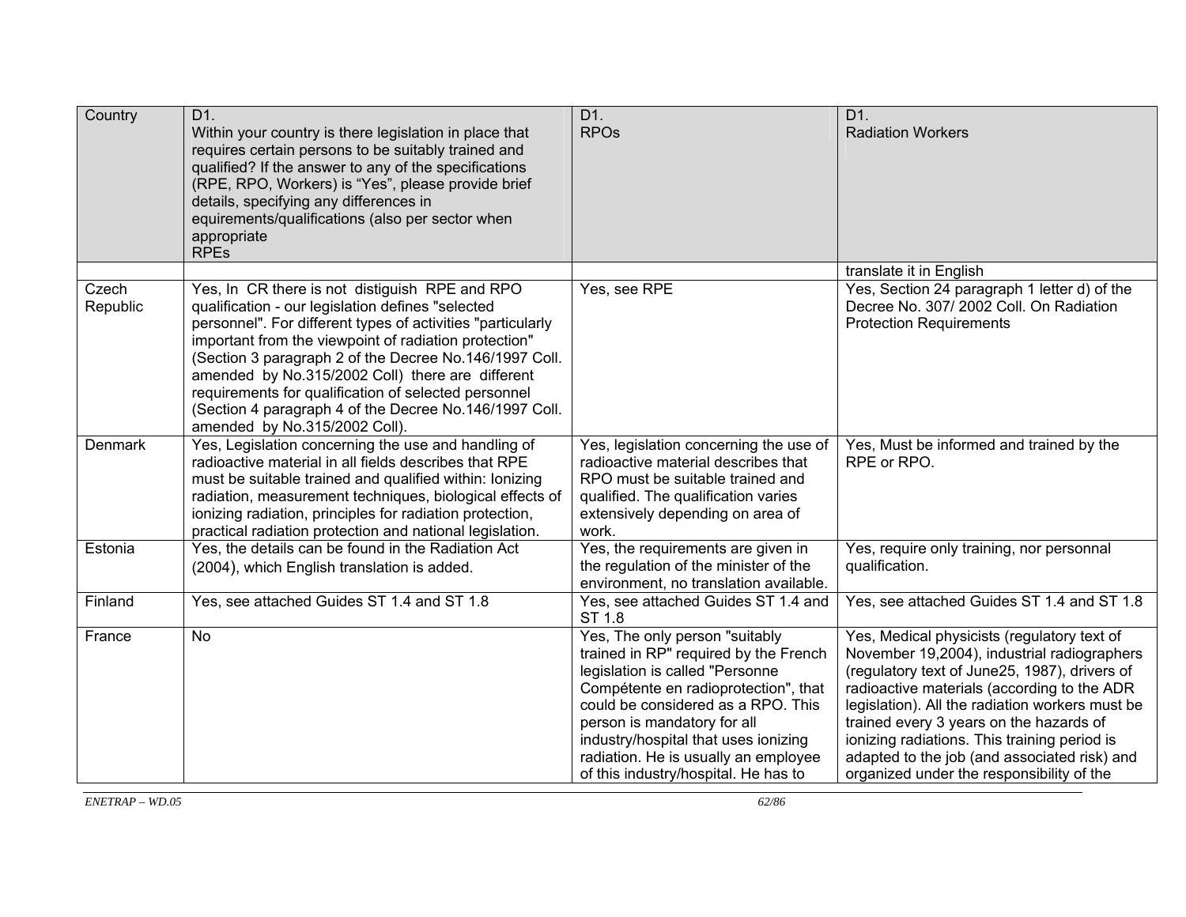| Country | D1.<br>Within your country is there legislation in place that requires certain persons to be suitably trained and qualified? If the answer to any of the specifications (RPE, RPO, Workers) is "Yes", please provide brief details, specifying any differences in equirements/qualifications (also per sector when appropriate<br>RPEs | D1.<br>RPOs | D1.<br>Radiation Workers |
|---|---|---|---|
| | | | translate it in English |
| Czech Republic | Yes, In CR there is not distiguish RPE and RPO qualification - our legislation defines "selected personnel". For different types of activities "particularly important from the viewpoint of radiation protection" (Section 3 paragraph 2 of the Decree No.146/1997 Coll. amended by No.315/2002 Coll) there are different requirements for qualification of selected personnel (Section 4 paragraph 4 of the Decree No.146/1997 Coll. amended by No.315/2002 Coll). | Yes, see RPE | Yes, Section 24 paragraph 1 letter d) of the Decree No. 307/ 2002 Coll. On Radiation Protection Requirements |
| Denmark | Yes, Legislation concerning the use and handling of radioactive material in all fields describes that RPE must be suitable trained and qualified within: Ionizing radiation, measurement techniques, biological effects of ionizing radiation, principles for radiation protection, practical radiation protection and national legislation. | Yes, legislation concerning the use of radioactive material describes that RPO must be suitable trained and qualified. The qualification varies extensively depending on area of work. | Yes, Must be informed and trained by the RPE or RPO. |
| Estonia | Yes, the details can be found in the Radiation Act (2004), which English translation is added. | Yes, the requirements are given in the regulation of the minister of the environment, no translation available. | Yes, require only training, nor personnal qualification. |
| Finland | Yes, see attached Guides ST 1.4 and ST 1.8 | Yes, see attached Guides ST 1.4 and ST 1.8 | Yes, see attached Guides ST 1.4 and ST 1.8 |
| France | No | Yes, The only person "suitably trained in RP" required by the French legislation is called "Personne Compétente en radioprotection", that could be considered as a RPO. This person is mandatory for all industry/hospital that uses ionizing radiation. He is usually an employee of this industry/hospital. He has to | Yes, Medical physicists (regulatory text of November 19,2004), industrial radiographers (regulatory text of June25, 1987), drivers of radioactive materials (according to the ADR legislation). All the radiation workers must be trained every 3 years on the hazards of ionizing radiations. This training period is adapted to the job (and associated risk) and organized under the responsibility of the |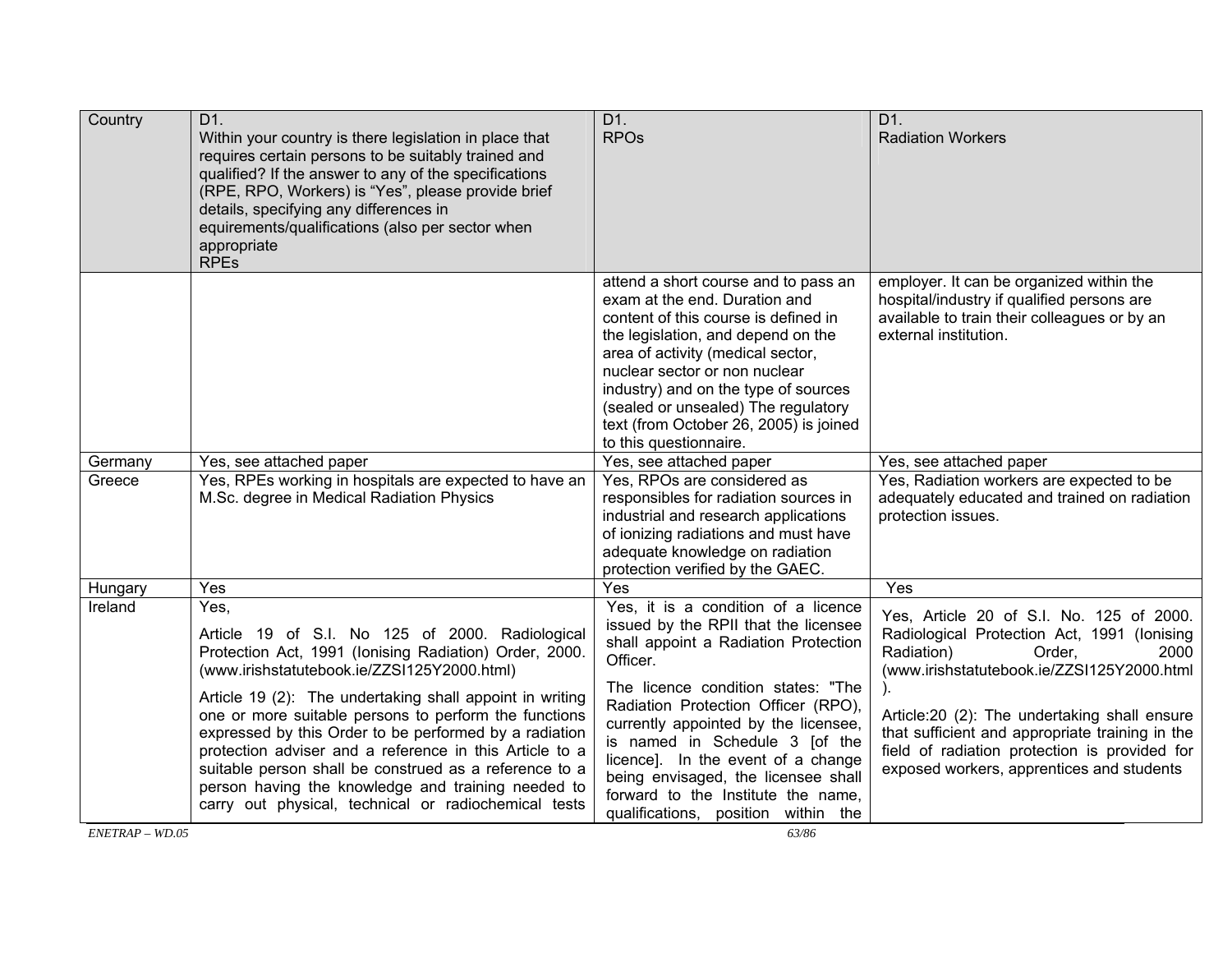| Country | D1.<br>Within your country is there legislation in place that requires certain persons to be suitably trained and qualified? If the answer to any of the specifications (RPE, RPO, Workers) is "Yes", please provide brief details, specifying any differences in equirements/qualifications (also per sector when appropriate<br>RPEs | D1.<br>RPOs | D1.<br>Radiation Workers |
|---|---|---|---|
| | | attend a short course and to pass an exam at the end. Duration and content of this course is defined in the legislation, and depend on the area of activity (medical sector, nuclear sector or non nuclear industry) and on the type of sources (sealed or unsealed) The regulatory text (from October 26, 2005) is joined to this questionnaire. | employer. It can be organized within the hospital/industry if qualified persons are available to train their colleagues or by an external institution. |
| Germany | Yes, see attached paper | Yes, see attached paper | Yes, see attached paper |
| Greece | Yes, RPEs working in hospitals are expected to have an M.Sc. degree in Medical Radiation Physics | Yes, RPOs are considered as responsibles for radiation sources in industrial and research applications of ionizing radiations and must have adequate knowledge on radiation protection verified by the GAEC. | Yes, Radiation workers are expected to be adequately educated and trained on radiation protection issues. |
| Hungary | Yes | Yes | Yes |
| Ireland | Yes,<br>Article 19 of S.I. No 125 of 2000. Radiological Protection Act, 1991 (Ionising Radiation) Order, 2000. (www.irishstatutebook.ie/ZZSI125Y2000.html)<br>Article 19 (2): The undertaking shall appoint in writing one or more suitable persons to perform the functions expressed by this Order to be performed by a radiation protection adviser and a reference in this Article to a suitable person shall be construed as a reference to a person having the knowledge and training needed to carry out physical, technical or radiochemical tests | Yes, it is a condition of a licence issued by the RPII that the licensee shall appoint a Radiation Protection Officer.<br>The licence condition states: "The Radiation Protection Officer (RPO), currently appointed by the licensee, is named in Schedule 3 [of the licence]. In the event of a change being envisaged, the licensee shall forward to the Institute the name, qualifications, position within the | Yes, Article 20 of S.I. No. 125 of 2000. Radiological Protection Act, 1991 (Ionising Radiation) Order, 2000 (www.irishstatutebook.ie/ZZSI125Y2000.html).<br>Article:20 (2): The undertaking shall ensure that sufficient and appropriate training in the field of radiation protection is provided for exposed workers, apprentices and students |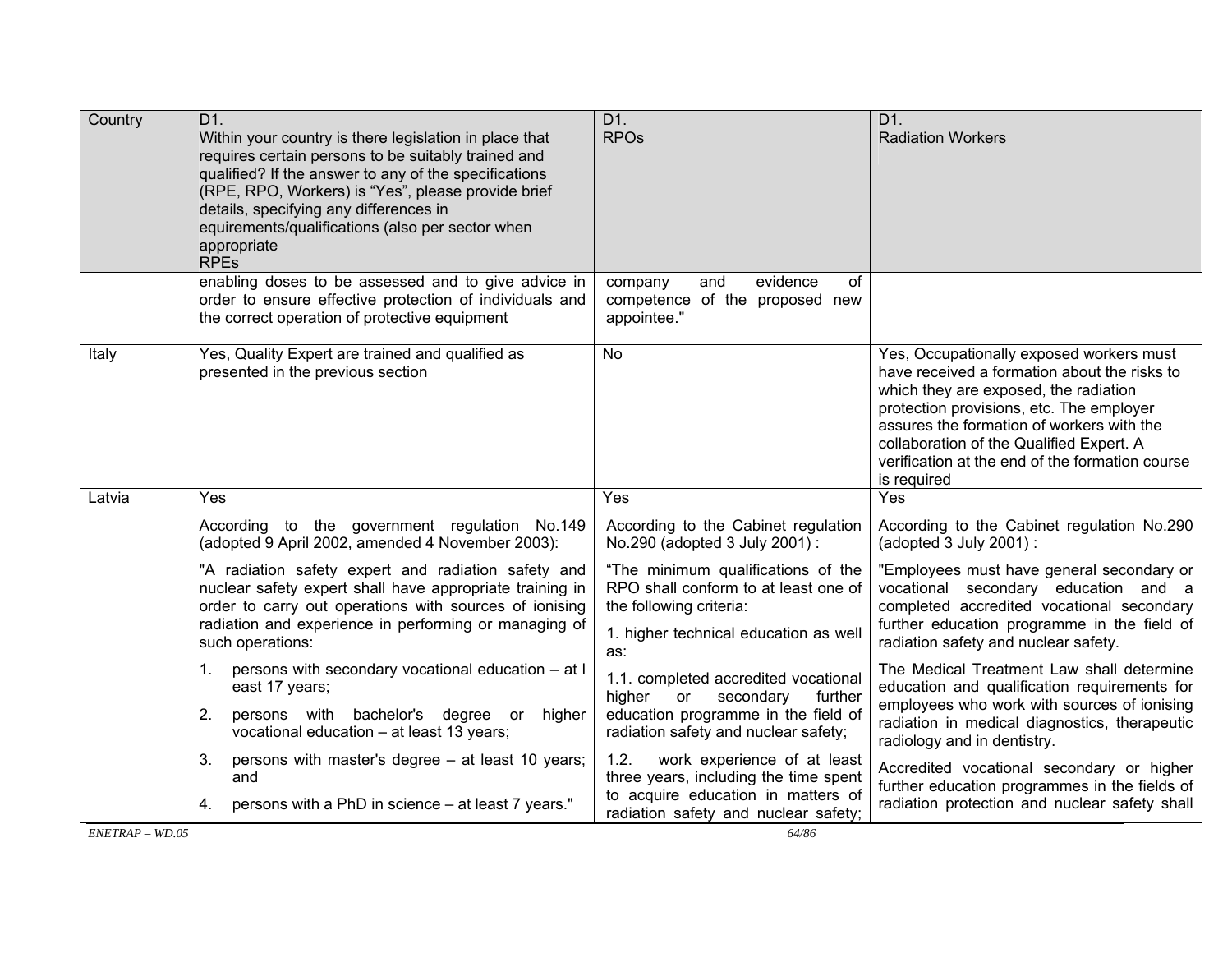| Country | D1. Within your country is there legislation in place that requires certain persons to be suitably trained and qualified? If the answer to any of the specifications (RPE, RPO, Workers) is "Yes", please provide brief details, specifying any differences in equirements/qualifications (also per sector when appropriate RPEs | D1. RPOs | D1. Radiation Workers |
|---|---|---|---|
| | enabling doses to be assessed and to give advice in order to ensure effective protection of individuals and the correct operation of protective equipment | company and evidence of competence of the proposed new appointee." | |
| Italy | Yes, Quality Expert are trained and qualified as presented in the previous section | No | Yes, Occupationally exposed workers must have received a formation about the risks to which they are exposed, the radiation protection provisions, etc. The employer assures the formation of workers with the collaboration of the Qualified Expert. A verification at the end of the formation course is required |
| Latvia | Yes<br><br>According to the government regulation No.149 (adopted 9 April 2002, amended 4 November 2003):<br><br>"A radiation safety expert and radiation safety and nuclear safety expert shall have appropriate training in order to carry out operations with sources of ionising radiation and experience in performing or managing of such operations:<br><br>1. persons with secondary vocational education – at l east 17 years;<br>2. persons with bachelor's degree or higher vocational education – at least 13 years;<br>3. persons with master's degree – at least 10 years; and<br>4. persons with a PhD in science – at least 7 years." | Yes<br><br>According to the Cabinet regulation No.290 (adopted 3 July 2001) :<br><br>"The minimum qualifications of the RPO shall conform to at least one of the following criteria:<br><br>1. higher technical education as well as:<br><br>1.1. completed accredited vocational higher or secondary further education programme in the field of radiation safety and nuclear safety;<br><br>1.2. work experience of at least three years, including the time spent to acquire education in matters of radiation safety and nuclear safety; | Yes<br><br>According to the Cabinet regulation No.290 (adopted 3 July 2001) :<br><br>"Employees must have general secondary or vocational secondary education and a completed accredited vocational secondary further education programme in the field of radiation safety and nuclear safety.<br><br>The Medical Treatment Law shall determine education and qualification requirements for employees who work with sources of ionising radiation in medical diagnostics, therapeutic radiology and in dentistry.<br><br>Accredited vocational secondary or higher further education programmes in the fields of radiation protection and nuclear safety shall |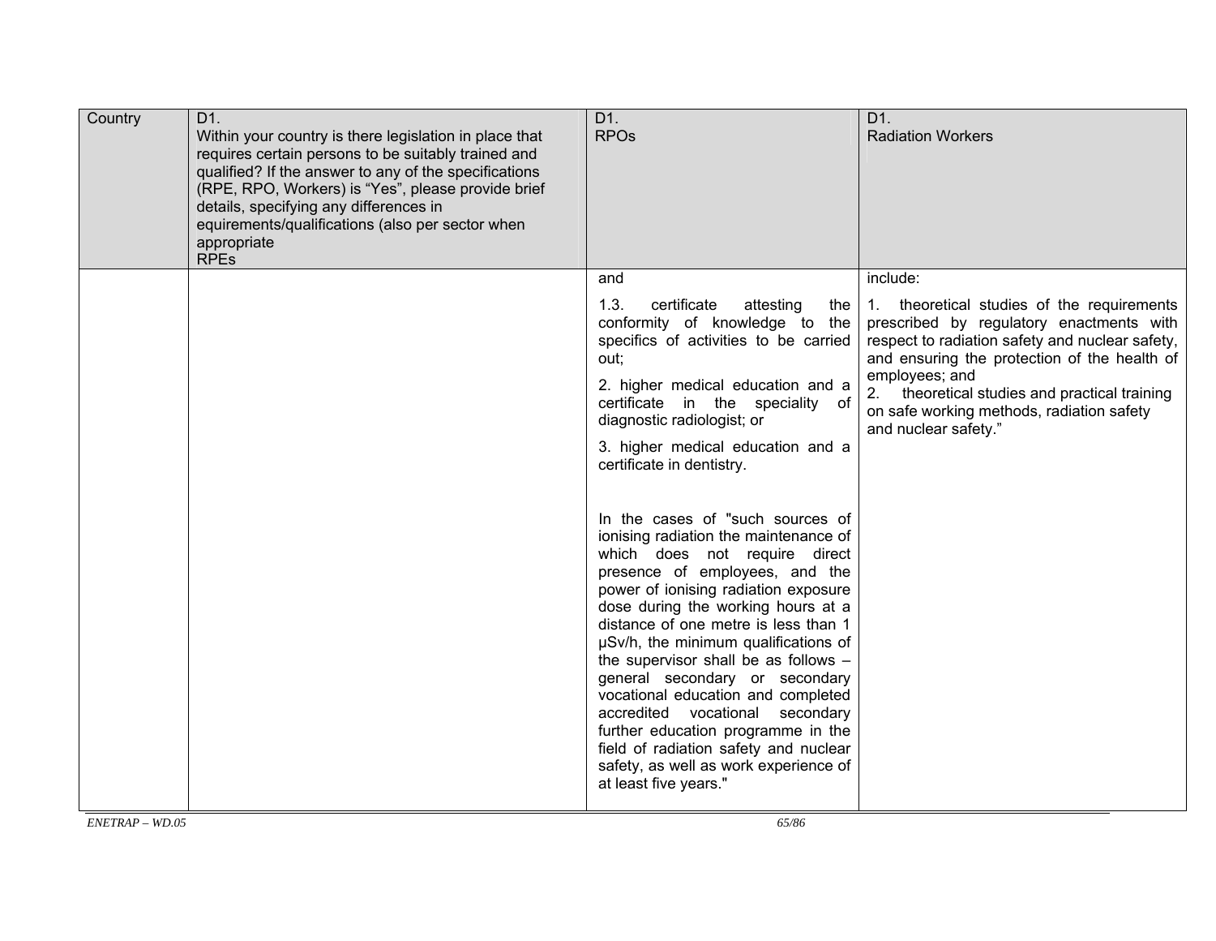| Country | D1.<br>Within your country is there legislation in place that requires certain persons to be suitably trained and qualified? If the answer to any of the specifications (RPE, RPO, Workers) is "Yes", please provide brief details, specifying any differences in equirements/qualifications (also per sector when appropriate<br>RPEs | D1.<br>RPOs | D1.<br>Radiation Workers |
|---|---|---|---|
| | | and<br><br>1.3. certificate attesting the conformity of knowledge to the specifics of activities to be carried out;<br><br>2. higher medical education and a certificate in the speciality of diagnostic radiologist; or<br><br>3. higher medical education and a certificate in dentistry.<br><br>In the cases of "such sources of ionising radiation the maintenance of which does not require direct presence of employees, and the power of ionising radiation exposure dose during the working hours at a distance of one metre is less than 1 µSv/h, the minimum qualifications of the supervisor shall be as follows – general secondary or secondary vocational education and completed accredited vocational secondary further education programme in the field of radiation safety and nuclear safety, as well as work experience of at least five years." | include:<br><br>1. theoretical studies of the requirements prescribed by regulatory enactments with respect to radiation safety and nuclear safety, and ensuring the protection of the health of employees; and<br>2. theoretical studies and practical training on safe working methods, radiation safety and nuclear safety." |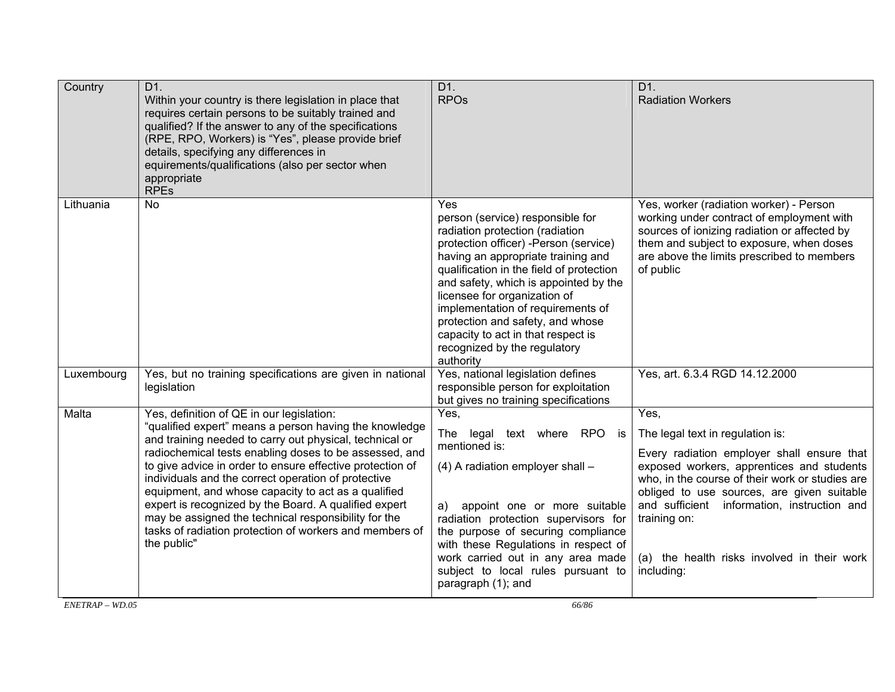| Country | D1. Within your country is there legislation in place that requires certain persons to be suitably trained and qualified? If the answer to any of the specifications (RPE, RPO, Workers) is "Yes", please provide brief details, specifying any differences in equirements/qualifications (also per sector when appropriate RPEs | D1. RPOs | D1. Radiation Workers |
|---|---|---|---|
| Lithuania | No | Yes person (service) responsible for radiation protection (radiation protection officer) -Person (service) having an appropriate training and qualification in the field of protection and safety, which is appointed by the licensee for organization of implementation of requirements of protection and safety, and whose capacity to act in that respect is recognized by the regulatory authority | Yes, worker (radiation worker) - Person working under contract of employment with sources of ionizing radiation or affected by them and subject to exposure, when doses are above the limits prescribed to members of public |
| Luxembourg | Yes, but no training specifications are given in national legislation | Yes, national legislation defines responsible person for exploitation but gives no training specifications | Yes, art. 6.3.4 RGD 14.12.2000 |
| Malta | Yes, definition of QE in our legislation: "qualified expert" means a person having the knowledge and training needed to carry out physical, technical or radiochemical tests enabling doses to be assessed, and to give advice in order to ensure effective protection of individuals and the correct operation of protective equipment, and whose capacity to act as a qualified expert is recognized by the Board. A qualified expert may be assigned the technical responsibility for the tasks of radiation protection of workers and members of the public" | Yes, The legal text where RPO is mentioned is: (4) A radiation employer shall – a) appoint one or more suitable radiation protection supervisors for the purpose of securing compliance with these Regulations in respect of work carried out in any area made subject to local rules pursuant to paragraph (1); and | Yes, The legal text in regulation is: Every radiation employer shall ensure that exposed workers, apprentices and students who, in the course of their work or studies are obliged to use sources, are given suitable and sufficient information, instruction and training on: (a) the health risks involved in their work including: |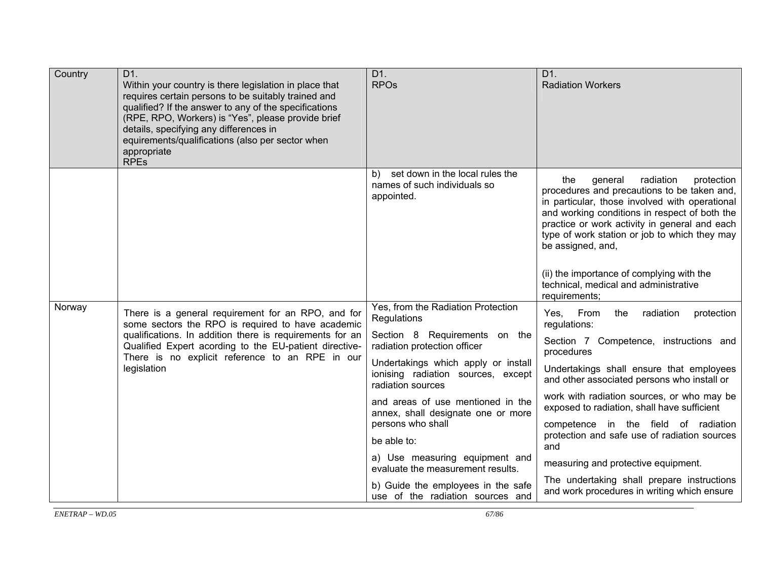| Country | D1.<br>Within your country is there legislation in place that requires certain persons to be suitably trained and qualified? If the answer to any of the specifications (RPE, RPO, Workers) is "Yes", please provide brief details, specifying any differences in equirements/qualifications (also per sector when appropriate<br>RPEs | D1.<br>RPOs | D1.<br>Radiation Workers |
|---|---|---|---|
| | | b) set down in the local rules the names of such individuals so appointed. | the general radiation protection procedures and precautions to be taken and, in particular, those involved with operational and working conditions in respect of both the practice or work activity in general and each type of work station or job to which they may be assigned, and,<br><br>(ii) the importance of complying with the technical, medical and administrative requirements; |
| Norway | There is a general requirement for an RPO, and for some sectors the RPO is required to have academic qualifications. In addition there is requirements for an Qualified Expert acording to the EU-patient directive- There is no explicit reference to an RPE in our legislation | Yes, from the Radiation Protection Regulations<br><br>Section 8 Requirements on the radiation protection officer<br><br>Undertakings which apply or install ionising radiation sources, except radiation sources<br><br>and areas of use mentioned in the annex, shall designate one or more persons who shall<br><br>be able to:<br><br>a) Use measuring equipment and evaluate the measurement results.<br><br>b) Guide the employees in the safe use of the radiation sources and | Yes, From the radiation protection regulations:<br><br>Section 7 Competence, instructions and procedures<br><br>Undertakings shall ensure that employees and other associated persons who install or<br><br>work with radiation sources, or who may be exposed to radiation, shall have sufficient<br><br>competence in the field of radiation protection and safe use of radiation sources and<br><br>measuring and protective equipment.<br><br>The undertaking shall prepare instructions and work procedures in writing which ensure |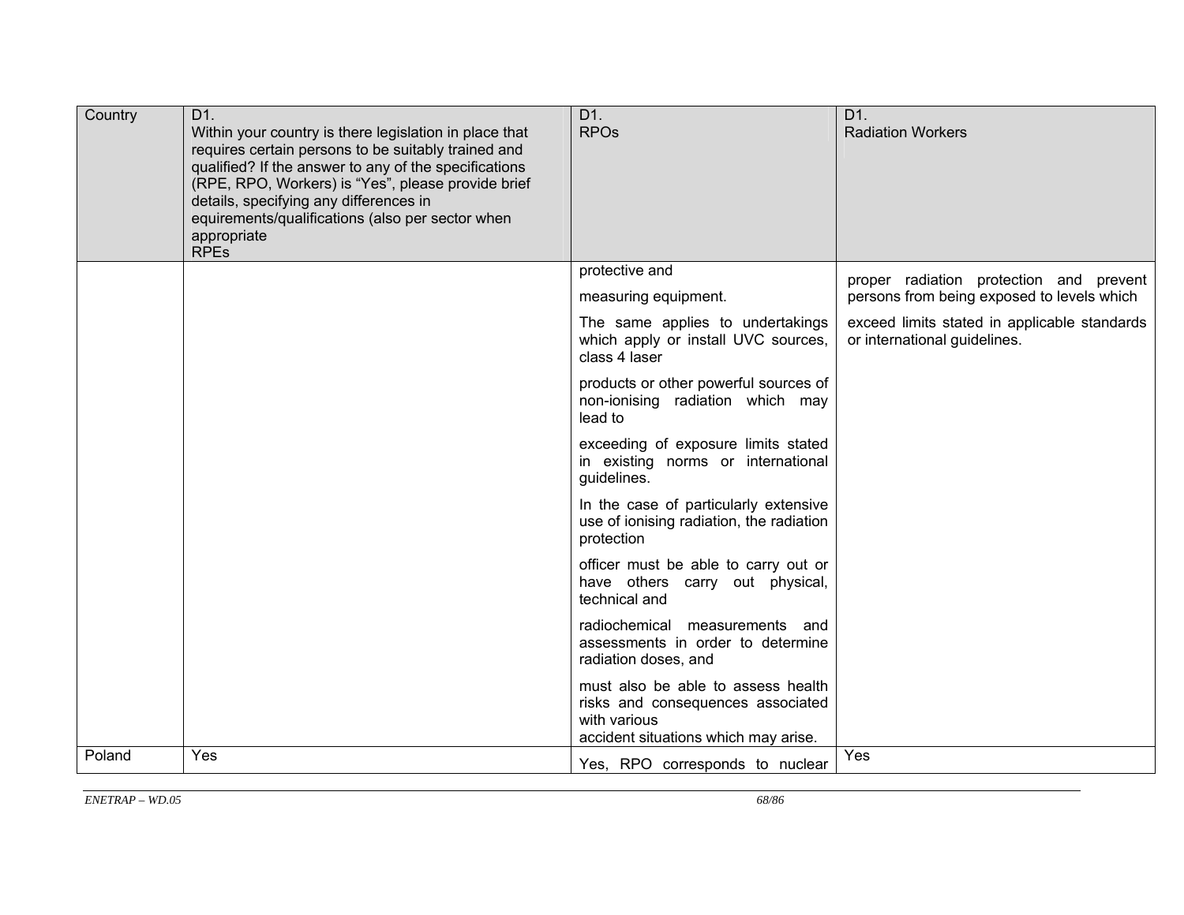| Country | D1. Within your country is there legislation in place that requires certain persons to be suitably trained and qualified? If the answer to any of the specifications (RPE, RPO, Workers) is "Yes", please provide brief details, specifying any differences in equirements/qualifications (also per sector when appropriate RPEs | D1. RPOs | D1. Radiation Workers |
|---|---|---|---|
| | | protective and measuring equipment. The same applies to undertakings which apply or install UVC sources, class 4 laser products or other powerful sources of non-ionising radiation which may lead to exceeding of exposure limits stated in existing norms or international guidelines. In the case of particularly extensive use of ionising radiation, the radiation protection officer must be able to carry out or have others carry out physical, technical and radiochemical measurements and assessments in order to determine radiation doses, and must also be able to assess health risks and consequences associated with various accident situations which may arise. | proper radiation protection and prevent persons from being exposed to levels which exceed limits stated in applicable standards or international guidelines. |
| Poland | Yes | Yes, RPO corresponds to nuclear | Yes |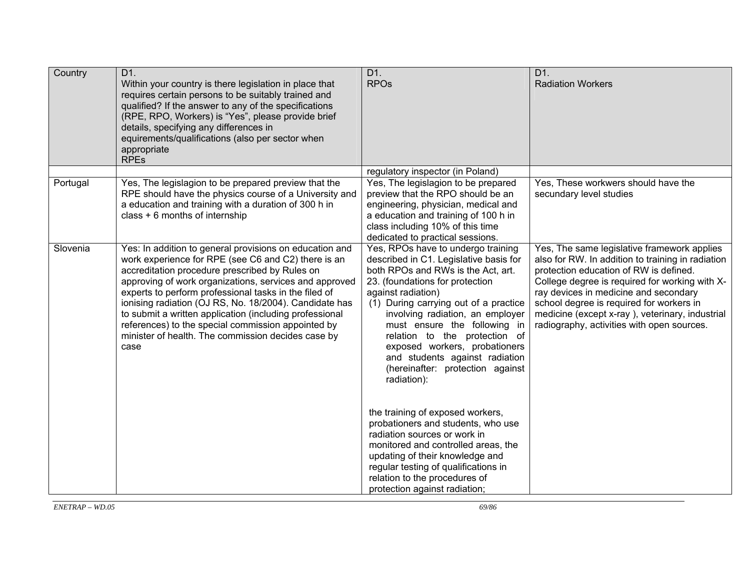| Country | D1.<br>Within your country is there legislation in place that requires certain persons to be suitably trained and qualified? If the answer to any of the specifications (RPE, RPO, Workers) is "Yes", please provide brief details, specifying any differences in equirements/qualifications (also per sector when appropriate<br>RPEs | D1.<br>RPOs | D1.<br>Radiation Workers |
|---|---|---|---|
| | | regulatory inspector (in Poland) | |
| Portugal | Yes, The legislagion to be prepared preview that the RPE should have the physics course of a University and a education and training with a duration of 300 h in class + 6 months of internship | Yes, The legislagion to be prepared preview that the RPO should be an engineering, physician, medical and a education and training of 100 h in class including 10% of this time dedicated to practical sessions. | Yes, These workwers should have the secundary level studies |
| Slovenia | Yes: In addition to general provisions on education and work experience for RPE (see C6 and C2) there is an accreditation procedure prescribed by Rules on approving of work organizations, services and approved experts to perform professional tasks in the filed of ionising radiation (OJ RS, No. 18/2004). Candidate has to submit a written application (including professional references) to the special commission appointed by minister of health. The commission decides case by case | Yes, RPOs have to undergo training described in C1. Legislative basis for both RPOs and RWs is the Act, art. 23. (foundations for protection against radiation)<br>(1) During carrying out of a practice involving radiation, an employer must ensure the following in relation to the protection of exposed workers, probationers and students against radiation (hereinafter: protection against radiation):<br><br>the training of exposed workers, probationers and students, who use radiation sources or work in monitored and controlled areas, the updating of their knowledge and regular testing of qualifications in relation to the procedures of protection against radiation; | Yes, The same legislative framework applies also for RW. In addition to training in radiation protection education of RW is defined. College degree is required for working with X-ray devices in medicine and secondary school degree is required for workers in medicine (except x-ray ), veterinary, industrial radiography, activities with open sources. |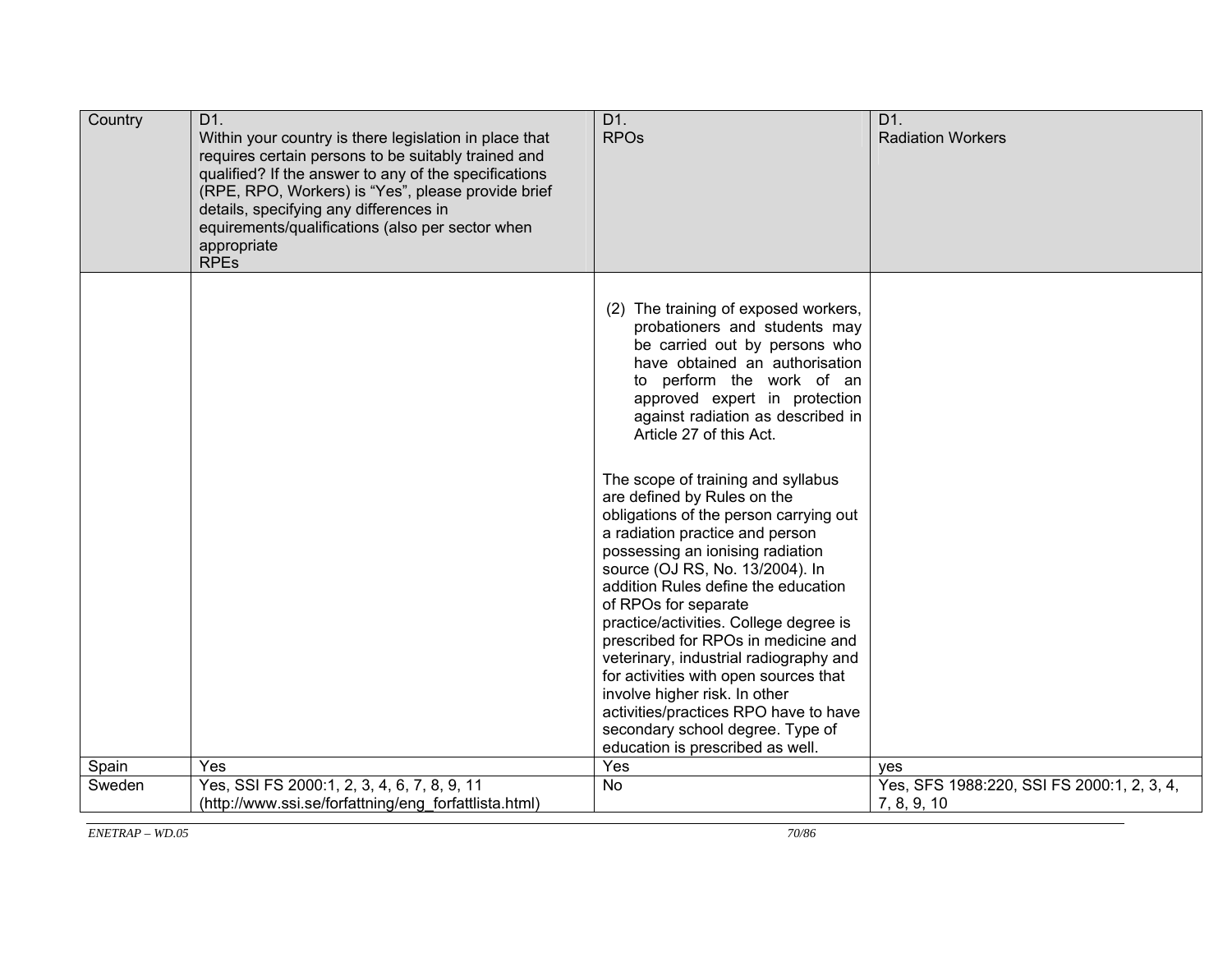| Country | D1. Within your country is there legislation in place that requires certain persons to be suitably trained and qualified? If the answer to any of the specifications (RPE, RPO, Workers) is "Yes", please provide brief details, specifying any differences in equirements/qualifications (also per sector when appropriate RPEs | D1. RPOs | D1. Radiation Workers |
|---|---|---|---|
| | | (2) The training of exposed workers, probationers and students may be carried out by persons who have obtained an authorisation to perform the work of an approved expert in protection against radiation as described in Article 27 of this Act.<br><br>The scope of training and syllabus are defined by Rules on the obligations of the person carrying out a radiation practice and person possessing an ionising radiation source (OJ RS, No. 13/2004). In addition Rules define the education of RPOs for separate practice/activities. College degree is prescribed for RPOs in medicine and veterinary, industrial radiography and for activities with open sources that involve higher risk. In other activities/practices RPO have to have secondary school degree. Type of education is prescribed as well. | |
| Spain | Yes | Yes | yes |
| Sweden | Yes, SSI FS 2000:1, 2, 3, 4, 6, 7, 8, 9, 11 (http://www.ssi.se/forfattning/eng_forfattlista.html) | No | Yes, SFS 1988:220, SSI FS 2000:1, 2, 3, 4, 7, 8, 9, 10 |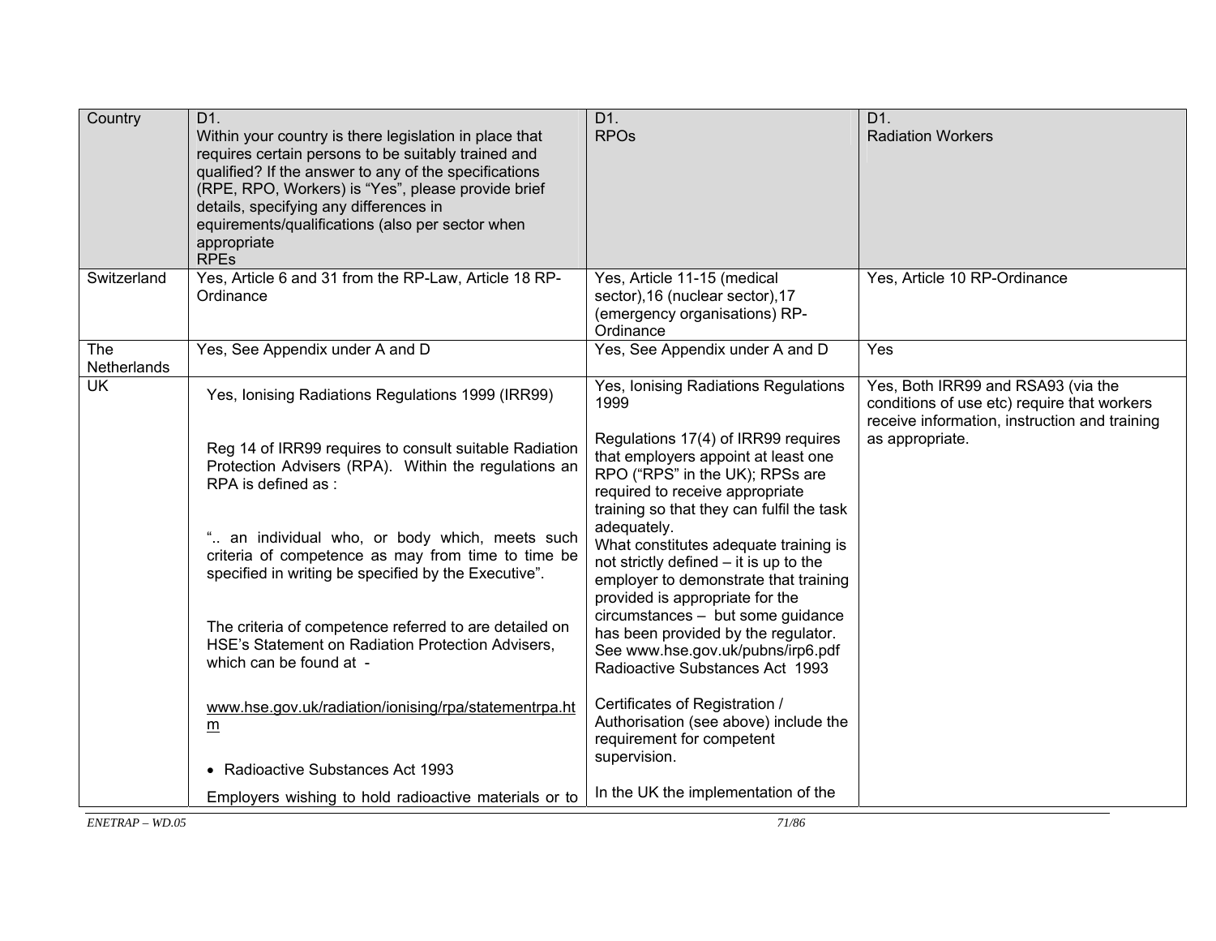| Country | D1.<br>Within your country is there legislation in place that requires certain persons to be suitably trained and qualified? If the answer to any of the specifications (RPE, RPO, Workers) is "Yes", please provide brief details, specifying any differences in equirements/qualifications (also per sector when appropriate<br>RPEs | D1.<br>RPOs | D1.<br>Radiation Workers |
|---|---|---|---|
| Switzerland | Yes, Article 6 and 31 from the RP-Law, Article 18 RP-Ordinance | Yes, Article 11-15 (medical sector),16 (nuclear sector),17 (emergency organisations) RP-Ordinance | Yes, Article 10 RP-Ordinance |
| The Netherlands | Yes, See Appendix under A and D | Yes, See Appendix under A and D | Yes |
| UK | Yes, Ionising Radiations Regulations 1999 (IRR99)<br><br>Reg 14 of IRR99 requires to consult suitable Radiation Protection Advisers (RPA). Within the regulations an RPA is defined as :<br><br>".. an individual who, or body which, meets such criteria of competence as may from time to time be specified in writing be specified by the Executive".<br><br>The criteria of competence referred to are detailed on HSE's Statement on Radiation Protection Advisers, which can be found at -<br><br>www.hse.gov.uk/radiation/ionising/rpa/statementrpa.htm<br><br>• Radioactive Substances Act 1993<br><br>Employers wishing to hold radioactive materials or to | Yes, Ionising Radiations Regulations 1999<br><br>Regulations 17(4) of IRR99 requires that employers appoint at least one RPO ("RPS" in the UK); RPSs are required to receive appropriate training so that they can fulfil the task adequately.<br>What constitutes adequate training is not strictly defined – it is up to the employer to demonstrate that training provided is appropriate for the circumstances – but some guidance has been provided by the regulator. See www.hse.gov.uk/pubns/irp6.pdf<br>Radioactive Substances Act 1993<br><br>Certificates of Registration / Authorisation (see above) include the requirement for competent supervision.<br><br>In the UK the implementation of the | Yes, Both IRR99 and RSA93 (via the conditions of use etc) require that workers receive information, instruction and training as appropriate. |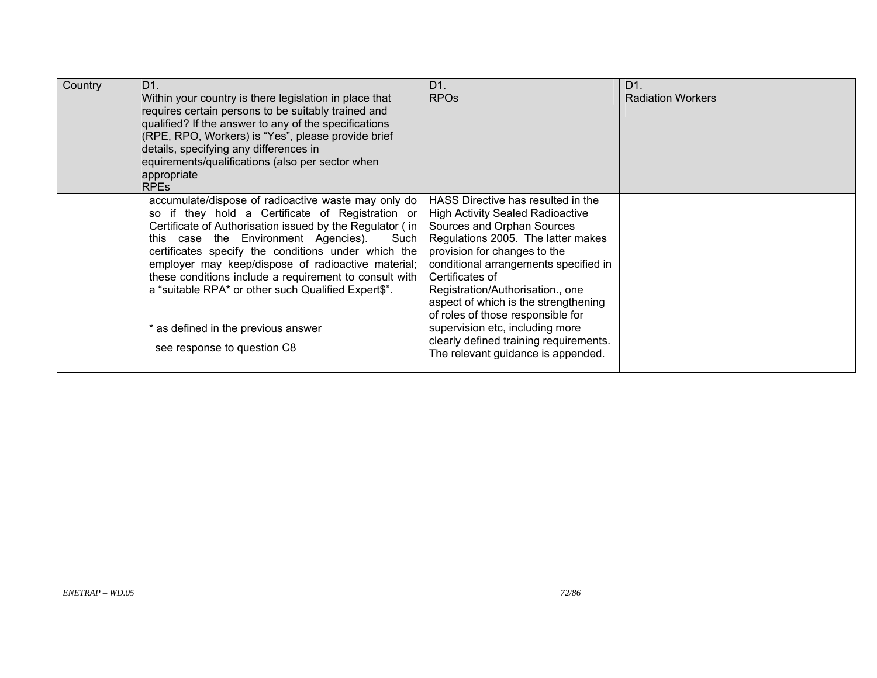| Country | D1.<br>Within your country is there legislation in place that requires certain persons to be suitably trained and qualified? If the answer to any of the specifications (RPE, RPO, Workers) is "Yes", please provide brief details, specifying any differences in equirements/qualifications (also per sector when appropriate<br>RPEs | D1.<br>RPOs | D1.<br>Radiation Workers |
|---|---|---|---|
| | accumulate/dispose of radioactive waste may only do so if they hold a Certificate of Registration or Certificate of Authorisation issued by the Regulator ( in this case the Environment Agencies). Such certificates specify the conditions under which the employer may keep/dispose of radioactive material; these conditions include a requirement to consult with a "suitable RPA* or other such Qualified Expert$".<br><br>* as defined in the previous answer<br>see response to question C8 | HASS Directive has resulted in the High Activity Sealed Radioactive Sources and Orphan Sources Regulations 2005. The latter makes provision for changes to the conditional arrangements specified in Certificates of Registration/Authorisation., one aspect of which is the strengthening of roles of those responsible for supervision etc, including more clearly defined training requirements. The relevant guidance is appended. | |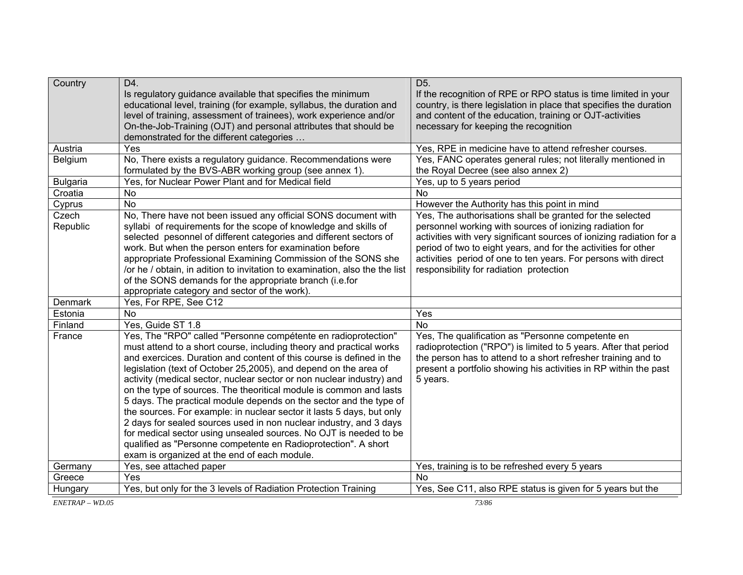| Country | D4.<br>Is regulatory guidance available that specifies the minimum educational level, training (for example, syllabus, the duration and level of training, assessment of trainees), work experience and/or On-the-Job-Training (OJT) and personal attributes that should be demonstrated for the different categories … | D5.<br>If the recognition of RPE or RPO status is time limited in your country, is there legislation in place that specifies the duration and content of the education, training or OJT-activities necessary for keeping the recognition |
|---|---|---|
| Austria | Yes | Yes, RPE in medicine have to attend refresher courses. |
| Belgium | No, There exists a regulatory guidance. Recommendations were formulated by the BVS-ABR working group (see annex 1). | Yes, FANC operates general rules; not literally mentioned in the Royal Decree (see also annex 2) |
| Bulgaria | Yes, for Nuclear Power Plant and for Medical field | Yes, up to 5 years period |
| Croatia | No | No |
| Cyprus | No | However the Authority has this point in mind |
| Czech Republic | No, There have not been issued any official SONS document with syllabi of requirements for the scope of knowledge and skills of selected pesonnel of different categories and different sectors of work. But when the person enters for examination before appropriate Professional Examining Commission of the SONS she /or he / obtain, in adition to invitation to examination, also the the list of the SONS demands for the appropriate branch (i.e.for appropriate category and sector of the work). | Yes, The authorisations shall be granted for the selected personnel working with sources of ionizing radiation for activities with very significant sources of ionizing radiation for a period of two to eight years, and for the activities for other activities period of one to ten years. For persons with direct responsibility for radiation protection |
| Denmark | Yes, For RPE, See C12 | |
| Estonia | No | Yes |
| Finland | Yes, Guide ST 1.8 | No |
| France | Yes, The "RPO" called "Personne compétente en radioprotection" must attend to a short course, including theory and practical works and exercices. Duration and content of this course is defined in the legislation (text of October 25,2005), and depend on the area of activity (medical sector, nuclear sector or non nuclear industry) and on the type of sources. The theoritical module is common and lasts 5 days. The practical module depends on the sector and the type of the sources. For example: in nuclear sector it lasts 5 days, but only 2 days for sealed sources used in non nuclear industry, and 3 days for medical sector using unsealed sources. No OJT is needed to be qualified as "Personne competente en Radioprotection". A short exam is organized at the end of each module. | Yes, The qualification as "Personne competente en radioprotection ("RPO") is limited to 5 years. After that period the person has to attend to a short refresher training and to present a portfolio showing his activities in RP within the past 5 years. |
| Germany | Yes, see attached paper | Yes, training is to be refreshed every 5 years |
| Greece | Yes | No |
| Hungary | Yes, but only for the 3 levels of Radiation Protection Training | Yes, See C11, also RPE status is given for 5 years but the |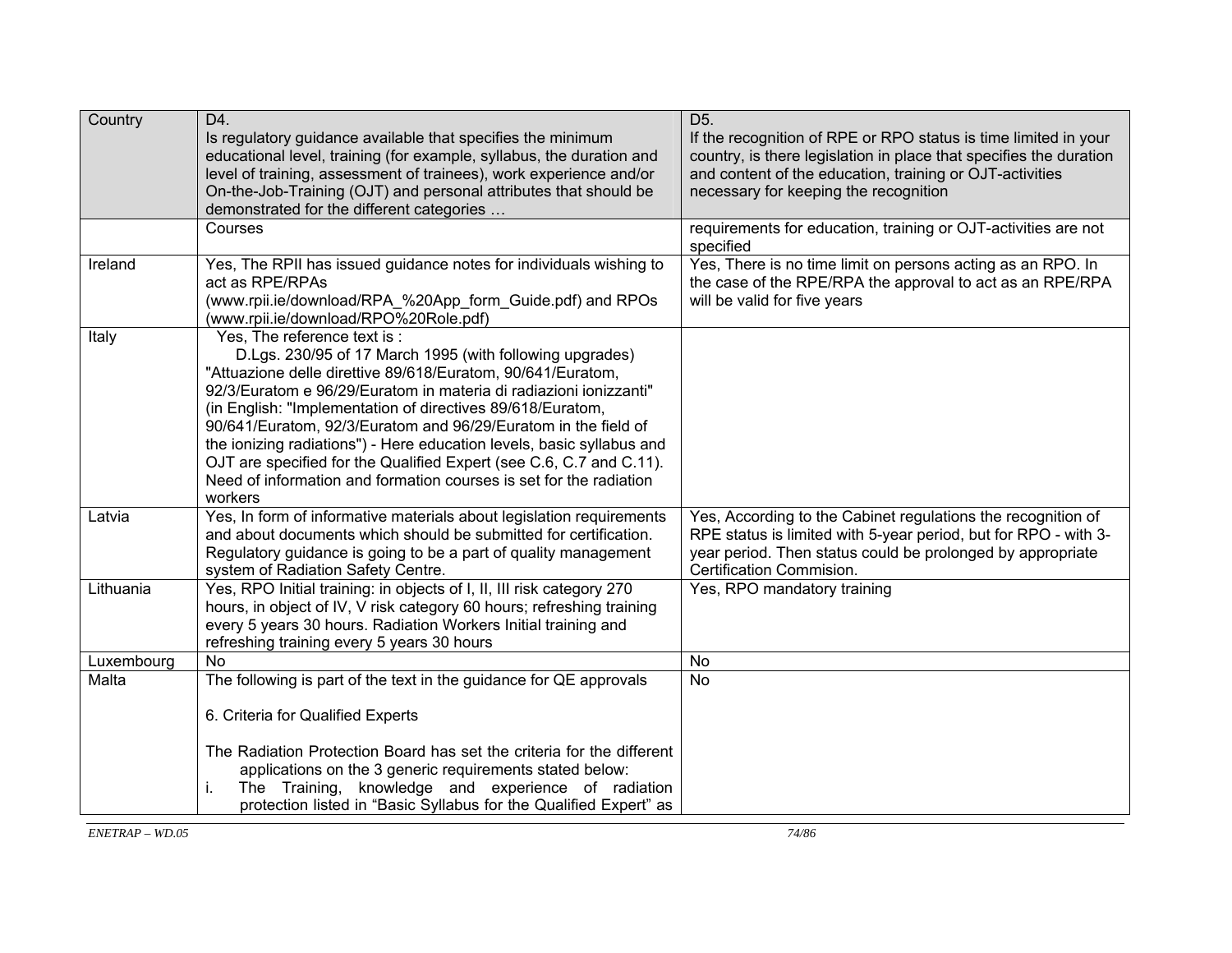| Country | D4.<br>Is regulatory guidance available that specifies the minimum educational level, training (for example, syllabus, the duration and level of training, assessment of trainees), work experience and/or On-the-Job-Training (OJT) and personal attributes that should be demonstrated for the different categories … | D5.<br>If the recognition of RPE or RPO status is time limited in your country, is there legislation in place that specifies the duration and content of the education, training or OJT-activities necessary for keeping the recognition |
|---|---|---|
| | Courses | requirements for education, training or OJT-activities are not specified |
| Ireland | Yes, The RPII has issued guidance notes for individuals wishing to act as RPE/RPAs (www.rpii.ie/download/RPA_%20App_form_Guide.pdf) and RPOs (www.rpii.ie/download/RPO%20Role.pdf) | Yes, There is no time limit on persons acting as an RPO. In the case of the RPE/RPA the approval to act as an RPE/RPA will be valid for five years |
| Italy | Yes, The reference text is :<br>D.Lgs. 230/95 of 17 March 1995 (with following upgrades) "Attuazione delle direttive 89/618/Euratom, 90/641/Euratom, 92/3/Euratom e 96/29/Euratom in materia di radiazioni ionizzanti" (in English: "Implementation of directives 89/618/Euratom, 90/641/Euratom, 92/3/Euratom and 96/29/Euratom in the field of the ionizing radiations") - Here education levels, basic syllabus and OJT are specified for the Qualified Expert (see C.6, C.7 and C.11). Need of information and formation courses is set for the radiation workers | |
| Latvia | Yes, In form of informative materials about legislation requirements and about documents which should be submitted for certification. Regulatory guidance is going to be a part of quality management system of Radiation Safety Centre. | Yes, According to the Cabinet regulations the recognition of RPE status is limited with 5-year period, but for RPO - with 3-year period. Then status could be prolonged by appropriate Certification Commision. |
| Lithuania | Yes, RPO Initial training: in objects of I, II, III risk category 270 hours, in object of IV, V risk category 60 hours; refreshing training every 5 years 30 hours. Radiation Workers Initial training and refreshing training every 5 years 30 hours | Yes, RPO mandatory training |
| Luxembourg | No | No |
| Malta | The following is part of the text in the guidance for QE approvals<br><br>6. Criteria for Qualified Experts<br><br>The Radiation Protection Board has set the criteria for the different applications on the 3 generic requirements stated below:<br>i. The Training, knowledge and experience of radiation protection listed in "Basic Syllabus for the Qualified Expert" as | No |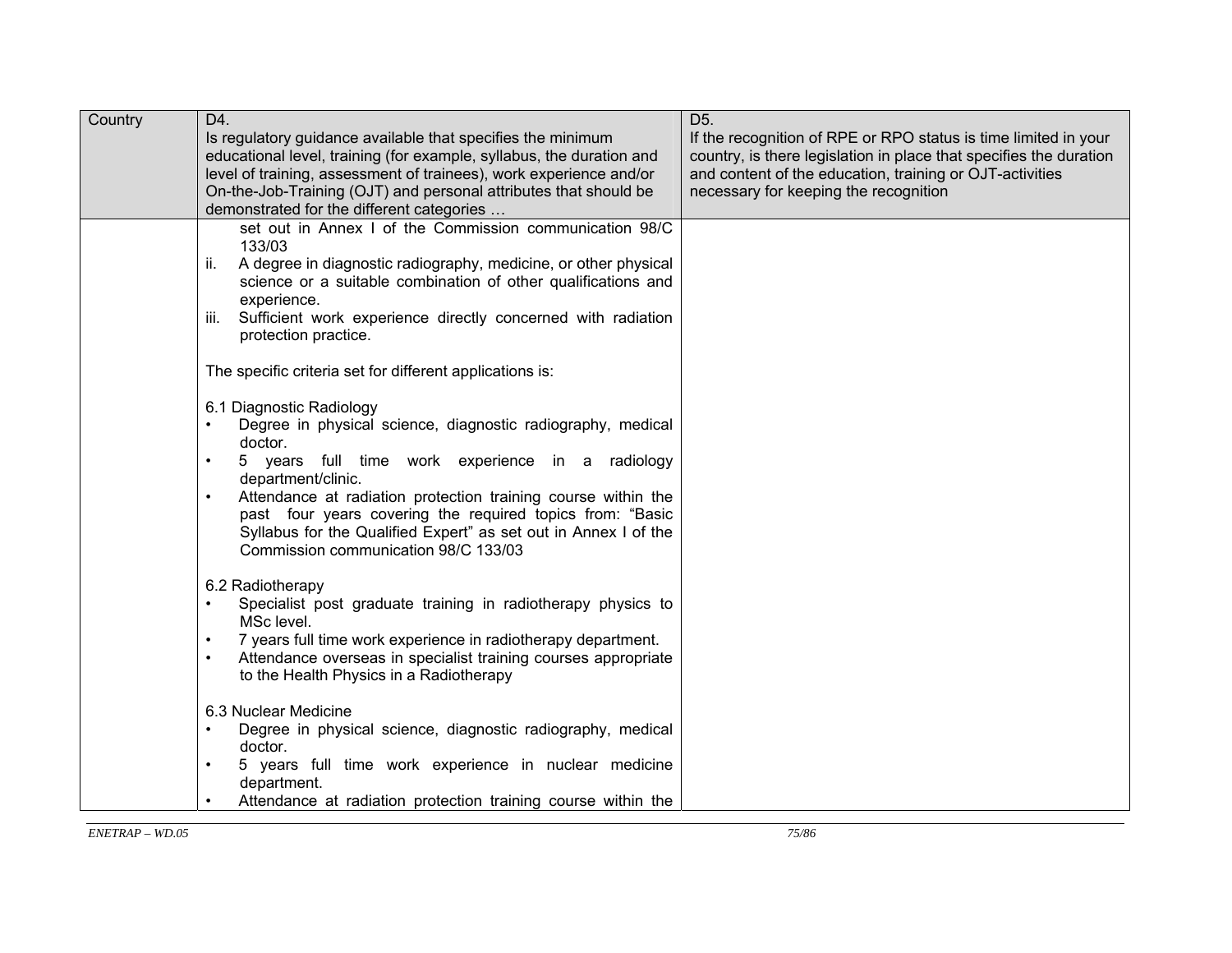| Country | D4.<br>Is regulatory guidance available that specifies the minimum educational level, training (for example, syllabus, the duration and level of training, assessment of trainees), work experience and/or On-the-Job-Training (OJT) and personal attributes that should be demonstrated for the different categories … | D5.<br>If the recognition of RPE or RPO status is time limited in your country, is there legislation in place that specifies the duration and content of the education, training or OJT-activities necessary for keeping the recognition |
|---|---|---|
| | set out in Annex I of the Commission communication 98/C 133/03<br>ii. A degree in diagnostic radiography, medicine, or other physical science or a suitable combination of other qualifications and experience.<br>iii. Sufficient work experience directly concerned with radiation protection practice.<br><br>The specific criteria set for different applications is:<br><br>6.1 Diagnostic Radiology<br>• Degree in physical science, diagnostic radiography, medical doctor.<br>• 5 years full time work experience in a radiology department/clinic.<br>• Attendance at radiation protection training course within the past four years covering the required topics from: "Basic Syllabus for the Qualified Expert" as set out in Annex I of the Commission communication 98/C 133/03<br><br>6.2 Radiotherapy<br>• Specialist post graduate training in radiotherapy physics to MSc level.<br>• 7 years full time work experience in radiotherapy department.<br>• Attendance overseas in specialist training courses appropriate to the Health Physics in a Radiotherapy<br><br>6.3 Nuclear Medicine<br>• Degree in physical science, diagnostic radiography, medical doctor.<br>• 5 years full time work experience in nuclear medicine department.<br>• Attendance at radiation protection training course within the | |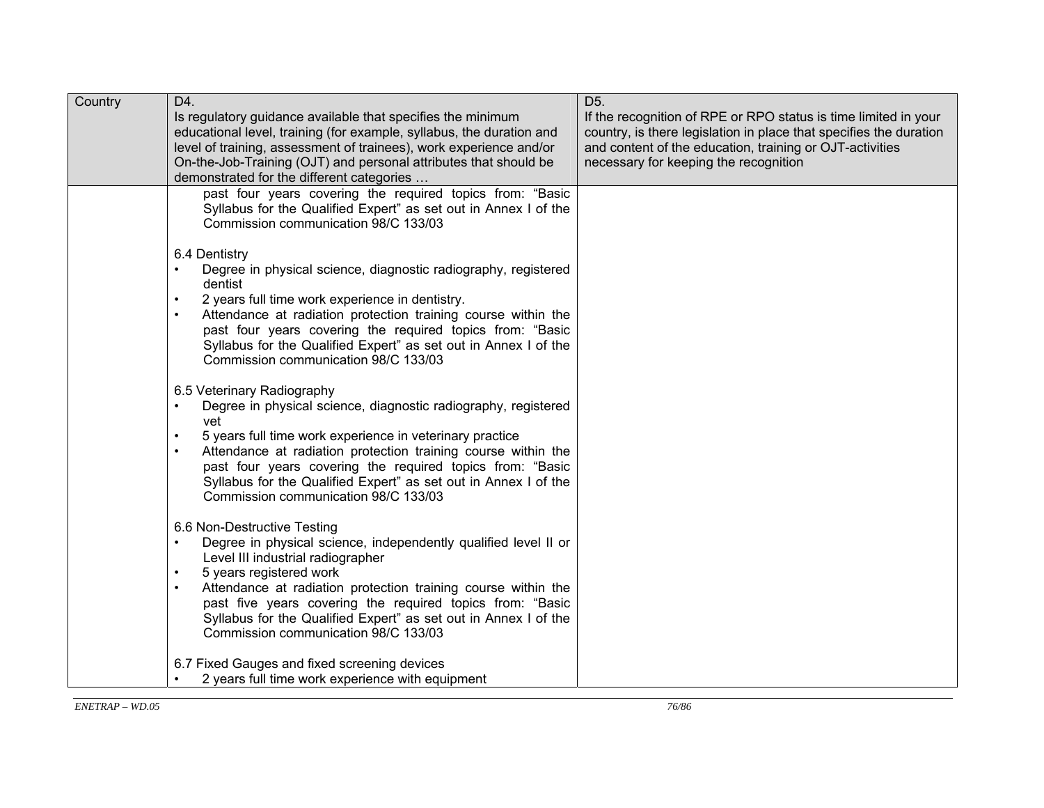| Country | D4.<br>Is regulatory guidance available that specifies the minimum educational level, training (for example, syllabus, the duration and level of training, assessment of trainees), work experience and/or On-the-Job-Training (OJT) and personal attributes that should be demonstrated for the different categories … | D5.<br>If the recognition of RPE or RPO status is time limited in your country, is there legislation in place that specifies the duration and content of the education, training or OJT-activities necessary for keeping the recognition |
|---|---|---|
| | past four years covering the required topics from: "Basic Syllabus for the Qualified Expert" as set out in Annex I of the Commission communication 98/C 133/03<br><br>6.4 Dentistry<br>• Degree in physical science, diagnostic radiography, registered dentist<br>• 2 years full time work experience in dentistry.<br>• Attendance at radiation protection training course within the past four years covering the required topics from: "Basic Syllabus for the Qualified Expert" as set out in Annex I of the Commission communication 98/C 133/03<br><br>6.5 Veterinary Radiography<br>• Degree in physical science, diagnostic radiography, registered vet<br>• 5 years full time work experience in veterinary practice<br>• Attendance at radiation protection training course within the past four years covering the required topics from: "Basic Syllabus for the Qualified Expert" as set out in Annex I of the Commission communication 98/C 133/03<br><br>6.6 Non-Destructive Testing<br>• Degree in physical science, independently qualified level II or Level III industrial radiographer<br>• 5 years registered work<br>• Attendance at radiation protection training course within the past five years covering the required topics from: "Basic Syllabus for the Qualified Expert" as set out in Annex I of the Commission communication 98/C 133/03<br><br>6.7 Fixed Gauges and fixed screening devices<br>• 2 years full time work experience with equipment | |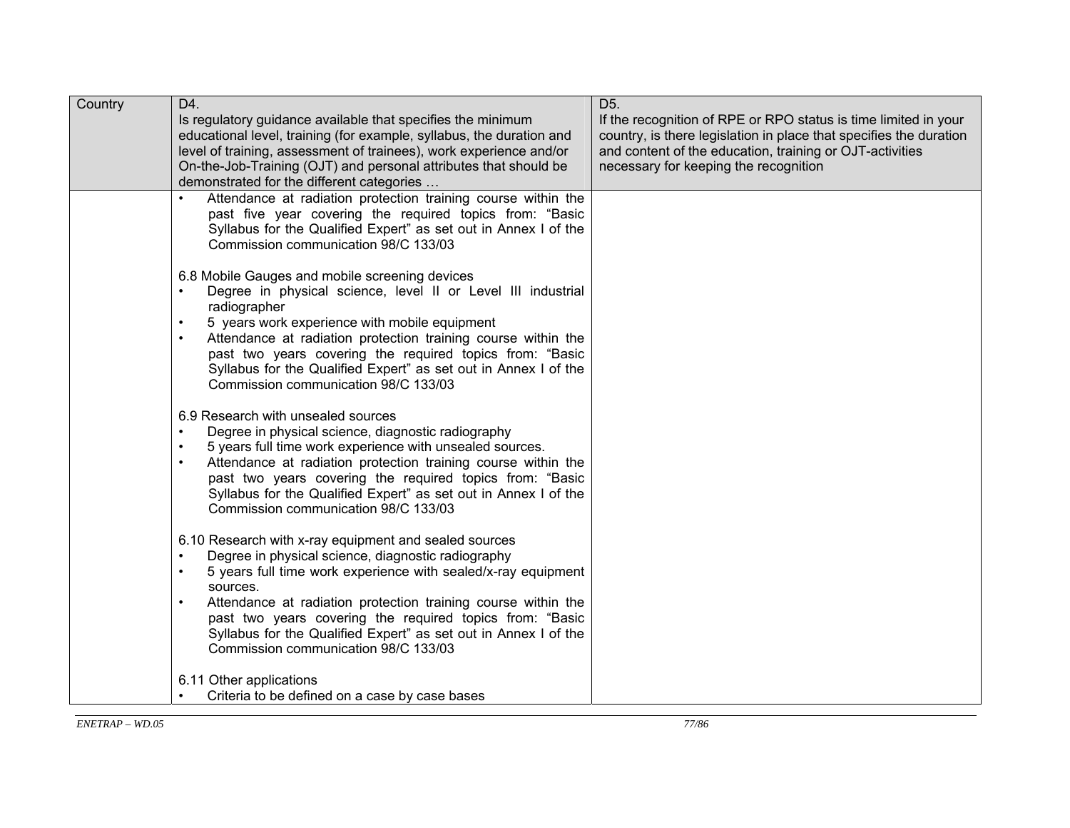| Country | D4.<br>Is regulatory guidance available that specifies the minimum educational level, training (for example, syllabus, the duration and level of training, assessment of trainees), work experience and/or On-the-Job-Training (OJT) and personal attributes that should be demonstrated for the different categories … | D5.<br>If the recognition of RPE or RPO status is time limited in your country, is there legislation in place that specifies the duration and content of the education, training or OJT-activities necessary for keeping the recognition |
|---|---|---|
| | • Attendance at radiation protection training course within the past five year covering the required topics from: “Basic Syllabus for the Qualified Expert” as set out in Annex I of the Commission communication 98/C 133/03<br><br>6.8 Mobile Gauges and mobile screening devices<br>• Degree in physical science, level II or Level III industrial radiographer<br>• 5 years work experience with mobile equipment<br>• Attendance at radiation protection training course within the past two years covering the required topics from: “Basic Syllabus for the Qualified Expert” as set out in Annex I of the Commission communication 98/C 133/03<br><br>6.9 Research with unsealed sources<br>• Degree in physical science, diagnostic radiography<br>• 5 years full time work experience with unsealed sources.<br>• Attendance at radiation protection training course within the past two years covering the required topics from: “Basic Syllabus for the Qualified Expert” as set out in Annex I of the Commission communication 98/C 133/03<br><br>6.10 Research with x-ray equipment and sealed sources<br>• Degree in physical science, diagnostic radiography<br>• 5 years full time work experience with sealed/x-ray equipment sources.<br>• Attendance at radiation protection training course within the past two years covering the required topics from: “Basic Syllabus for the Qualified Expert” as set out in Annex I of the Commission communication 98/C 133/03<br><br>6.11 Other applications<br>• Criteria to be defined on a case by case bases | |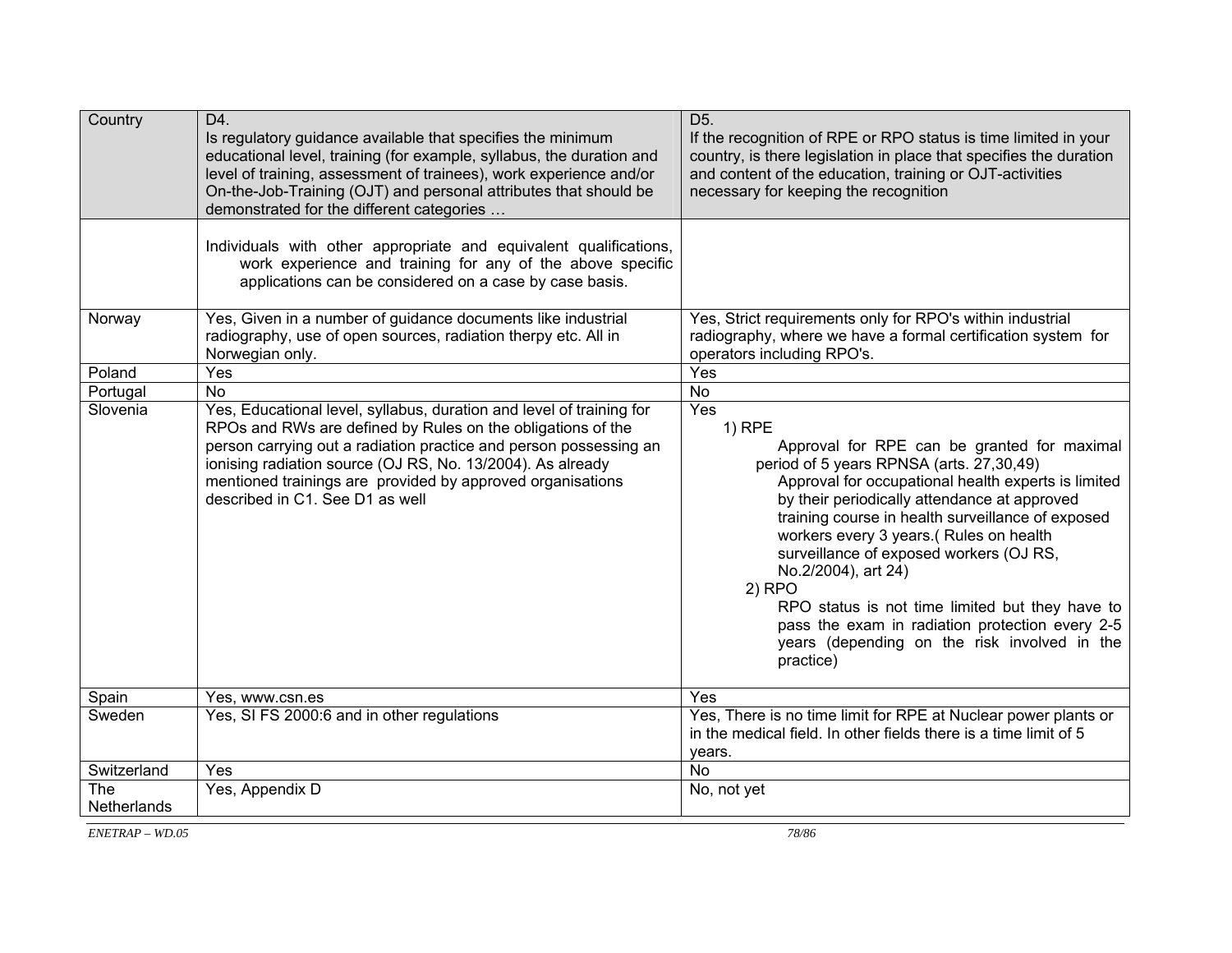| Country | D4.<br>Is regulatory guidance available that specifies the minimum educational level, training (for example, syllabus, the duration and level of training, assessment of trainees), work experience and/or On-the-Job-Training (OJT) and personal attributes that should be demonstrated for the different categories … | D5.<br>If the recognition of RPE or RPO status is time limited in your country, is there legislation in place that specifies the duration and content of the education, training or OJT-activities necessary for keeping the recognition |
|---|---|---|
| | Individuals with other appropriate and equivalent qualifications, work experience and training for any of the above specific applications can be considered on a case by case basis. | |
| Norway | Yes, Given in a number of guidance documents like industrial radiography, use of open sources, radiation therpy etc. All in Norwegian only. | Yes, Strict requirements only for RPO's within industrial radiography, where we have a formal certification system for operators including RPO's. |
| Poland | Yes | Yes |
| Portugal | No | No |
| Slovenia | Yes, Educational level, syllabus, duration and level of training for RPOs and RWs are defined by Rules on the obligations of the person carrying out a radiation practice and person possessing an ionising radiation source (OJ RS, No. 13/2004). As already mentioned trainings are provided by approved organisations described in C1. See D1 as well | Yes<br>1) RPE<br>Approval for RPE can be granted for maximal period of 5 years RPNSA (arts. 27,30,49)<br>Approval for occupational health experts is limited by their periodically attendance at approved training course in health surveillance of exposed workers every 3 years.( Rules on health surveillance of exposed workers (OJ RS, No.2/2004), art 24)<br>2) RPO<br>RPO status is not time limited but they have to pass the exam in radiation protection every 2-5 years (depending on the risk involved in the practice) |
| Spain | Yes, www.csn.es | Yes |
| Sweden | Yes, SI FS 2000:6 and in other regulations | Yes, There is no time limit for RPE at Nuclear power plants or in the medical field. In other fields there is a time limit of 5 years. |
| Switzerland | Yes | No |
| The Netherlands | Yes, Appendix D | No, not yet |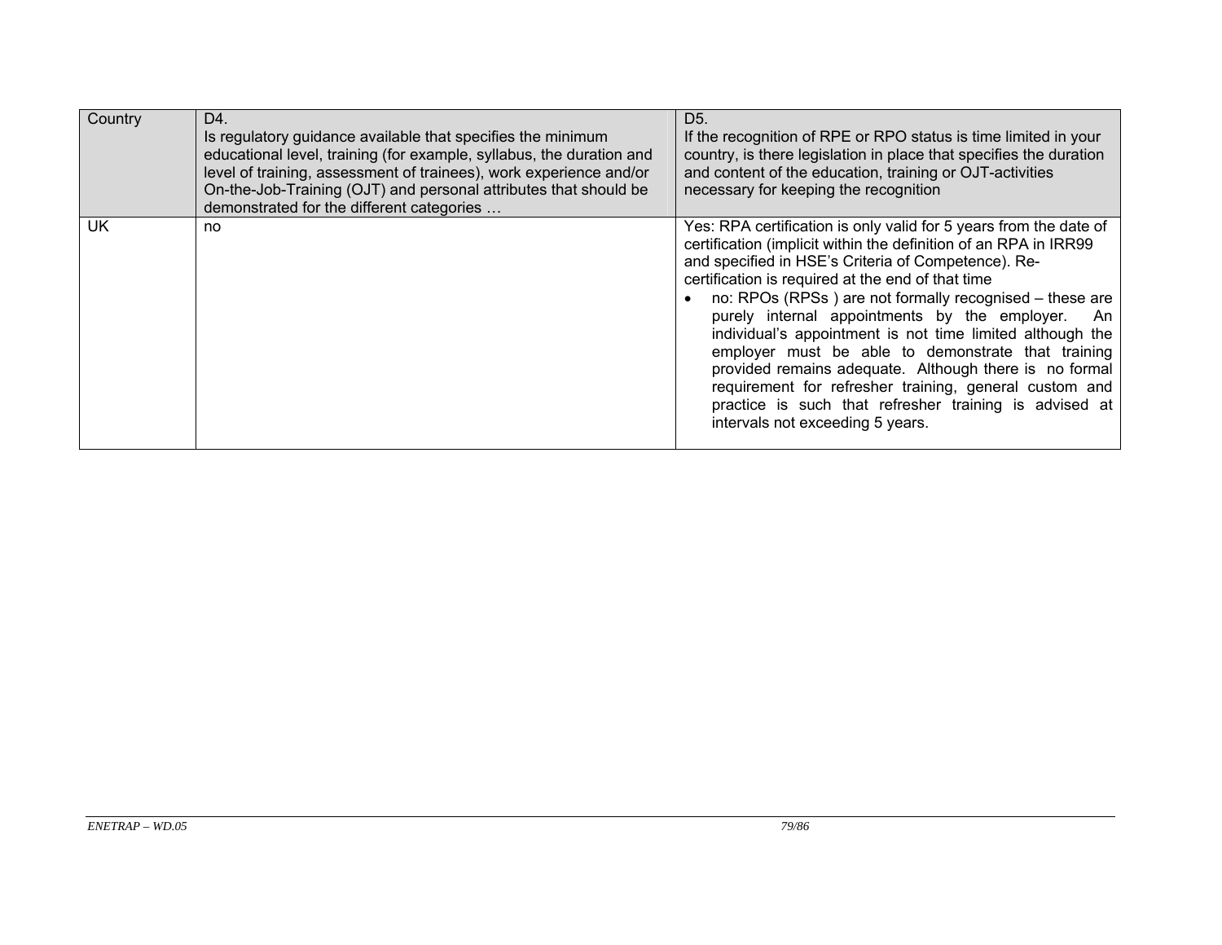| Country | D4.<br>Is regulatory guidance available that specifies the minimum educational level, training (for example, syllabus, the duration and level of training, assessment of trainees), work experience and/or On-the-Job-Training (OJT) and personal attributes that should be demonstrated for the different categories … | D5.<br>If the recognition of RPE or RPO status is time limited in your country, is there legislation in place that specifies the duration and content of the education, training or OJT-activities necessary for keeping the recognition |
|---|---|---|
| UK | no | Yes: RPA certification is only valid for 5 years from the date of certification (implicit within the definition of an RPA in IRR99 and specified in HSE's Criteria of Competence). Re-certification is required at the end of that time<br>• no: RPOs (RPSs ) are not formally recognised – these are purely internal appointments by the employer. An individual's appointment is not time limited although the employer must be able to demonstrate that training provided remains adequate. Although there is no formal requirement for refresher training, general custom and practice is such that refresher training is advised at intervals not exceeding 5 years. |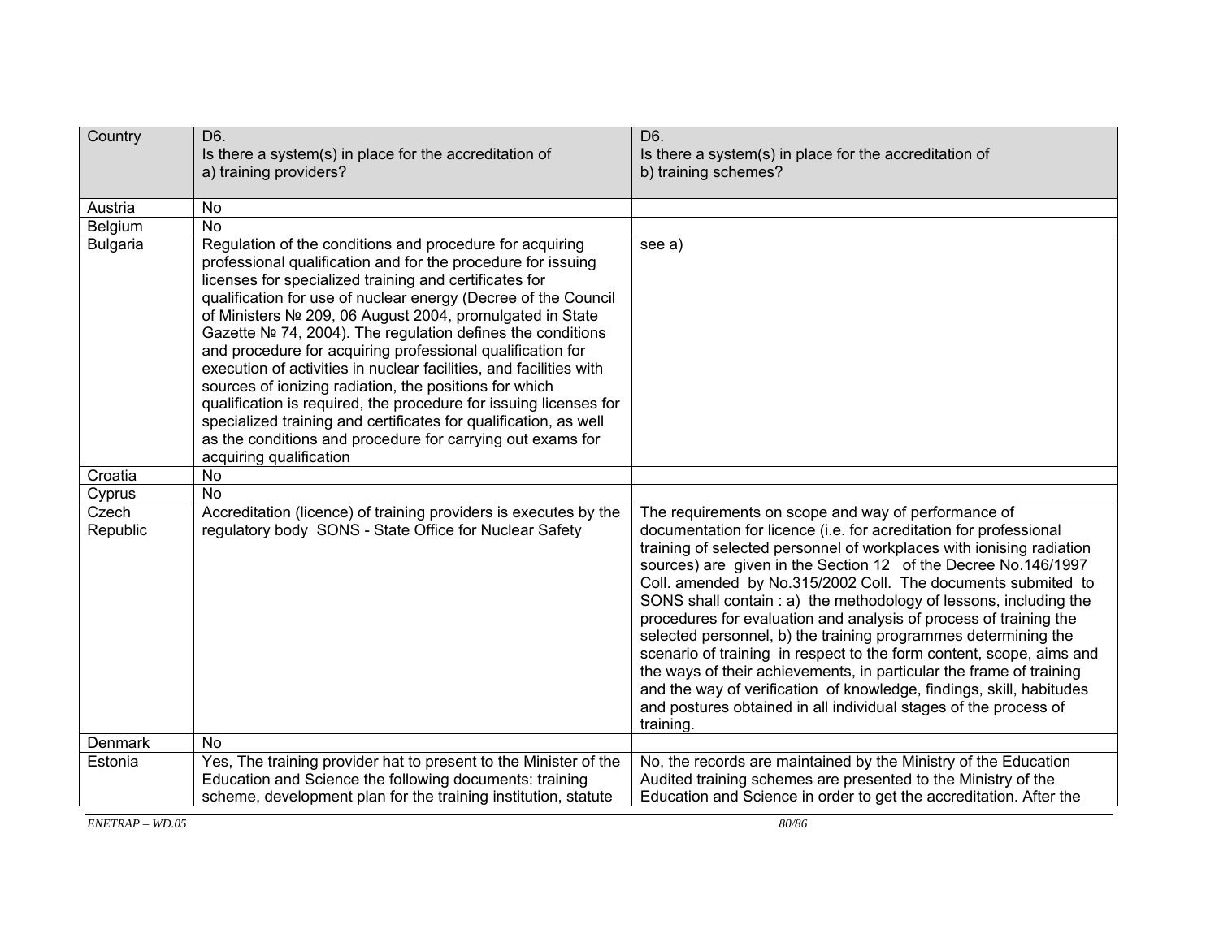| Country | D6.<br>Is there a system(s) in place for the accreditation of<br>a) training providers? | D6.<br>Is there a system(s) in place for the accreditation of<br>b) training schemes? |
|---|---|---|
| Austria | No | |
| Belgium | No | |
| Bulgaria | Regulation of the conditions and procedure for acquiring professional qualification and for the procedure for issuing licenses for specialized training and certificates for qualification for use of nuclear energy (Decree of the Council of Ministers № 209, 06 August 2004, promulgated in State Gazette № 74, 2004). The regulation defines the conditions and procedure for acquiring professional qualification for execution of activities in nuclear facilities, and facilities with sources of ionizing radiation, the positions for which qualification is required, the procedure for issuing licenses for specialized training and certificates for qualification, as well as the conditions and procedure for carrying out exams for acquiring qualification | see a) |
| Croatia | No | |
| Cyprus | No | |
| Czech Republic | Accreditation (licence) of training providers is executes by the regulatory body SONS - State Office for Nuclear Safety | The requirements on scope and way of performance of documentation for licence (i.e. for acreditation for professional training of selected personnel of workplaces with ionising radiation sources) are given in the Section 12 of the Decree No.146/1997 Coll. amended by No.315/2002 Coll. The documents submited to SONS shall contain : a) the methodology of lessons, including the procedures for evaluation and analysis of process of training the selected personnel, b) the training programmes determining the scenario of training in respect to the form content, scope, aims and the ways of their achievements, in particular the frame of training and the way of verification of knowledge, findings, skill, habitudes and postures obtained in all individual stages of the process of training. |
| Denmark | No | |
| Estonia | Yes, The training provider hat to present to the Minister of the Education and Science the following documents: training scheme, development plan for the training institution, statute | No, the records are maintained by the Ministry of the Education Audited training schemes are presented to the Ministry of the Education and Science in order to get the accreditation. After the |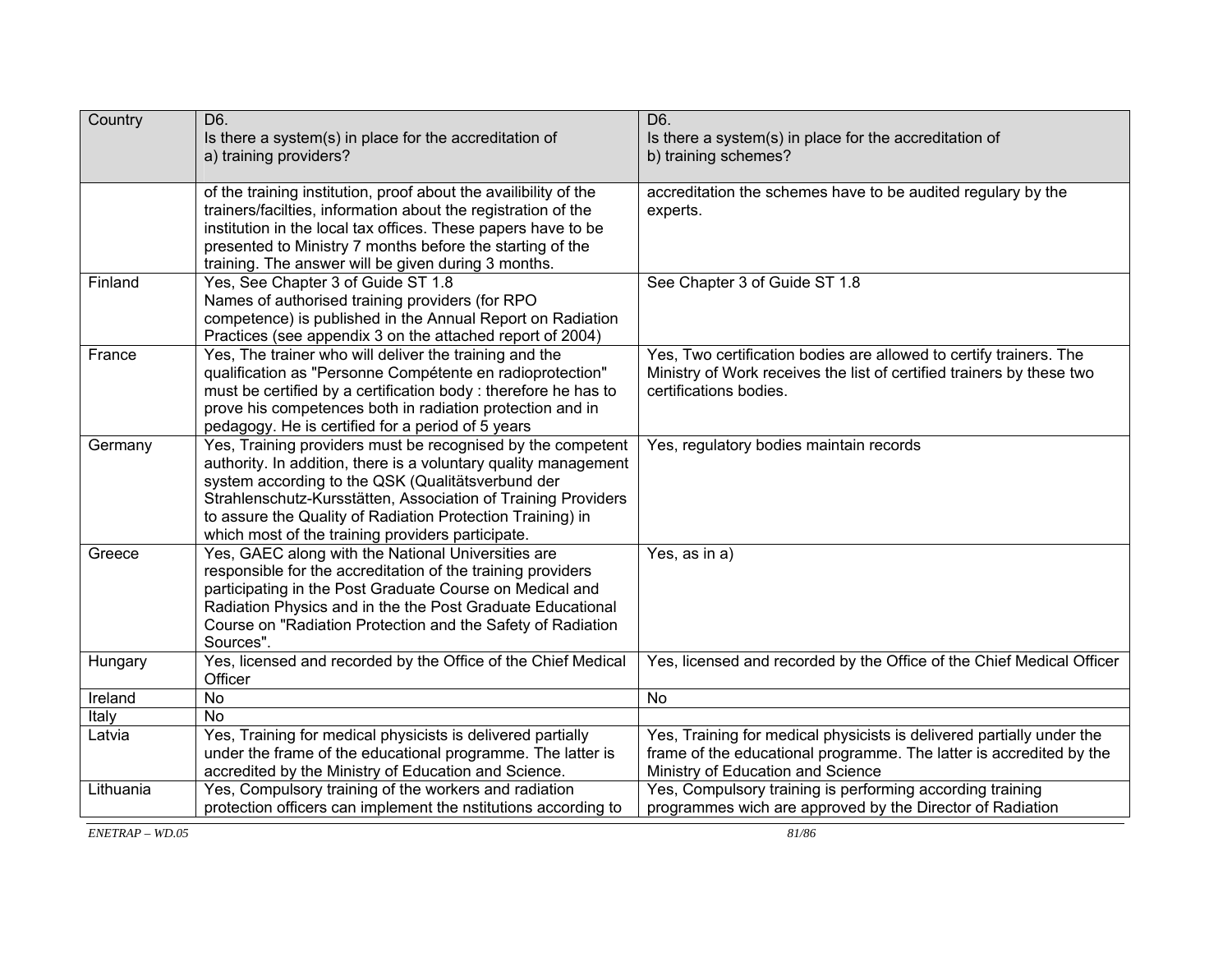| Country | D6.<br>Is there a system(s) in place for the accreditation of<br>a) training providers? | D6.<br>Is there a system(s) in place for the accreditation of<br>b) training schemes? |
|---|---|---|
| | of the training institution, proof about the availibility of the trainers/facilties, information about the registration of the institution in the local tax offices. These papers have to be presented to Ministry 7 months before the starting of the training. The answer will be given during 3 months. | accreditation the schemes have to be audited regulary by the experts. |
| Finland | Yes, See Chapter 3 of Guide ST 1.8<br>Names of authorised training providers (for RPO competence) is published in the Annual Report on Radiation Practices (see appendix 3 on the attached report of 2004) | See Chapter 3 of Guide ST 1.8 |
| France | Yes, The trainer who will deliver the training and the qualification as "Personne Compétente en radioprotection" must be certified by a certification body : therefore he has to prove his competences both in radiation protection and in pedagogy. He is certified for a period of 5 years | Yes, Two certification bodies are allowed to certify trainers. The Ministry of Work receives the list of certified trainers by these two certifications bodies. |
| Germany | Yes, Training providers must be recognised by the competent authority. In addition, there is a voluntary quality management system according to the QSK (Qualitätsverbund der Strahlenschutz-Kursstätten, Association of Training Providers to assure the Quality of Radiation Protection Training) in which most of the training providers participate. | Yes, regulatory bodies maintain records |
| Greece | Yes, GAEC along with the National Universities are responsible for the accreditation of the training providers participating in the Post Graduate Course on Medical and Radiation Physics and in the the Post Graduate Educational Course on "Radiation Protection and the Safety of Radiation Sources". | Yes, as in a) |
| Hungary | Yes, licensed and recorded by the Office of the Chief Medical Officer | Yes, licensed and recorded by the Office of the Chief Medical Officer |
| Ireland | No | No |
| Italy | No | |
| Latvia | Yes, Training for medical physicists is delivered partially under the frame of the educational programme. The latter is accredited by the Ministry of Education and Science. | Yes, Training for medical physicists is delivered partially under the frame of the educational programme. The latter is accredited by the Ministry of Education and Science |
| Lithuania | Yes, Compulsory training of the workers and radiation protection officers can implement the nstitutions according to | Yes, Compulsory training is performing according training programmes wich are approved by the Director of Radiation |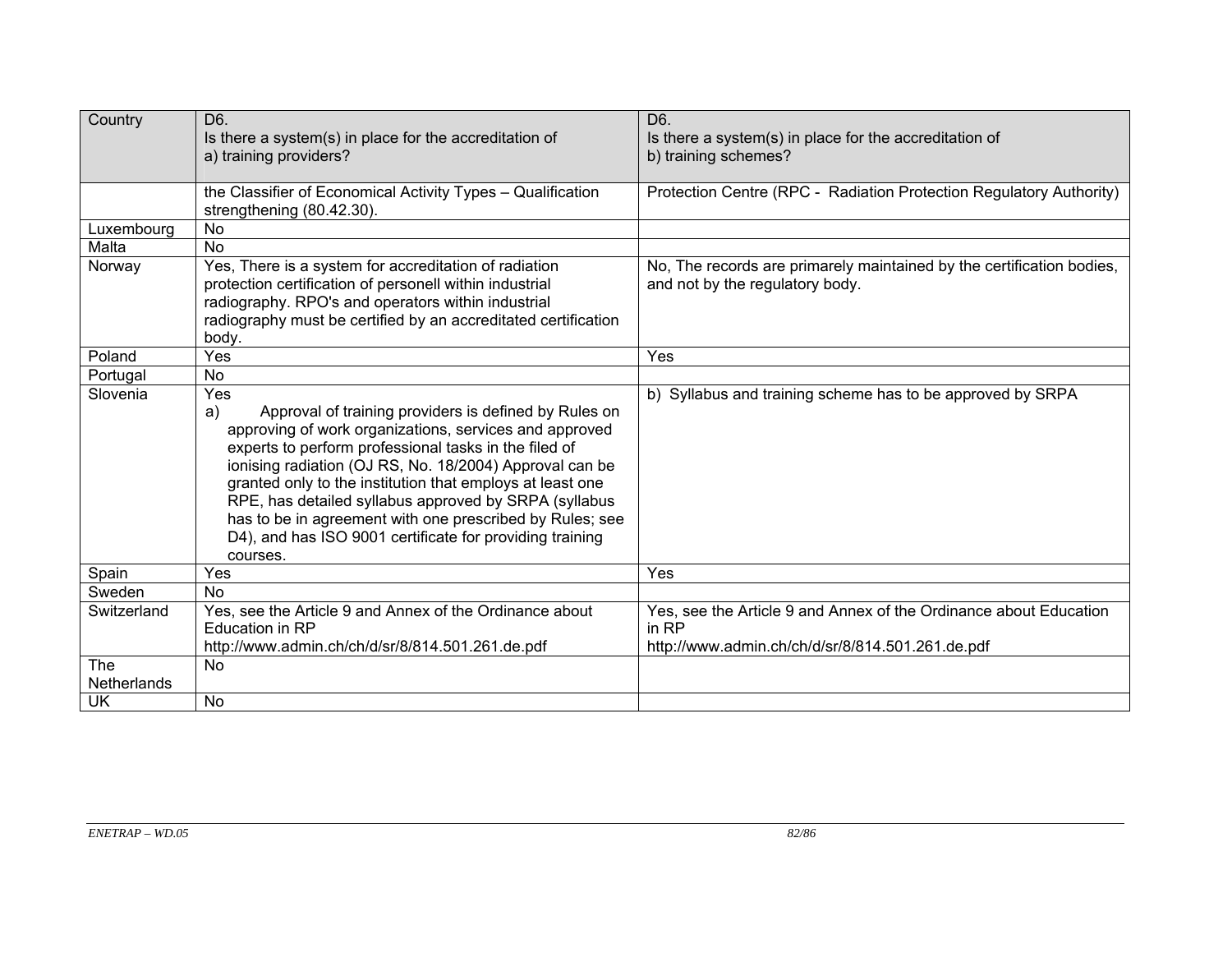| Country | D6.<br>Is there a system(s) in place for the accreditation of<br>a) training providers? | D6.<br>Is there a system(s) in place for the accreditation of<br>b) training schemes? |
|---|---|---|
| | the Classifier of Economical Activity Types – Qualification strengthening (80.42.30). | Protection Centre (RPC - Radiation Protection Regulatory Authority) |
| Luxembourg | No | |
| Malta | No | |
| Norway | Yes, There is a system for accreditation of radiation protection certification of personell within industrial radiography. RPO's and operators within industrial radiography must be certified by an accreditated certification body. | No, The records are primarely maintained by the certification bodies, and not by the regulatory body. |
| Poland | Yes | Yes |
| Portugal | No | |
| Slovenia | Yes<br>a) Approval of training providers is defined by Rules on approving of work organizations, services and approved experts to perform professional tasks in the filed of ionising radiation (OJ RS, No. 18/2004) Approval can be granted only to the institution that employs at least one RPE, has detailed syllabus approved by SRPA (syllabus has to be in agreement with one prescribed by Rules; see D4), and has ISO 9001 certificate for providing training courses. | b) Syllabus and training scheme has to be approved by SRPA |
| Spain | Yes | Yes |
| Sweden | No | |
| Switzerland | Yes, see the Article 9 and Annex of the Ordinance about Education in RP<br>http://www.admin.ch/ch/d/sr/8/814.501.261.de.pdf | Yes, see the Article 9 and Annex of the Ordinance about Education in RP<br>http://www.admin.ch/ch/d/sr/8/814.501.261.de.pdf |
| The Netherlands | No | |
| UK | No | |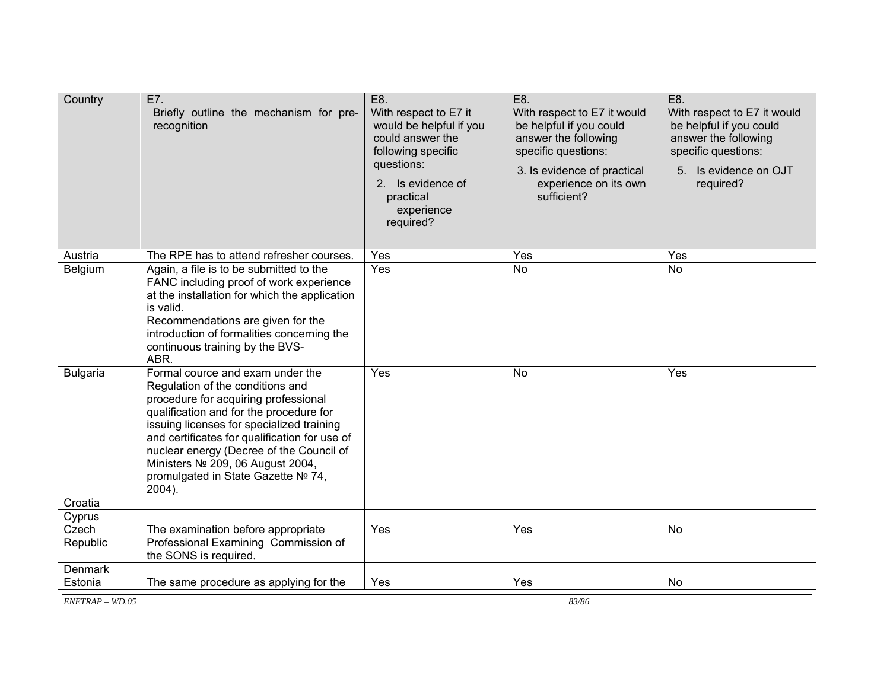| Country | E7. Briefly outline the mechanism for pre-recognition | E8. With respect to E7 it would be helpful if you could answer the following specific questions: 2. Is evidence of practical experience required? | E8. With respect to E7 it would be helpful if you could answer the following specific questions: 3. Is evidence of practical experience on its own sufficient? | E8. With respect to E7 it would be helpful if you could answer the following specific questions: 5. Is evidence on OJT required? |
|---|---|---|---|---|
| Austria | The RPE has to attend refresher courses. | Yes | Yes | Yes |
| Belgium | Again, a file is to be submitted to the FANC including proof of work experience at the installation for which the application is valid. Recommendations are given for the introduction of formalities concerning the continuous training by the BVS-ABR. | Yes | No | No |
| Bulgaria | Formal cource and exam under the Regulation of the conditions and procedure for acquiring professional qualification and for the procedure for issuing licenses for specialized training and certificates for qualification for use of nuclear energy (Decree of the Council of Ministers № 209, 06 August 2004, promulgated in State Gazette № 74, 2004). | Yes | No | Yes |
| Croatia | | | | |
| Cyprus | | | | |
| Czech Republic | The examination before appropriate Professional Examining Commission of the SONS is required. | Yes | Yes | No |
| Denmark | | | | |
| Estonia | The same procedure as applying for the | Yes | Yes | No |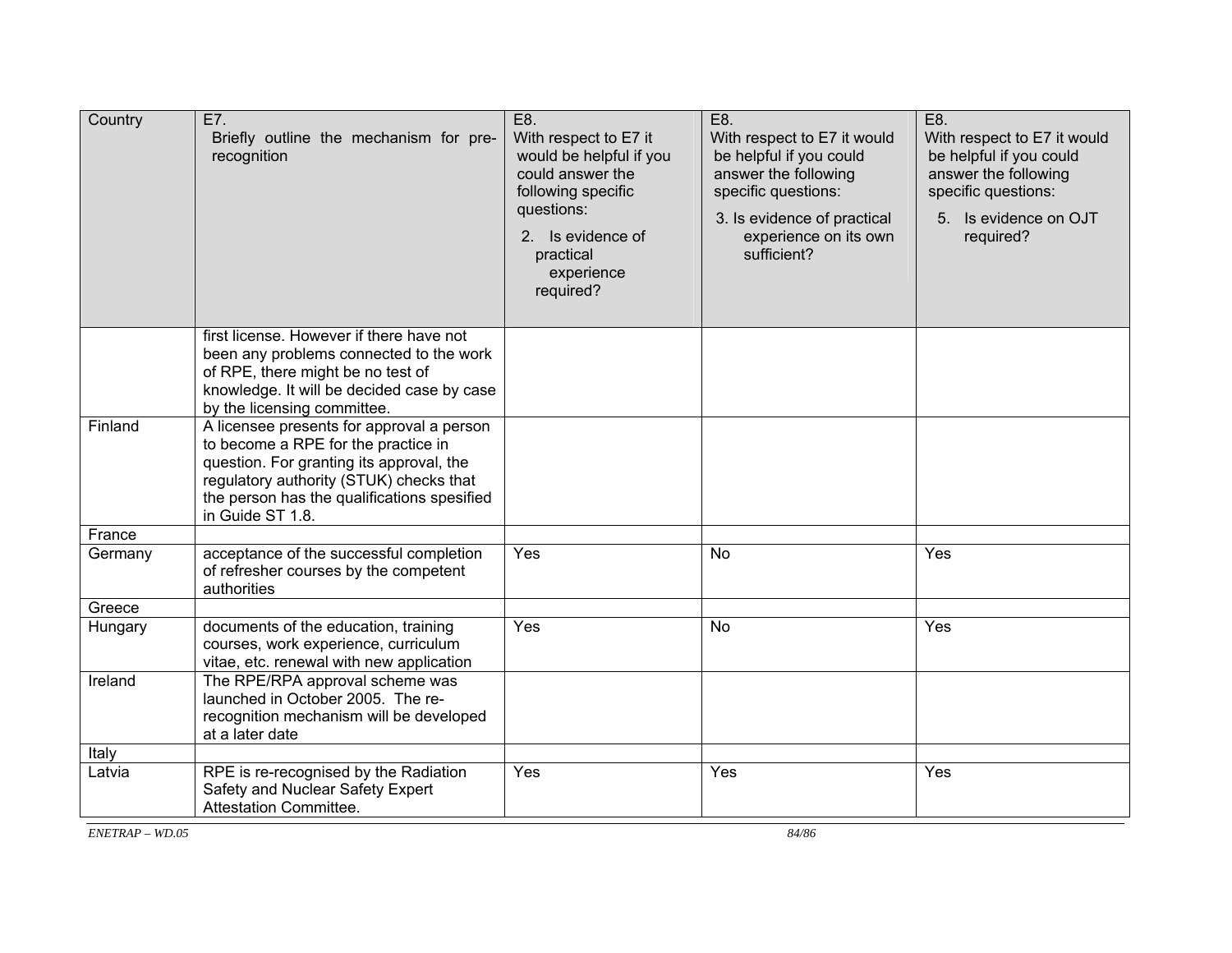| Country | E7. Briefly outline the mechanism for pre-recognition | E8. With respect to E7 it would be helpful if you could answer the following specific questions: 2. Is evidence of practical experience required? | E8. With respect to E7 it would be helpful if you could answer the following specific questions: 3. Is evidence of practical experience on its own sufficient? | E8. With respect to E7 it would be helpful if you could answer the following specific questions: 5. Is evidence on OJT required? |
|---|---|---|---|---|
| | first license. However if there have not been any problems connected to the work of RPE, there might be no test of knowledge. It will be decided case by case by the licensing committee. | | | |
| Finland | A licensee presents for approval a person to become a RPE for the practice in question. For granting its approval, the regulatory authority (STUK) checks that the person has the qualifications spesified in Guide ST 1.8. | | | |
| France | | | | |
| Germany | acceptance of the successful completion of refresher courses by the competent authorities | Yes | No | Yes |
| Greece | | | | |
| Hungary | documents of the education, training courses, work experience, curriculum vitae, etc. renewal with new application | Yes | No | Yes |
| Ireland | The RPE/RPA approval scheme was launched in October 2005. The re-recognition mechanism will be developed at a later date | | | |
| Italy | | | | |
| Latvia | RPE is re-recognised by the Radiation Safety and Nuclear Safety Expert Attestation Committee. | Yes | Yes | Yes |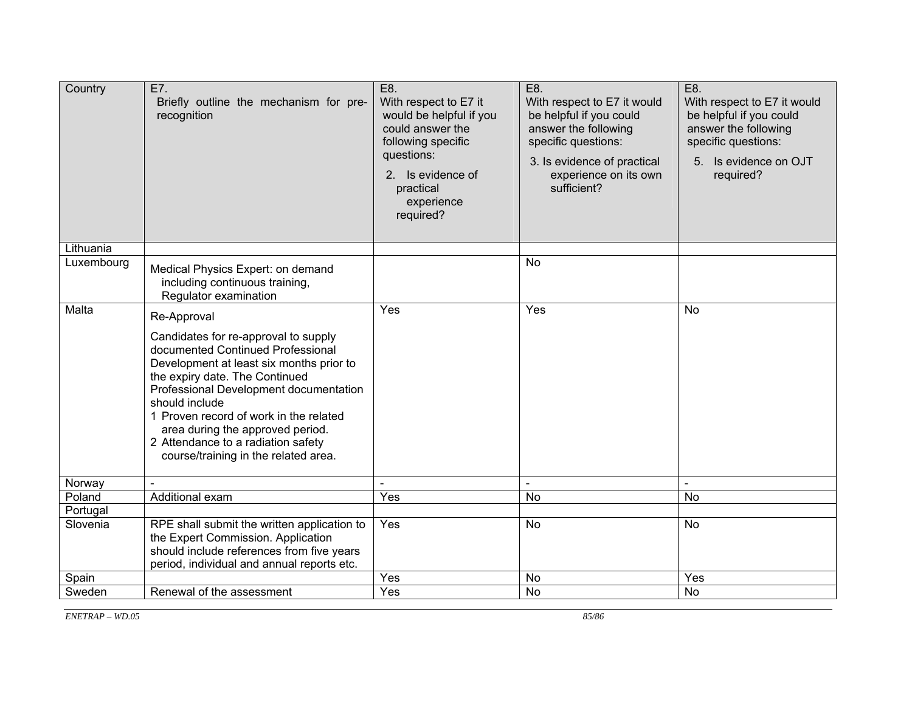| Country | E7. Briefly outline the mechanism for pre-recognition | E8. With respect to E7 it would be helpful if you could answer the following specific questions: 2. Is evidence of practical experience required? | E8. With respect to E7 it would be helpful if you could answer the following specific questions: 3. Is evidence of practical experience on its own sufficient? | E8. With respect to E7 it would be helpful if you could answer the following specific questions: 5. Is evidence on OJT required? |
|---|---|---|---|---|
| Lithuania | | | | |
| Luxembourg | Medical Physics Expert: on demand including continuous training, Regulator examination | | No | |
| Malta | Re-Approval<br><br>Candidates for re-approval to supply documented Continued Professional Development at least six months prior to the expiry date. The Continued Professional Development documentation should include<br>1 Proven record of work in the related area during the approved period.<br>2 Attendance to a radiation safety course/training in the related area. | Yes | Yes | No |
| Norway | - | - | - | - |
| Poland | Additional exam | Yes | No | No |
| Portugal | | | | |
| Slovenia | RPE shall submit the written application to the Expert Commission. Application should include references from five years period, individual and annual reports etc. | Yes | No | No |
| Spain | | Yes | No | Yes |
| Sweden | Renewal of the assessment | Yes | No | No |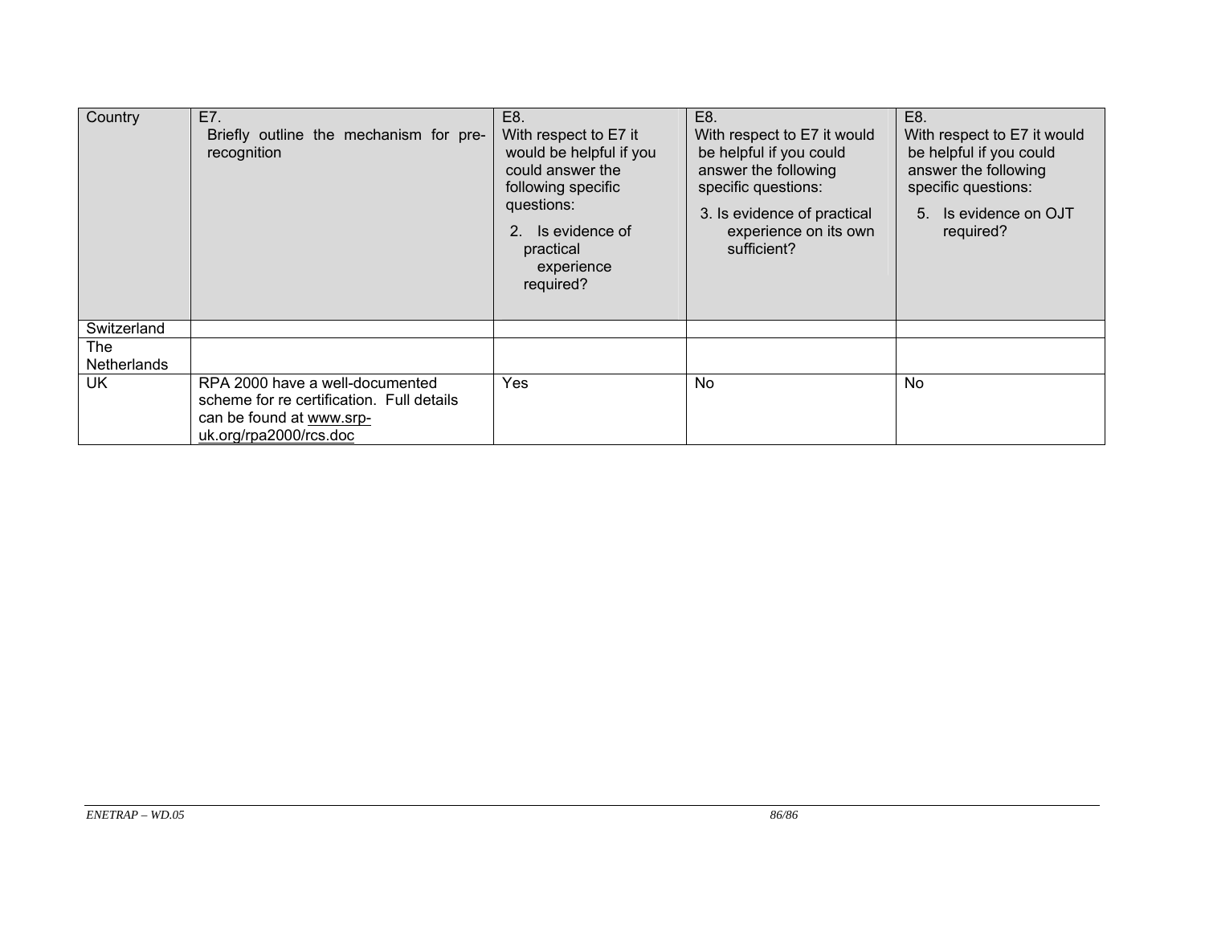| Country | E7. Briefly outline the mechanism for pre-recognition | E8. With respect to E7 it would be helpful if you could answer the following specific questions: 2. Is evidence of practical experience required? | E8. With respect to E7 it would be helpful if you could answer the following specific questions: 3. Is evidence of practical experience on its own sufficient? | E8. With respect to E7 it would be helpful if you could answer the following specific questions: 5. Is evidence on OJT required? |
|---|---|---|---|---|
| Switzerland | | | | |
| The Netherlands | | | | |
| UK | RPA 2000 have a well-documented scheme for re certification. Full details can be found at www.srp-uk.org/rpa2000/rcs.doc | Yes | No | No |